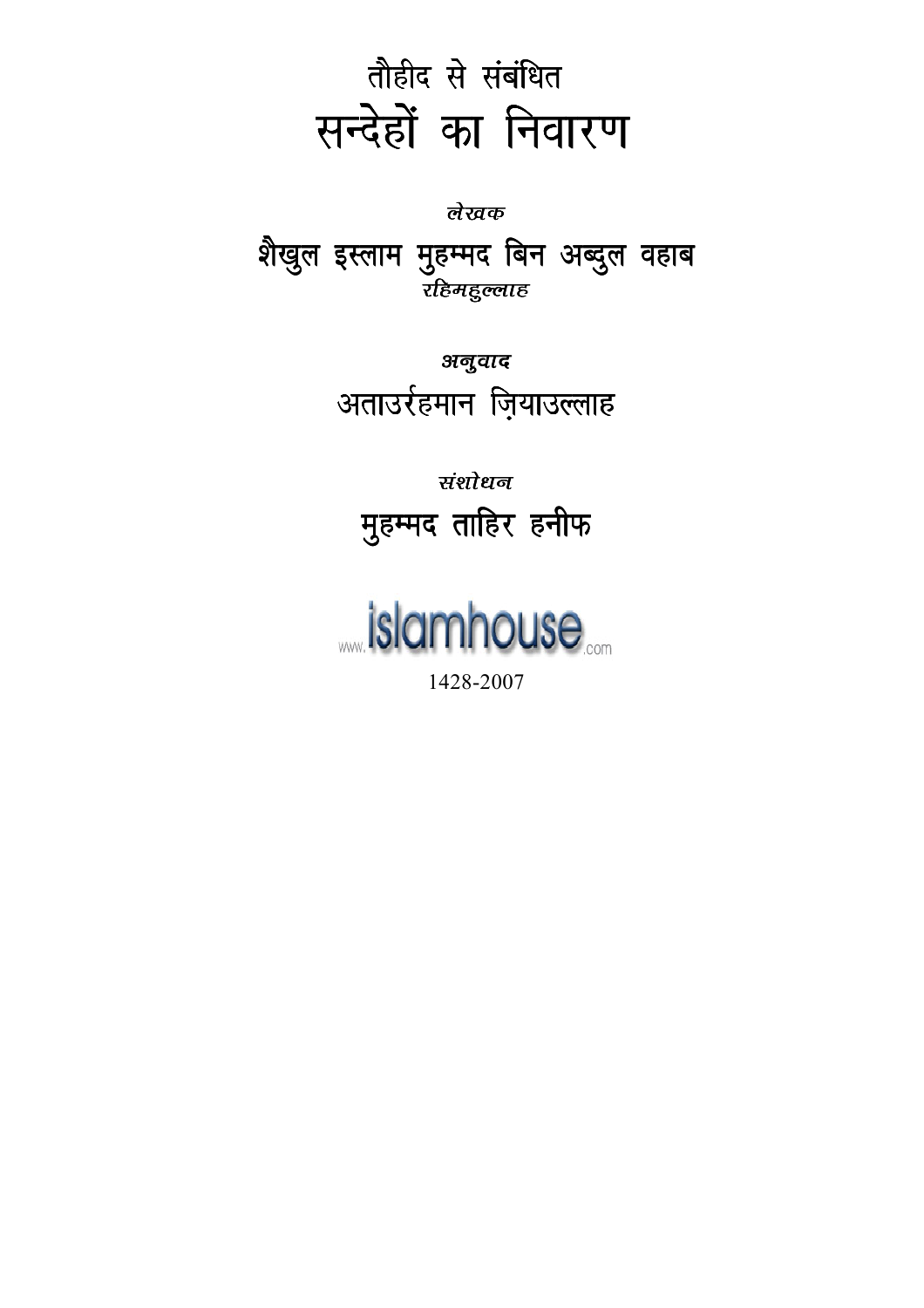# तौहीद से संबंधित
# सन्देहों का निवारण

*लेखक*

**शैखुल इस्लाम मुहम्मद बिन अब्दुल वहाब**
*रहिमहुल्लाह*

*अनुवाद*

**अताउर्रहमान ज़ियाउल्लाह**

*संशोधन*

**मुहम्मद ताहिर हनीफ**

www.islamhouse.com

1428-2007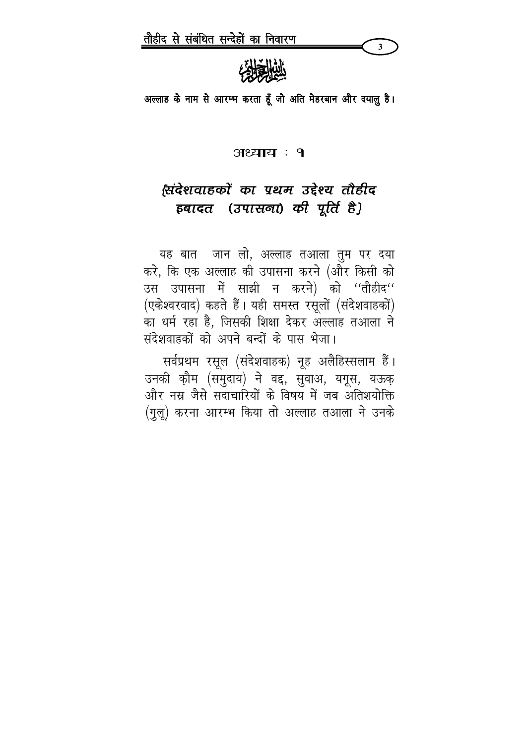بسم الله الرحمن الرحيم

**अल्लाह के नाम से आरम्भ करता हूँ जो अति मेहरबान और दयालु है।**

## अध्याय : १

## *{संदेशवाहकों का प्रथम उद्देश्य तौहीद इबादत (उपासना) की पूर्ति है}*

यह बात जान लो, अल्लाह तआला तुम पर दया करे, कि एक अल्लाह की उपासना करने (और किसी को उस उपासना में साझी न करने) को ''तौहीद'' (एकेश्वरवाद) कहते हैं। यही समस्त रसूलों (संदेशवाहकों) का धर्म रहा है, जिसकी शिक्षा देकर अल्लाह तआला ने संदेशवाहकों को अपने बन्दों के पास भेजा।

सर्वप्रथम रसूल (संदेशवाहक) नूह अलैहिस्सलाम हैं। उनकी क़ौम (समुदाय) ने वद्द, सुवाअ, यग़ूस, यऊक़ और नस्र जैसे सदाचारियों के विषय में जब अतिशयोक्ति (गुलू) करना आरम्भ किया तो अल्लाह तआला ने उनके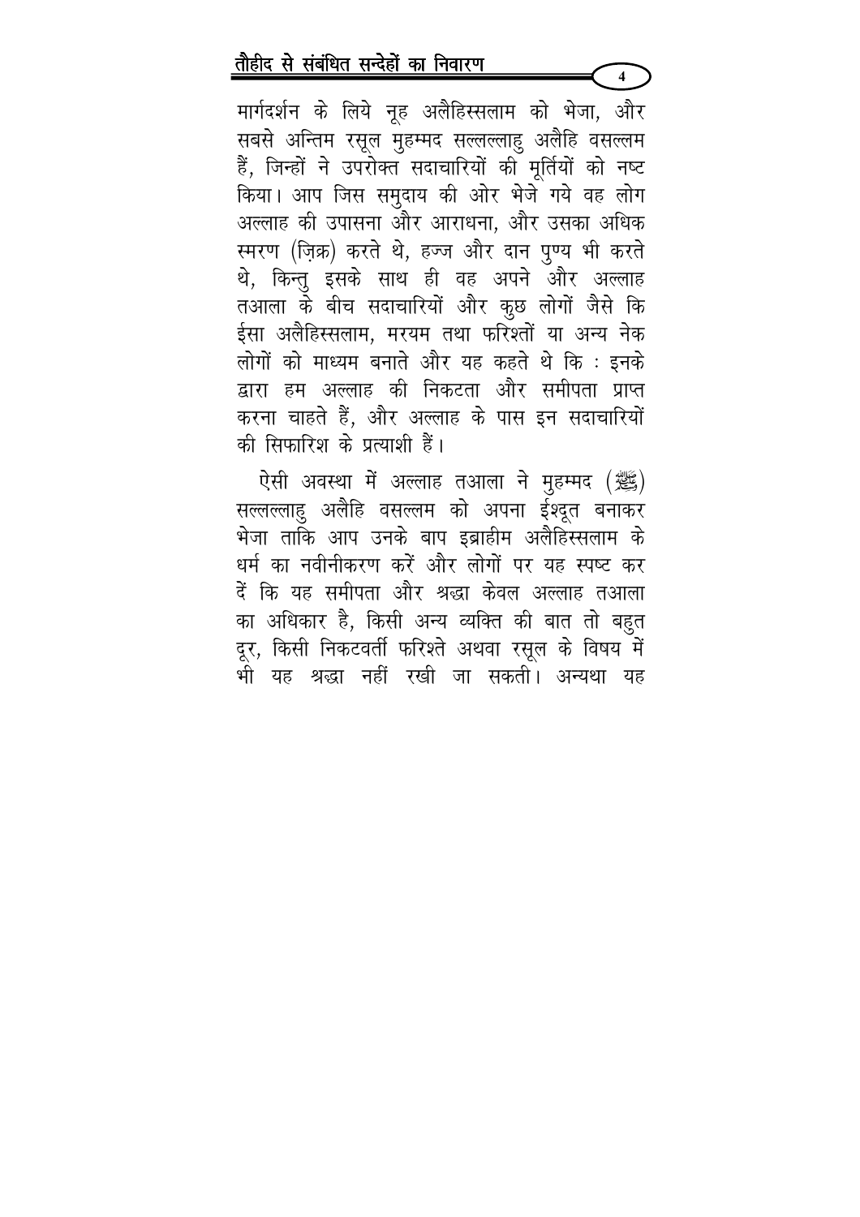मार्गदर्शन के लिये नूह अलैहिस्सलाम को भेजा, और सबसे अन्तिम रसूल मुहम्मद सल्लल्लाहु अलैहि वसल्लम हैं, जिन्हों ने उपरोक्त सदाचारियों की मूर्तियों को नष्ट किया। आप जिस समुदाय की ओर भेजे गये वह लोग अल्लाह की उपासना और आराधना, और उसका अधिक स्मरण (ज़िक्र) करते थे, हज्ज और दान पुण्य भी करते थे, किन्तु इसके साथ ही वह अपने और अल्लाह तआला के बीच सदाचारियों और कुछ लोगों जैसे कि ईसा अलैहिस्सलाम, मरयम तथा फरिश्तों या अन्य नेक लोगों को माध्यम बनाते और यह कहते थे कि : इनके द्वारा हम अल्लाह की निकटता और समीपता प्राप्त करना चाहते हैं, और अल्लाह के पास इन सदाचारियों की सिफारिश के प्रत्याशी हैं।

ऐसी अवस्था में अल्लाह तआला ने मुहम्मद (ﷺ) सल्लल्लाहु अलैहि वसल्लम को अपना ईश्दूत बनाकर भेजा ताकि आप उनके बाप इब्राहीम अलैहिस्सलाम के धर्म का नवीनीकरण करें और लोगों पर यह स्पष्ट कर दें कि यह समीपता और श्रद्धा केवल अल्लाह तआला का अधिकार है, किसी अन्य व्यक्ति की बात तो बहुत दूर, किसी निकटवर्ती फरिश्ते अथवा रसूल के विषय में भी यह श्रद्धा नहीं रखी जा सकती। अन्यथा यह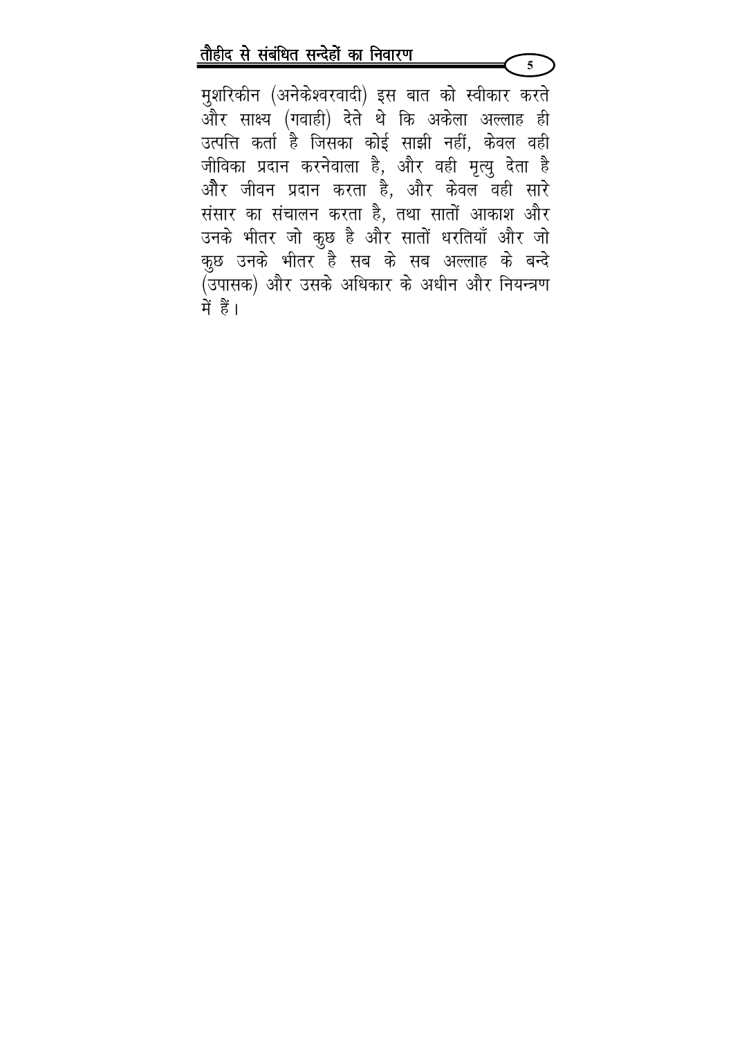मुशरिकीन (अनेकेश्वरवादी) इस बात को स्वीकार करते और साक्ष्य (गवाही) देते थे कि अकेला अल्लाह ही उत्पत्ति कर्ता है जिसका कोई साझी नहीं, केवल वही जीविका प्रदान करनेवाला है, और वही मृत्यु देता है और जीवन प्रदान करता है, और केवल वही सारे संसार का संचालन करता है, तथा सातों आकाश और उनके भीतर जो कुछ है और सातों धरतियाँ और जो कुछ उनके भीतर है सब के सब अल्लाह के बन्दे (उपासक) और उसके अधिकार के अधीन और नियन्त्रण में हैं।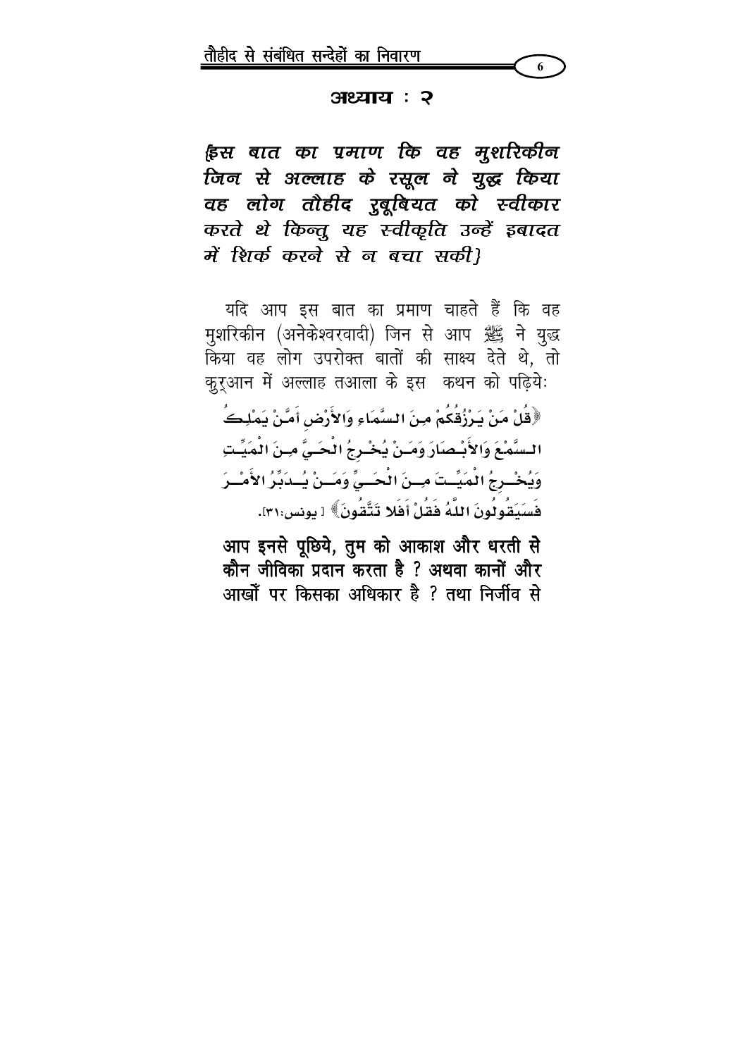## अध्याय : २

### *{इस बात का प्रमाण कि वह मुशरिकीन जिन से अल्लाह के रसूल ने युद्ध किया वह लोग तौहीद रुबूबियत को स्वीकार करते थे किन्तु यह स्वीकृति उन्हें इबादत में शिर्क करने से न बचा सकी}*

यदि आप इस बात का प्रमाण चाहते हैं कि वह मुशरिकीन (अनेकेश्वरवादी) जिन से आप ﷺ ने युद्ध किया वह लोग उपरोक्त बातों की साक्ष्य देते थे, तो क़ुरआन में अल्लाह तआला के इस कथन को पढ़ियेः

﴿قُلْ مَنْ يَرْزُقُكُمْ مِنَ السَّمَاءِ وَالأَرْضِ أَمَّنْ يَمْلِكُ السَّمْعَ وَالأَبْصَارَ وَمَنْ يُخْرِجُ الْحَيَّ مِنَ الْمَيِّتِ وَيُخْرِجُ الْمَيِّتَ مِنَ الْحَيِّ وَمَنْ يُدَبِّرُ الأَمْرَ فَسَيَقُولُونَ اللَّهُ فَقُلْ أَفَلا تَتَّقُونَ﴾ [ يونس:٣١].

**आप इनसे पूछिये, तुम को आकाश और धरती से कौन जीविका प्रदान करता है ? अथवा कानों और आखों पर किसका अधिकार है ? तथा निर्जीव से**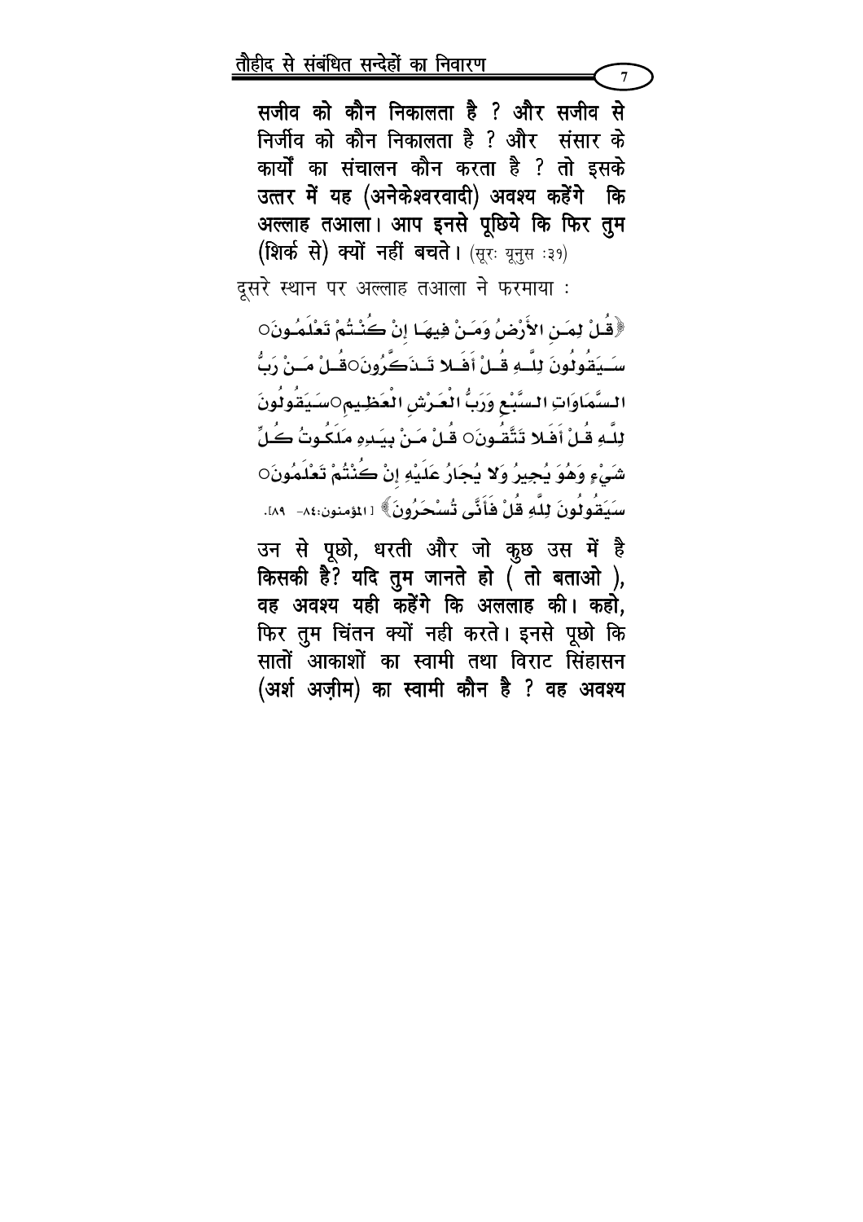**सजीव को कौन निकालता है ? और सजीव से निर्जीव को कौन निकालता है ? और संसार के कार्यों का संचालन कौन करता है ? तो इसके उत्तर में यह (अनेकेश्वरवादी) अवश्य कहेंगे कि अल्लाह तआला। आप इनसे पूछिये कि फिर तुम (शिर्क से) क्यों नहीं बचते।** (सूरः यूनुस :३१)

दूसरे स्थान पर अल्लाह तआला ने फरमाया :

﴿قُلْ لِمَنِ الأَرْضُ وَمَنْ فِيهَا إِنْ كُنْتُمْ تَعْلَمُونَ○سَيَقُولُونَ لِلَّهِ قُلْ أَفَلا تَذَكَّرُونَ○قُلْ مَنْ رَبُّ السَّمَاوَاتِ السَّبْعِ وَرَبُّ الْعَرْشِ الْعَظِيمِ○سَيَقُولُونَ لِلَّهِ قُلْ أَفَلا تَتَّقُونَ○ قُلْ مَنْ بِيَدِهِ مَلَكُوتُ كُلِّ شَيْءٍ وَهُوَ يُجِيرُ وَلا يُجَارُ عَلَيْهِ إِنْ كُنْتُمْ تَعْلَمُونَ○سَيَقُولُونَ لِلَّهِ قُلْ فَأَنَّى تُسْحَرُونَ﴾ [المؤمنون:٨٤- ٨٩].

**उन से पूछो, धरती और जो कुछ उस में है किसकी है? यदि तुम जानते हो ( तो बताओ ), वह अवश्य यही कहेंगे कि अललाह की। कहो, फिर तुम चिंतन क्यों नही करते। इनसे पूछो कि सातों आकाशों का स्वामी तथा विराट सिंहासन (अर्श अज़ीम) का स्वामी कौन है ? वह अवश्य**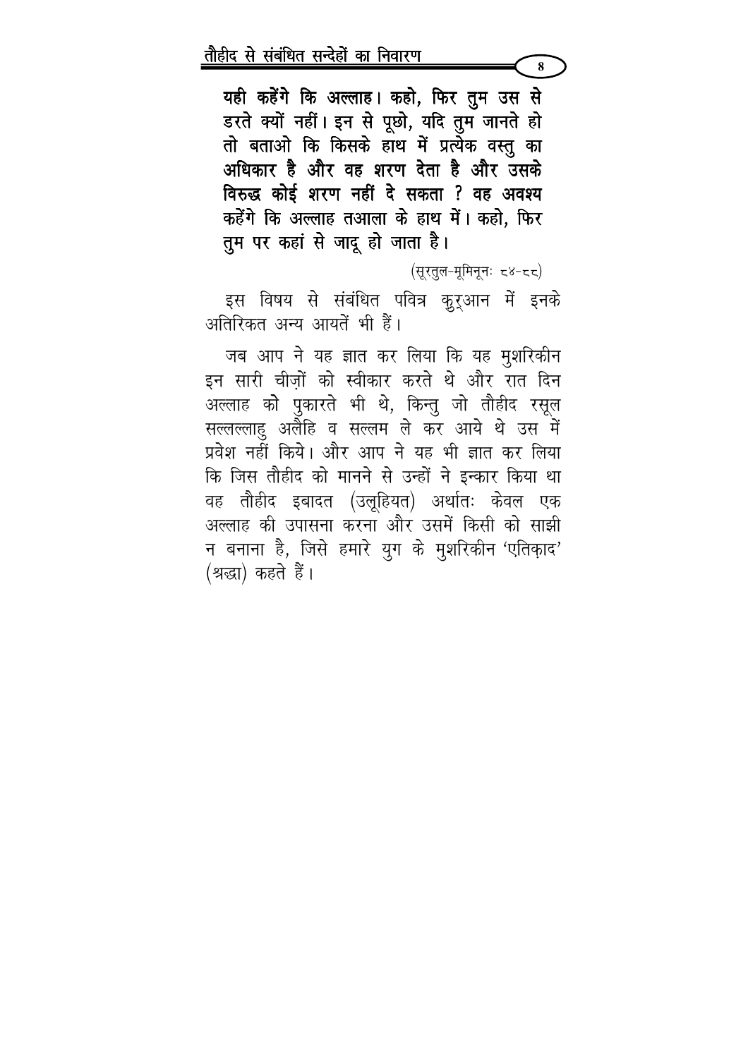**यही कहेंगे कि अल्लाह। कहो, फिर तुम उस से डरते क्यों नहीं। इन से पूछो, यदि तुम जानते हो तो बताओ कि किसके हाथ में प्रत्येक वस्तु का अधिकार है और वह शरण देता है और उसके विरुद्ध कोई शरण नहीं दे सकता ? वह अवश्य कहेंगे कि अल्लाह तआला के हाथ में। कहो, फिर तुम पर कहां से जादू हो जाता है।**

(सूरतुल-मूमिनूनः ८४-८८)

इस विषय से संबंधित पवित्र क़ुर्आन में इनके अतिरिकत अन्य आयतें भी हैं।

जब आप ने यह ज्ञात कर लिया कि यह मुशरिकीन इन सारी चीज़ों को स्वीकार करते थे और रात दिन अल्लाह को पुकारते भी थे, किन्तु जो तौहीद रसूल सल्लल्लाहु अलैहि व सल्लम ले कर आये थे उस में प्रवेश नहीं किये। और आप ने यह भी ज्ञात कर लिया कि जिस तौहीद को मानने से उन्हों ने इन्कार किया था वह तौहीद इबादत (उलूहियत) अर्थातः केवल एक अल्लाह की उपासना करना और उसमें किसी को साझी न बनाना है, जिसे हमारे युग के मुशरिकीन 'एतिक़ाद' (श्रद्धा) कहते हैं।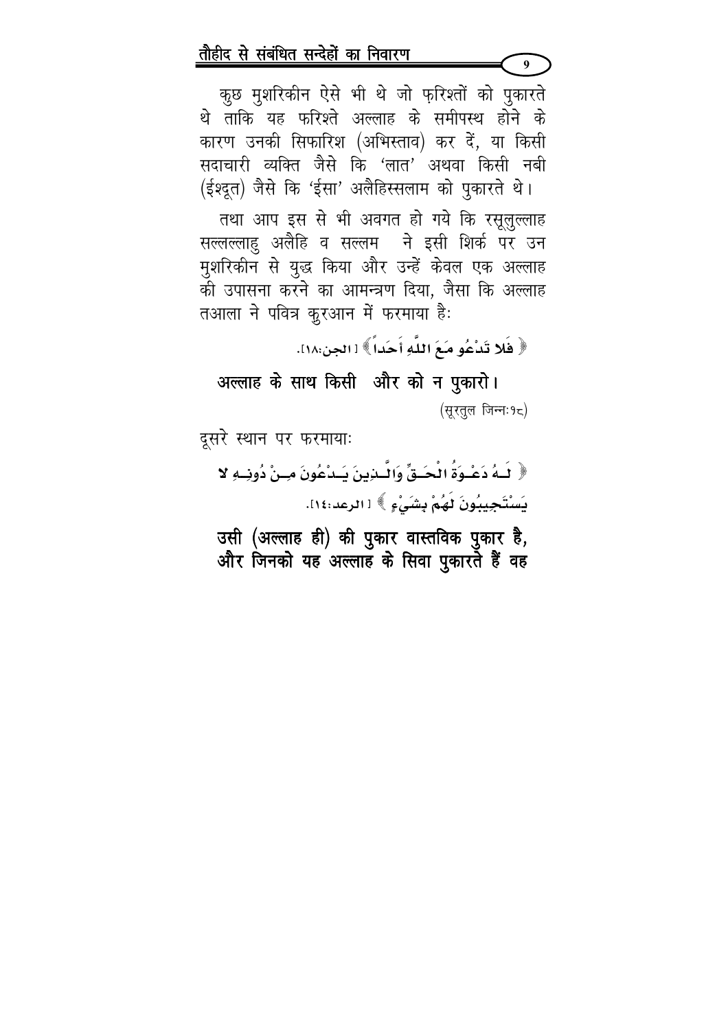कुछ मुशरिकीन ऐसे भी थे जो फ़रिश्तों को पुकारते थे ताकि यह फरिश्ते अल्लाह के समीपस्थ होने के कारण उनकी सिफारिश (अभिस्ताव) कर दें, या किसी सदाचारी व्यक्ति जैसे कि 'लात' अथवा किसी नबी (ईश्दूत) जैसे कि 'ईसा' अलैहिस्सलाम को पुकारते थे।

तथा आप इस से भी अवगत हो गये कि रसूलुल्लाह सल्लल्लाहु अलैहि व सल्लम ने इसी शिर्क पर उन मुशरिकीन से युद्ध किया और उन्हें केवल एक अल्लाह की उपासना करने का आमन्त्रण दिया, जैसा कि अल्लाह तआला ने पवित्र क़ुरआन में फरमाया है:

﴿ فَلا تَدْعُو مَعَ اللَّهِ أَحَداً ﴾ [الجن:١٨].

**अल्लाह के साथ किसी और को न पुकारो।**

(सूरतुल जिन्न:१८)

दूसरे स्थान पर फरमाया:

﴿ لَهُ دَعْوَةُ الْحَقِّ وَالَّذِينَ يَدْعُونَ مِنْ دُونِهِ لا يَسْتَجِيبُونَ لَهُمْ بِشَيْءٍ ﴾ [الرعد:١٤].

**उसी (अल्लाह ही) की पुकार वास्तविक पुकार है, और जिनको यह अल्लाह के सिवा पुकारते हैं वह**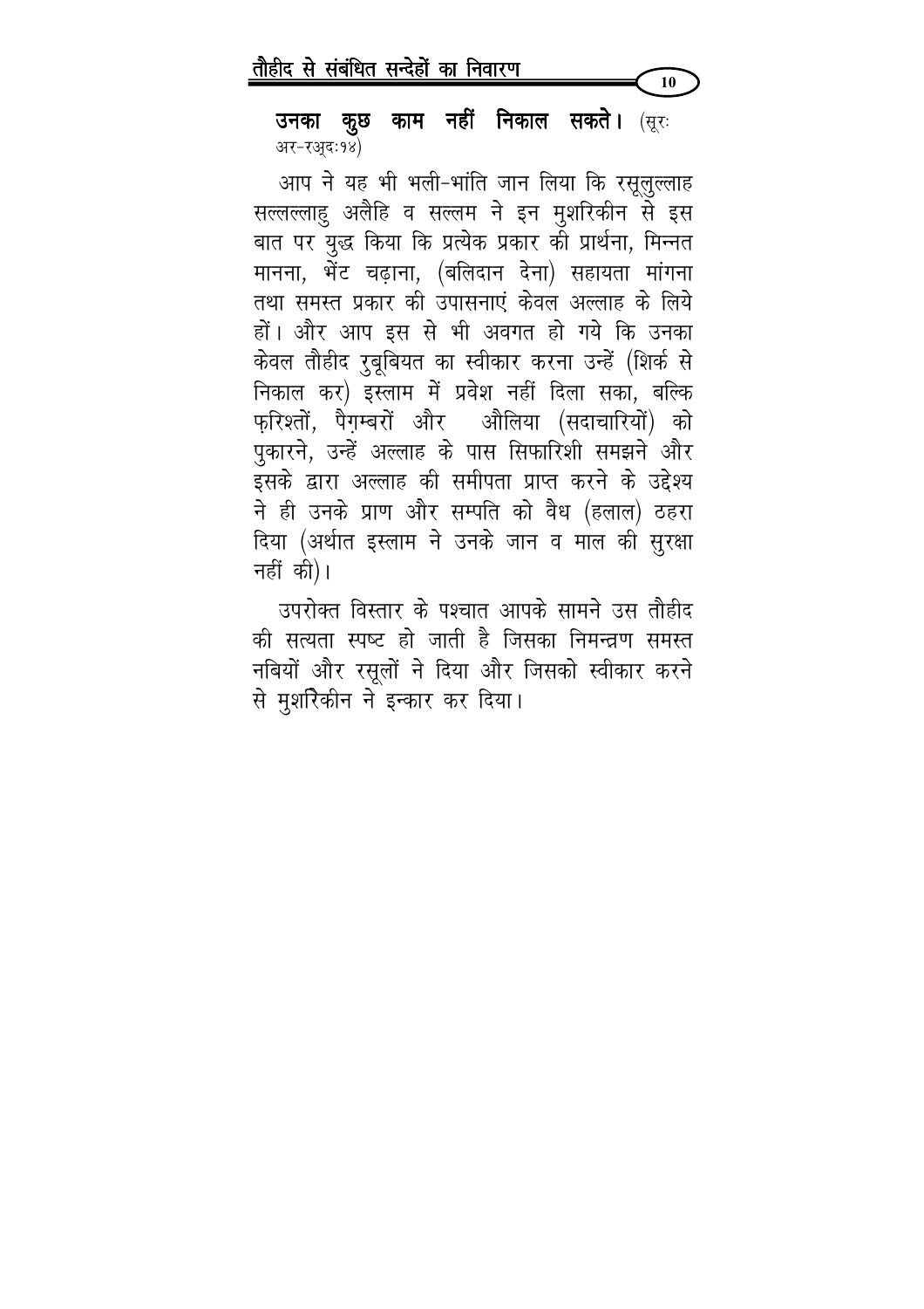**उनका कुछ काम नहीं निकाल सकते।** (सूरः अर-रअ्दः१४)

आप ने यह भी भली-भांति जान लिया कि रसूलुल्लाह सल्लल्लाहु अलैहि व सल्लम ने इन मुशरिकीन से इस बात पर युद्ध किया कि प्रत्येक प्रकार की प्रार्थना, मिन्नत मानना, भेंट चढ़ाना, (बलिदान देना) सहायता मांगना तथा समस्त प्रकार की उपासनाएं केवल अल्लाह के लिये हों। और आप इस से भी अवगत हो गये कि उनका केवल तौहीद रुबूबियत का स्वीकार करना उन्हें (शिर्क से निकाल कर) इस्लाम में प्रवेश नहीं दिला सका, बल्कि फ़रिश्तों, पैग़म्बरों और औलिया (सदाचारियों) को पुकारने, उन्हें अल्लाह के पास सिफारिशी समझने और इसके द्वारा अल्लाह की समीपता प्राप्त करने के उद्देश्य ने ही उनके प्राण और सम्पति को वैध (हलाल) ठहरा दिया (अर्थात इस्लाम ने उनके जान व माल की सुरक्षा नहीं की)।

उपरोक्त विस्तार के पश्चात आपके सामने उस तौहीद की सत्यता स्पष्ट हो जाती है जिसका निमन्त्रण समस्त नबियों और रसूलों ने दिया और जिसको स्वीकार करने से मुशरिकीन ने इन्कार कर दिया।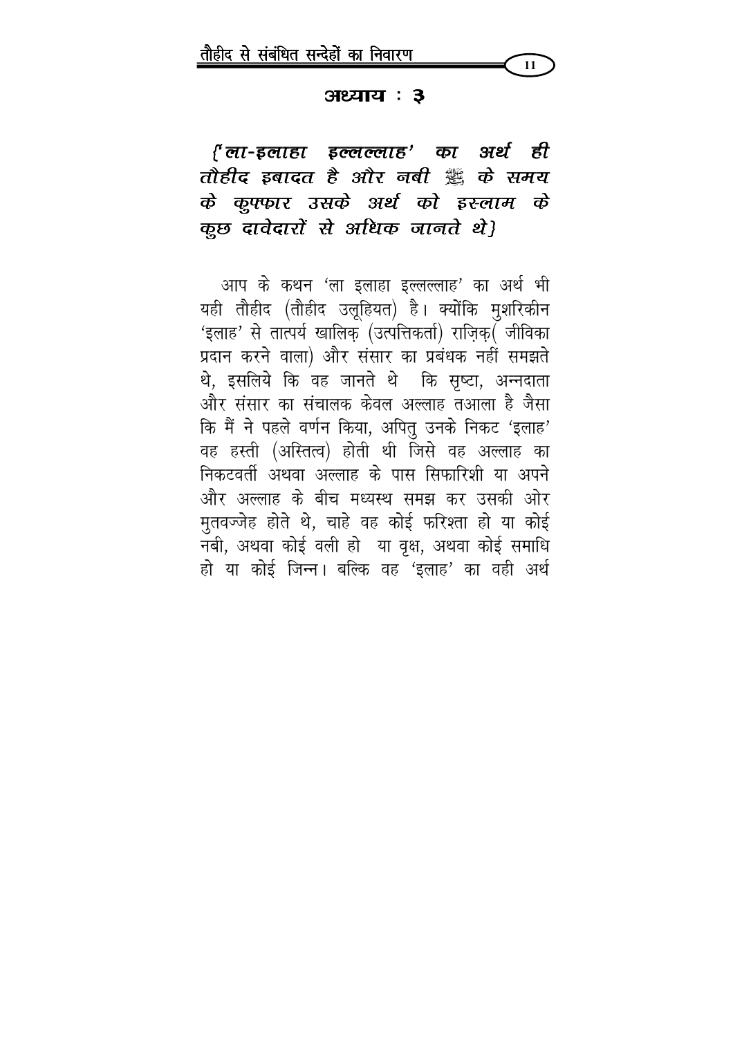## अध्याय : ३

### *{'ला-इलाहा इल्लल्लाह' का अर्थ ही तौहीद इबादत है और नबी ﷺ के समय के कुफ्फार उसके अर्थ को इस्लाम के कुछ दावेदारों से अधिक जानते थे}*

आप के कथन 'ला इलाहा इल्लल्लाह' का अर्थ भी यही तौहीद (तौहीद उलूहियत) है। क्योंकि मुशरिकीन 'इलाह' से तात्पर्य खालिक़ (उत्पत्तिकर्ता) राज़िक़( जीविका प्रदान करने वाला) और संसार का प्रबंधक नहीं समझते थे, इसलिये कि वह जानते थे कि सृष्टा, अन्नदाता और संसार का संचालक केवल अल्लाह तआला है जैसा कि मैं ने पहले वर्णन किया, अपितु उनके निकट 'इलाह' वह हस्ती (अस्तित्व) होती थी जिसे वह अल्लाह का निकटवर्ती अथवा अल्लाह के पास सिफारिशी या अपने और अल्लाह के बीच मध्यस्थ समझ कर उसकी ओर मुतवज्जेह होते थे, चाहे वह कोई फरिश्ता हो या कोई नबी, अथवा कोई वली हो या वृक्ष, अथवा कोई समाधि हो या कोई जिन्न। बल्कि वह 'इलाह' का वही अर्थ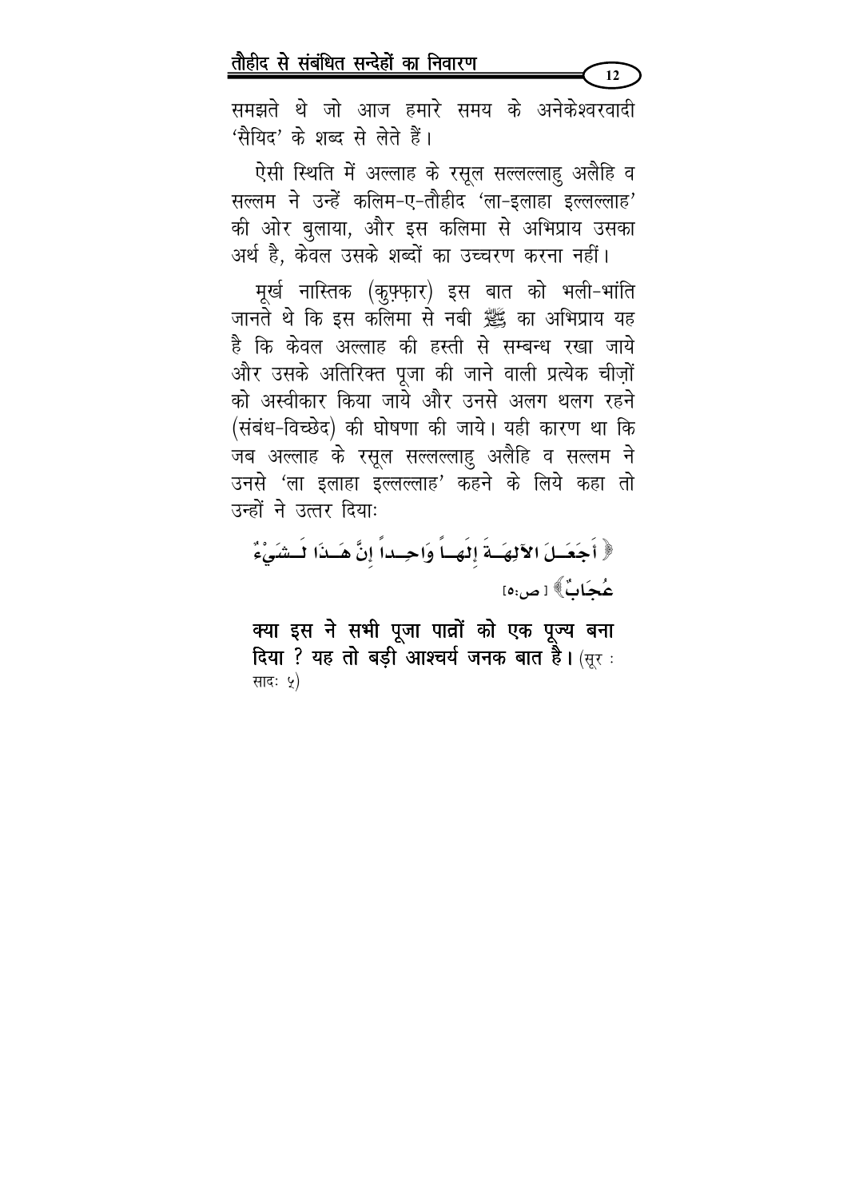समझते थे जो आज हमारे समय के अनेकेश्वरवादी 'सैयिद' के शब्द से लेते हैं।

ऐसी स्थिति में अल्लाह के रसूल सल्लल्लाहु अलैहि व सल्लम ने उन्हें कलिम-ए-तौहीद 'ला-इलाहा इल्लल्लाह' की ओर बुलाया, और इस कलिमा से अभिप्राय उसका अर्थ है, केवल उसके शब्दों का उच्चरण करना नहीं।

मूर्ख नास्तिक (कुफ़्फ़ार) इस बात को भली-भांति जानते थे कि इस कलिमा से नबी ﷺ का अभिप्राय यह है कि केवल अल्लाह की हस्ती से सम्बन्ध रखा जाये और उसके अतिरिक्त पूजा की जाने वाली प्रत्येक चीज़ों को अस्वीकार किया जाये और उनसे अलग थलग रहने (संबंध-विच्छेद) की घोषणा की जाये। यही कारण था कि जब अल्लाह के रसूल सल्लल्लाहु अलैहि व सल्लम ने उनसे 'ला इलाहा इल्लल्लाह' कहने के लिये कहा तो उन्हों ने उत्तर दियाः

﴿ أَجَعَلَ الآلِهَةَ إِلَهاً وَاحِداً إِنَّ هَذَا لَشَيْءٌ عُجَابٌ ﴾ [ص:٥]

**क्या इस ने सभी पूजा पात्रों को एक पूज्य बना दिया ? यह तो बड़ी आश्चर्य जनक बात है।** (सूर : सादः ५)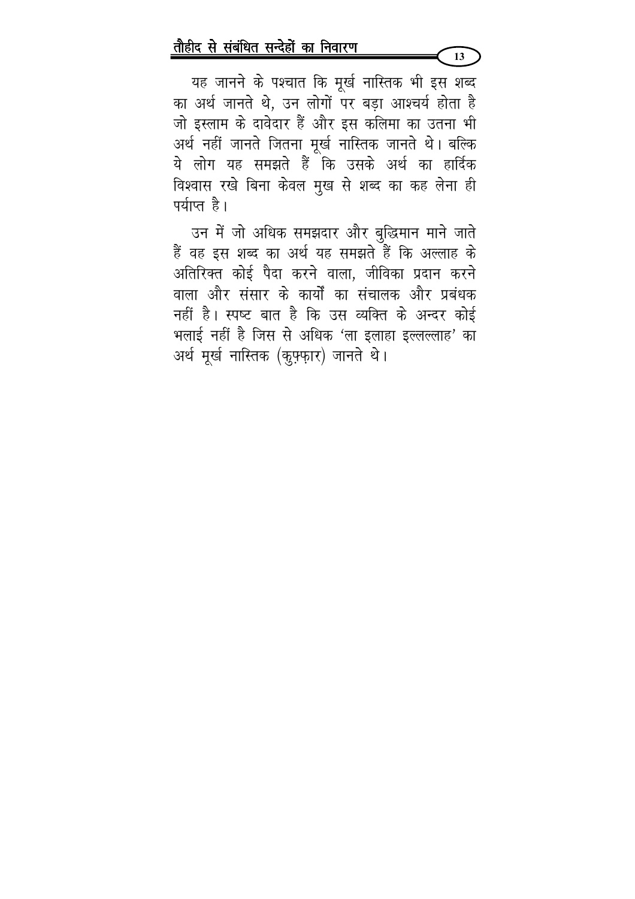यह जानने के पश्चात कि मूर्ख नास्तिक भी इस शब्द का अर्थ जानते थे, उन लोगों पर बड़ा आश्चर्य होता है जो इस्लाम के दावेदार हैं और इस कलिमा का उतना भी अर्थ नहीं जानते जितना मूर्ख नास्तिक जानते थे। बल्कि ये लोग यह समझते हैं कि उसके अर्थ का हार्दिक विश्वास रखे बिना केवल मुख से शब्द का कह लेना ही पर्याप्त है।

उन में जो अधिक समझदार और बुद्धिमान माने जाते हैं वह इस शब्द का अर्थ यह समझते हैं कि अल्लाह के अतिरिक्त कोई पैदा करने वाला, जीविका प्रदान करने वाला और संसार के कार्यों का संचालक और प्रबंधक नहीं है। स्पष्ट बात है कि उस व्यक्ति के अन्दर कोई भलाई नहीं है जिस से अधिक 'ला इलाहा इल्लल्लाह' का अर्थ मूर्ख नास्तिक (कुफ़्फ़ार) जानते थे।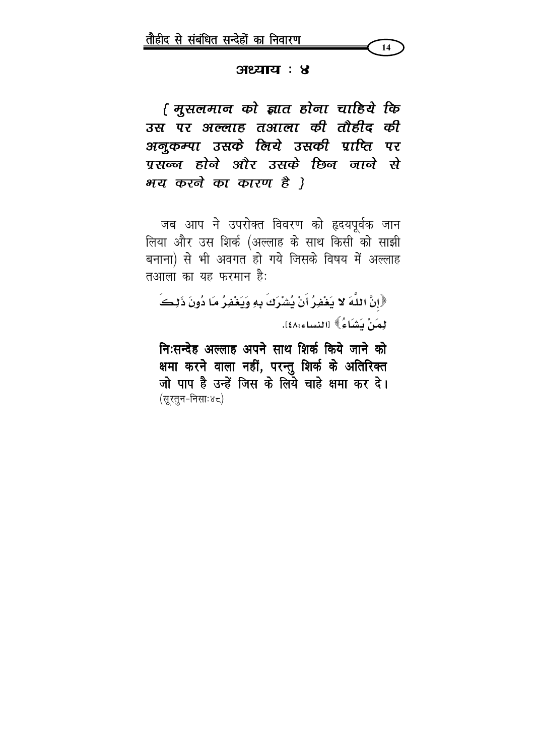## अध्याय : ४

*{ मुसलमान को ज्ञात होना चाहिये कि उस पर अल्लाह तआला की तौहीद की अनुकम्पा उसके लिये उसकी प्राप्ति पर प्रसन्न होने और उसके छिन जाने से भय करने का कारण है }*

जब आप ने उपरोक्त विवरण को हृदयपूर्वक जान लिया और उस शिर्क (अल्लाह के साथ किसी को साझी बनाना) से भी अवगत हो गये जिसके विषय में अल्लाह तआला का यह फरमान है:

﴿إِنَّ اللَّهَ لا يَغْفِرُ أَنْ يُشْرَكَ بِهِ وَيَغْفِرُ مَا دُونَ ذَلِكَ لِمَنْ يَشَاءُ﴾ [النساء:٤٨].

**निःसन्देह अल्लाह अपने साथ शिर्क किये जाने को क्षमा करने वाला नहीं, परन्तु शिर्क के अतिरिक्त जो पाप है उन्हें जिस के लिये चाहे क्षमा कर दे।** (सूरतुन-निसाः४८)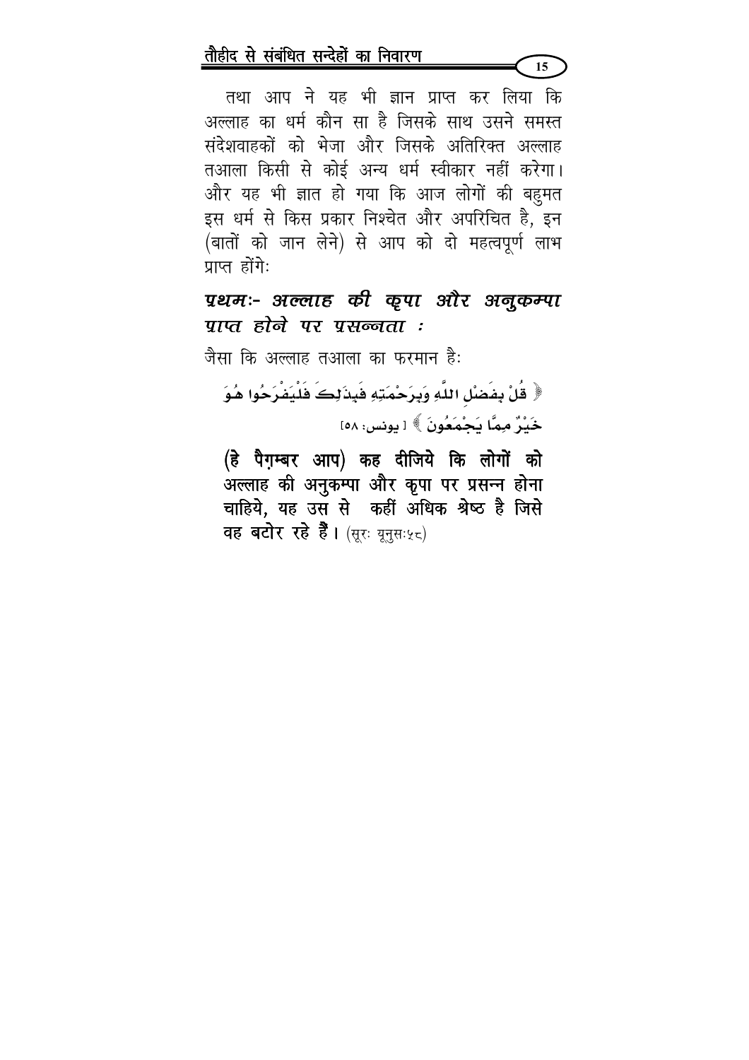तथा आप ने यह भी ज्ञान प्राप्त कर लिया कि अल्लाह का धर्म कौन सा है जिसके साथ उसने समस्त संदेशवाहकों को भेजा और जिसके अतिरिक्त अल्लाह तआला किसी से कोई अन्य धर्म स्वीकार नहीं करेगा। और यह भी ज्ञात हो गया कि आज लोगों की बहुमत इस धर्म से किस प्रकार निश्चेत और अपरिचित है, इन (बातों को जान लेने) से आप को दो महत्वपूर्ण लाभ प्राप्त होंगे:

### *प्रथमः- अल्लाह की कृपा और अनुकम्पा प्राप्त होने पर प्रसन्नता :*

जैसा कि अल्लाह तआला का फरमान है:

﴿ قُلْ بِفَضْلِ اللَّهِ وَبِرَحْمَتِهِ فَبِذَلِكَ فَلْيَفْرَحُوا هُوَ خَيْرٌ مِمَّا يَجْمَعُونَ ﴾ [ يونس: ٥٨]

**(हे पैग़म्बर आप) कह दीजिये कि लोगों को अल्लाह की अनुकम्पा और कृपा पर प्रसन्न होना चाहिये, यह उस से कहीं अधिक श्रेष्ठ है जिसे वह बटोर रहे हैं।** (सूरः यूनुसः५८)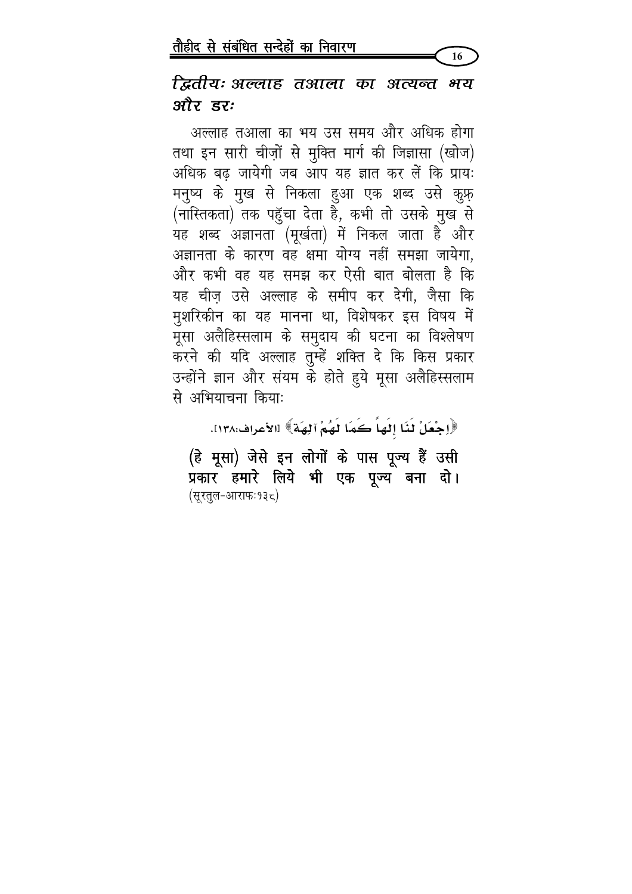## द्वितीयः अल्लाह तआला का अत्यन्त भय और डरः

अल्लाह तआला का भय उस समय और अधिक होगा तथा इन सारी चीज़ों से मुक्ति मार्ग की जिज्ञासा (खोज) अधिक बढ़ जायेगी जब आप यह ज्ञात कर लें कि प्रायः मनुष्य के मुख से निकला हुआ एक शब्द उसे कुफ़्र (नास्तिकता) तक पहुँचा देता है, कभी तो उसके मुख से यह शब्द अज्ञानता (मूर्खता) में निकल जाता है और अज्ञानता के कारण वह क्षमा योग्य नहीं समझा जायेगा, और कभी वह यह समझ कर ऐसी बात बोलता है कि यह चीज़ उसे अल्लाह के समीप कर देगी, जैसा कि मुशरिकीन का यह मानना था, विशेषकर इस विषय में मूसा अलैहिस्सलाम के समुदाय की घटना का विश्लेषण करने की यदि अल्लाह तुम्हें शक्ति दे कि किस प्रकार उन्होंने ज्ञान और संयम के होते हुये मूसा अलैहिस्सलाम से अभियाचना कियाः

﴿اجْعَلْ لَنَا إِلَهاً كَمَا لَهُمْ آلِهَةٌ﴾ [الأعراف:١٣٨].

**(हे मूसा) जेसे इन लोगों के पास पूज्य हैं उसी प्रकार हमारे लिये भी एक पूज्य बना दो।**
(सूरतुल-आराफः१३८)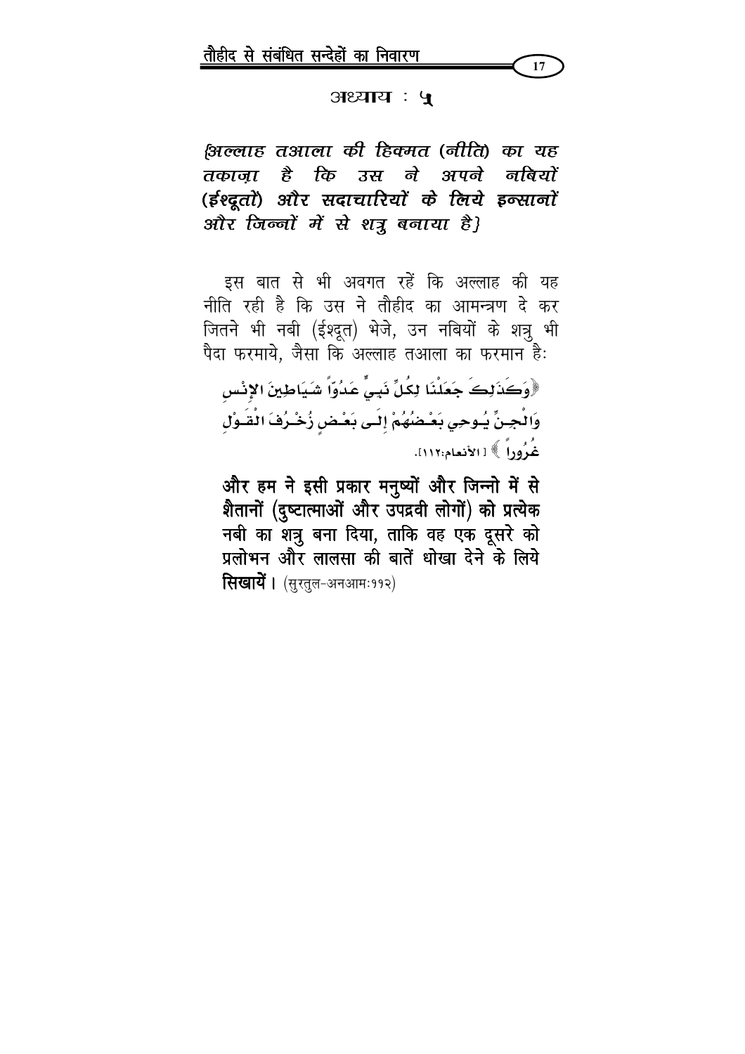## अध्याय : ५

### *{अल्लाह तआला की हिक्मत (नीति) का यह तकाज़ा है कि उस ने अपने नबियों (ईश्दूतों) और सदाचारियों के लिये इन्सानों और जिन्नों में से शत्रु बनाया है}*

इस बात से भी अवगत रहें कि अल्लाह की यह नीति रही है कि उस ने तौहीद का आमन्त्रण दे कर जितने भी नबी (ईश्दूत) भेजे, उन नबियों के शत्रु भी पैदा फरमाये, जैसा कि अल्लाह तआला का फरमान है:

﴿وَكَذَلِكَ جَعَلْنَا لِكُلِّ نَبِيٍّ عَدُوّاً شَيَاطِينَ الإِنْسِ وَالْجِنِّ يُوحِي بَعْضُهُمْ إِلَى بَعْضٍ زُخْرُفَ الْقَوْلِ غُرُوراً﴾ [الأنعام:١١٢].

**और हम ने इसी प्रकार मनुष्यों और जिन्नो में से शैतानों (दुष्टात्माओं और उपद्रवी लोगों) को प्रत्येक नबी का शत्रु बना दिया, ताकि वह एक दूसरे को प्रलोभन और लालसा की बातें धोखा देने के लिये सिखायें।** (सुरतुल-अनआम:११२)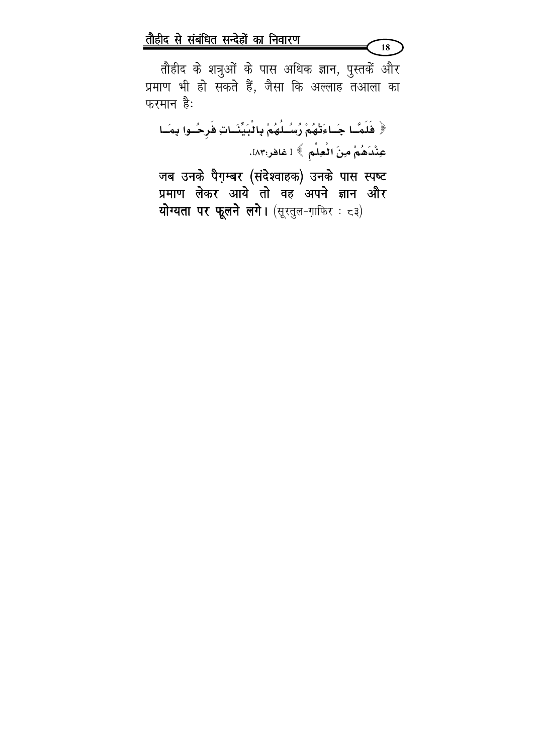तौहीद के शत्रुओं के पास अधिक ज्ञान, पुस्तकें और प्रमाण भी हो सकते हैं, जैसा कि अल्लाह तआला का फरमान हैः

﴿ فَلَمَّا جَاءَتْهُمْ رُسُلُهُمْ بِالْبَيِّنَاتِ فَرِحُوا بِمَا عِنْدَهُمْ مِنَ الْعِلْمِ ﴾ [غافر:٨٣].

**जब उनके पैग़म्बर (संदेश्वाहक) उनके पास स्पष्ट प्रमाण लेकर आये तो वह अपने ज्ञान और योग्यता पर फूलने लगे।** (सूरतुल-ग़ाफिर : ८३)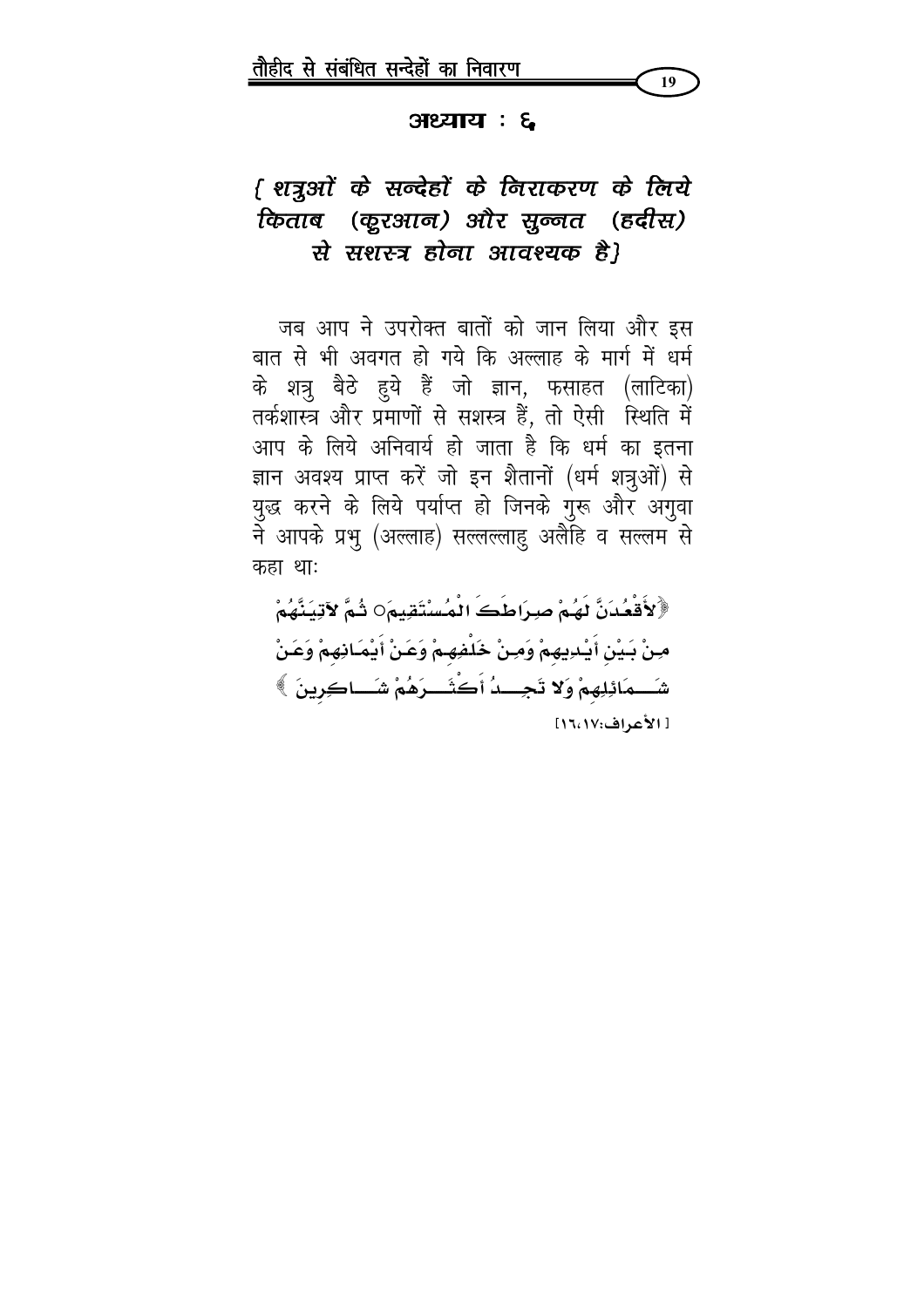## अध्याय : ६

### { शत्रुओं के सन्देहों के निराकरण के लिये किताब (कुरआन) और सुन्नत (हदीस) से सशस्त्र होना आवश्यक है}

जब आप ने उपरोक्त बातों को जान लिया और इस बात से भी अवगत हो गये कि अल्लाह के मार्ग में धर्म के शत्रु बैठे हुये हैं जो ज्ञान, फसाहत (लाटिका) तर्कशास्त्र और प्रमाणों से सशस्त्र हैं, तो ऐसी स्थिति में आप के लिये अनिवार्य हो जाता है कि धर्म का इतना ज्ञान अवश्य प्राप्त करें जो इन शैतानों (धर्म शत्रुओं) से युद्ध करने के लिये पर्याप्त हो जिनके गुरू और अगुवा ने आपके प्रभु (अल्लाह) सल्लल्लाहु अलैहि व सल्लम से कहा था:

﴿لأَقْعُدَنَّ لَهُمْ صِرَاطَكَ الْمُسْتَقِيمَ○ ثُمَّ لآتِيَنَّهُمْ مِنْ بَيْنِ أَيْدِيهِمْ وَمِنْ خَلْفِهِمْ وَعَنْ أَيْمَانِهِمْ وَعَنْ شَمَائِلِهِمْ وَلا تَجِدُ أَكْثَرَهُمْ شَاكِرِينَ﴾

[الأعراف:١٦،١٧]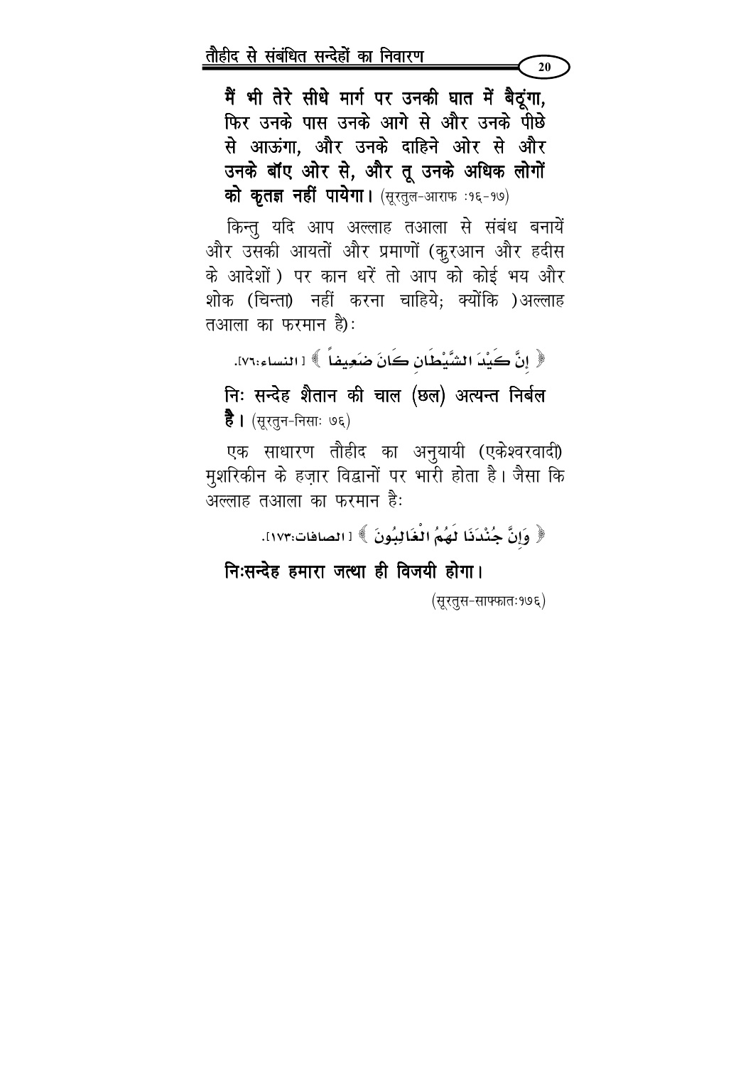**मैं भी तेरे सीधे मार्ग पर उनकी घात में बैठूंगा, फिर उनके पास उनके आगे से और उनके पीछे से आऊंगा, और उनके दाहिने ओर से और उनके बॉए ओर से, और तू उनके अधिक लोगों को कृतज्ञ नहीं पायेगा।** (सूरतुल-आराफ :१६-१७)

किन्तु यदि आप अल्लाह तआला से संबंध बनायें और उसकी आयतों और प्रमाणों (कुरआन और हदीस के आदेशों) पर कान धरें तो आप को कोई भय और शोक (चिन्ता) नहीं करना चाहिये; क्योंकि )अल्लाह तआला का फरमान है):

﴿ إِنَّ كَيْدَ الشَّيْطَانِ كَانَ ضَعِيفاً ﴾ [النساء:٧٦].

**निः सन्देह शैतान की चाल (छल) अत्यन्त निर्बल है।** (सूरतुन-निसाः ७६)

एक साधारण तौहीद का अनुयायी (एकेश्वरवादी) मुशरिकीन के हज़ार विद्वानों पर भारी होता है। जैसा कि अल्लाह तआला का फरमान है:

﴿ وَإِنَّ جُنْدَنَا لَهُمُ الْغَالِبُونَ ﴾ [الصافات:١٧٣].

**निःसन्देह हमारा जत्था ही विजयी होगा।**

(सूरतुस-साफ्फातः१७६)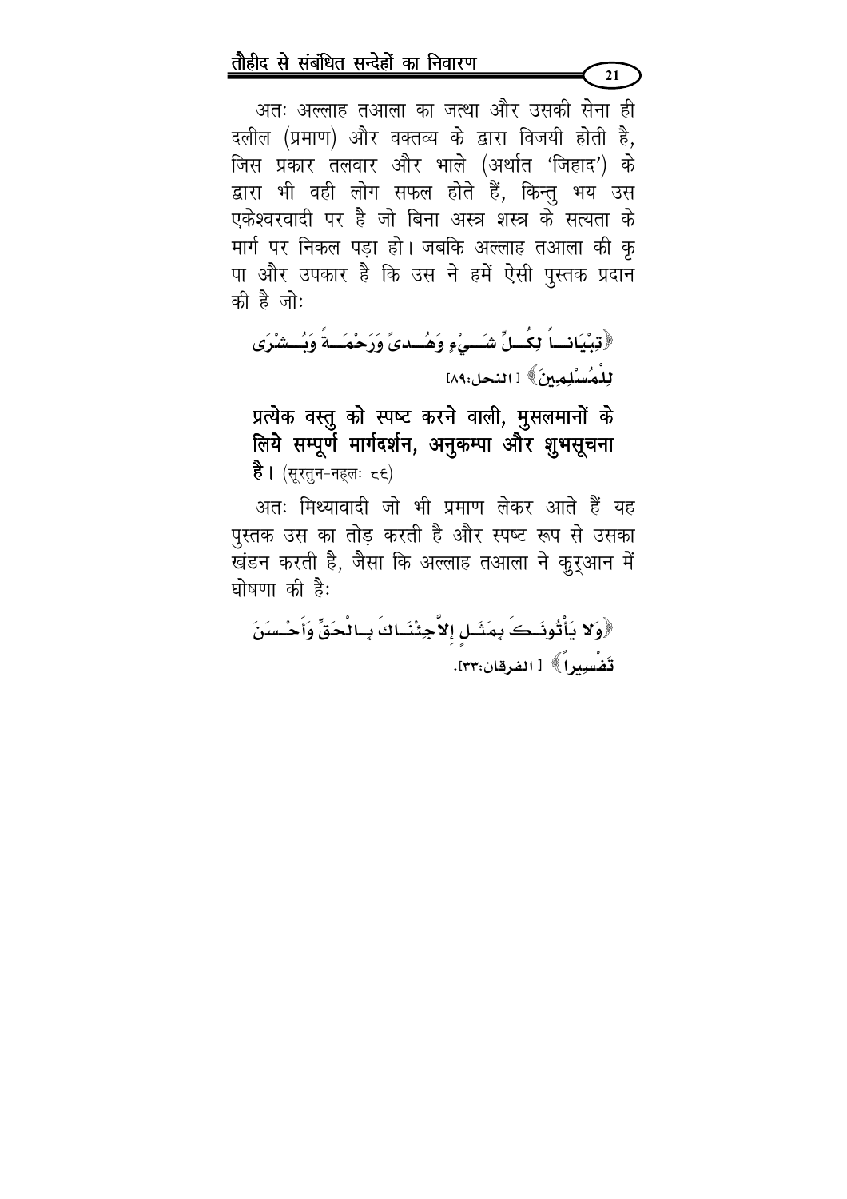अतः अल्लाह तआला का जत्था और उसकी सेना ही दलील (प्रमाण) और वक्तव्य के द्वारा विजयी होती है, जिस प्रकार तलवार और भाले (अर्थात 'जिहाद') के द्वारा भी वही लोग सफल होते हैं, किन्तु भय उस एकेश्वरवादी पर है जो बिना अस्त्र शस्त्र के सत्यता के मार्ग पर निकल पड़ा हो। जबकि अल्लाह तआला की कृपा और उपकार है कि उस ने हमें ऐसी पुस्तक प्रदान की है जोः

﴿تِبْيَاناً لِكُلِّ شَيْءٍ وَهُدىً وَرَحْمَةً وَبُشْرَى لِلْمُسْلِمِينَ﴾ [النحل:٨٩]

**प्रत्येक वस्तु को स्पष्ट करने वाली, मुसलमानों के लिये सम्पूर्ण मार्गदर्शन, अनुकम्पा और शुभसूचना है।** (सूरतुन-नहलः ८९)

अतः मिथ्यावादी जो भी प्रमाण लेकर आते हैं यह पुस्तक उस का तोड़ करती है और स्पष्ट रूप से उसका खंडन करती है, जैसा कि अल्लाह तआला ने क़ुरआन में घोषणा की हैः

﴿وَلا يَأْتُونَكَ بِمَثَلٍ إِلاَّ جِئْنَاكَ بِالْحَقِّ وَأَحْسَنَ تَفْسِيراً﴾ [الفرقان:٣٣].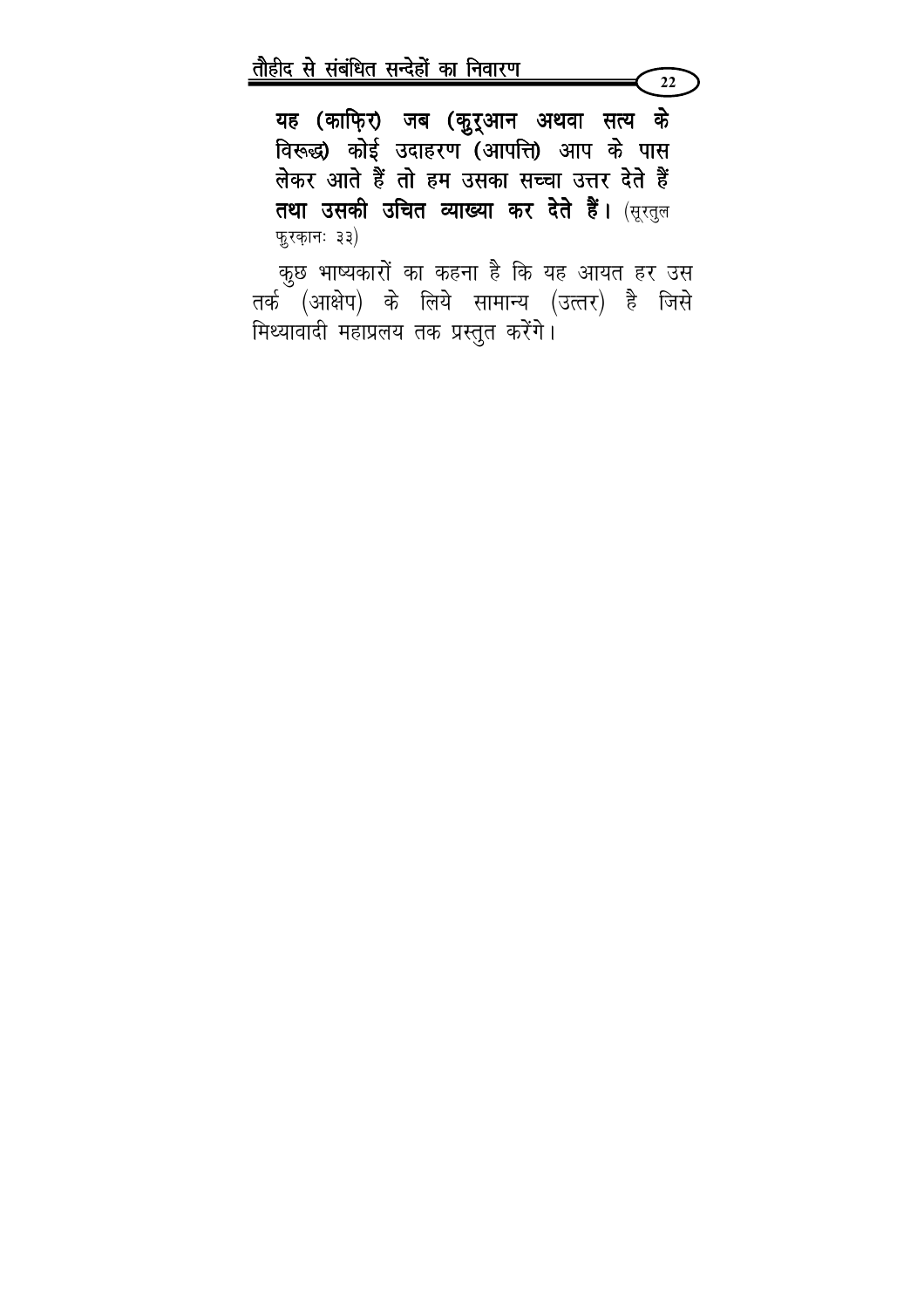**यह (काफ़िर) जब (क़ुर्आन अथवा सत्य के विरूद्ध) कोई उदाहरण (आपत्ति) आप के पास लेकर आते हैं तो हम उसका सच्चा उत्तर देते हैं तथा उसकी उचित व्याख्या कर देते हैं।** (सूरतुल फ़ुरक़ानः ३३)

कुछ भाष्यकारों का कहना है कि यह आयत हर उस तर्क (आक्षेप) के लिये सामान्य (उत्तर) है जिसे मिथ्यावादी महाप्रलय तक प्रस्तुत करेंगे।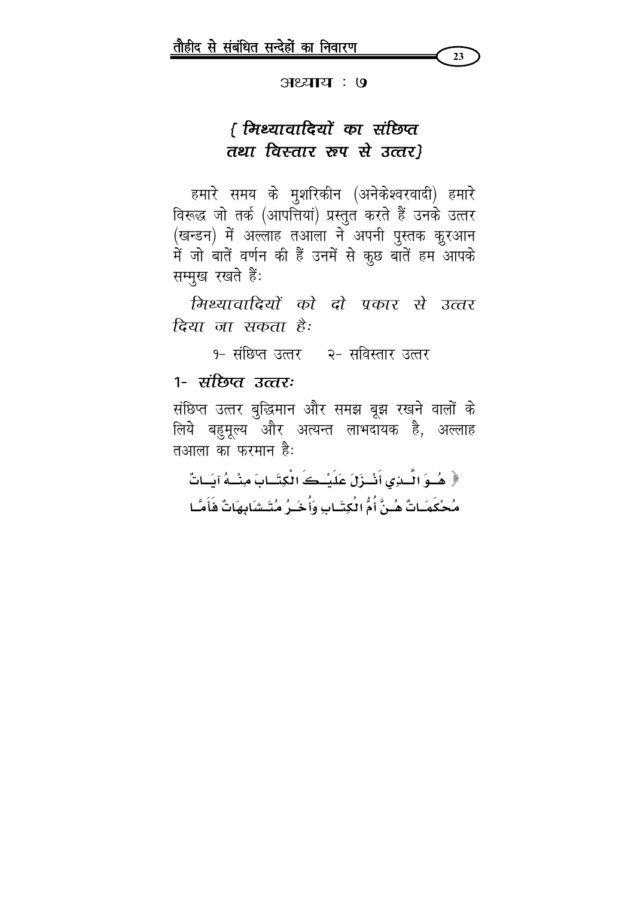अध्याय : ७

## { मिथ्यावादियों का संछिप्त तथा विस्तार रूप से उत्तर}

हमारे समय के मुशरिकीन (अनेकेश्वरवादी) हमारे विरूद्ध जो तर्क (आपत्तियां) प्रस्तुत करते हैं उनके उत्तर (खन्डन) में अल्लाह तआला ने अपनी पुस्तक कुरआन में जो बातें वर्णन की हैं उनमें से कुछ बातें हम आपके सम्मुख रखते हैं:

*मिथ्यावादियों को दो प्रकार से उत्तर दिया जा सकता है:*

१- संछिप्त उत्तर    २- सविस्तार उत्तर

### 1- *संछिप्त उत्तर:*

संछिप्त उत्तर बुद्धिमान और समझ बूझ रखने वालों के लिये बहुमूल्य और अत्यन्त लाभदायक है, अल्लाह तआला का फरमान है:

﴿ هُوَ الَّذِي أَنْزَلَ عَلَيْكَ الْكِتَابَ مِنْهُ آيَاتٌ مُحْكَمَاتٌ هُنَّ أُمُّ الْكِتَابِ وَأُخَرُ مُتَشَابِهَاتٌ فَأَمَّا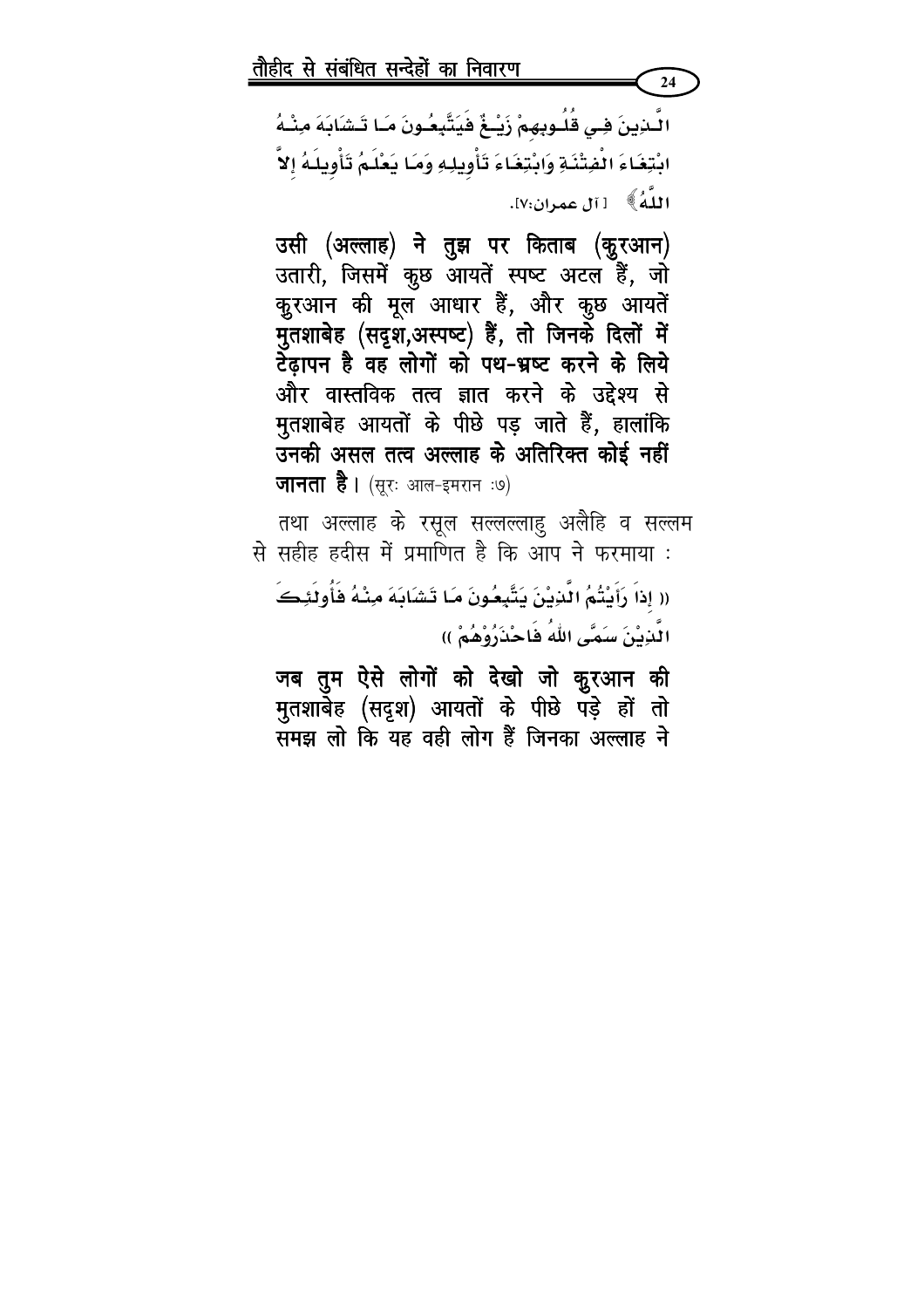الَّذِينَ فِي قُلُوبِهِمْ زَيْغٌ فَيَتَّبِعُونَ مَا تَشَابَهَ مِنْهُ ابْتِغَاءَ الْفِتْنَةِ وَابْتِغَاءَ تَأْوِيلِهِ وَمَا يَعْلَمُ تَأْوِيلَهُ إِلاَّ اللَّهُ﴾ [آل عمران:٧].

**उसी (अल्लाह) ने तुझ पर किताब (क़ुरआन)** उतारी, जिसमें कुछ आयतें स्पष्ट अटल हैं, जो क़ुरआन की मूल आधार हैं, और कुछ आयतें **मुतशाबेह (सदृश,अस्पष्ट) हैं, तो जिनके दिलों में टेढ़ापन है वह लोगों को पथ-भ्रष्ट करने के लिये** और वास्तविक तत्व ज्ञात करने के उद्देश्य से मुतशाबेह आयतों के पीछे पड़ जाते हैं, हालांकि **उनकी असल तत्व अल्लाह के अतिरिक्त कोई नहीं जानता है।** (सूरः आल-इमरान :७)

तथा अल्लाह के रसूल सल्लल्लाहु अलैहि व सल्लम से सहीह हदीस में प्रमाणित है कि आप ने फरमाया :

(( إِذَا رَأَيْتُمُ الَّذِيْنَ يَتَّبِعُونَ مَا تَشَابَهَ مِنْهُ فَأُولَئِكَ الَّذِيْنَ سَمَّى اللهُ فَاحْذَرُوْهُمْ ))

**जब तुम ऐसे लोगों को देखो जो क़ुरआन की** मुतशाबेह (सदृश) आयतों के पीछे पड़े हों तो समझ लो कि यह वही लोग हैं जिनका अल्लाह ने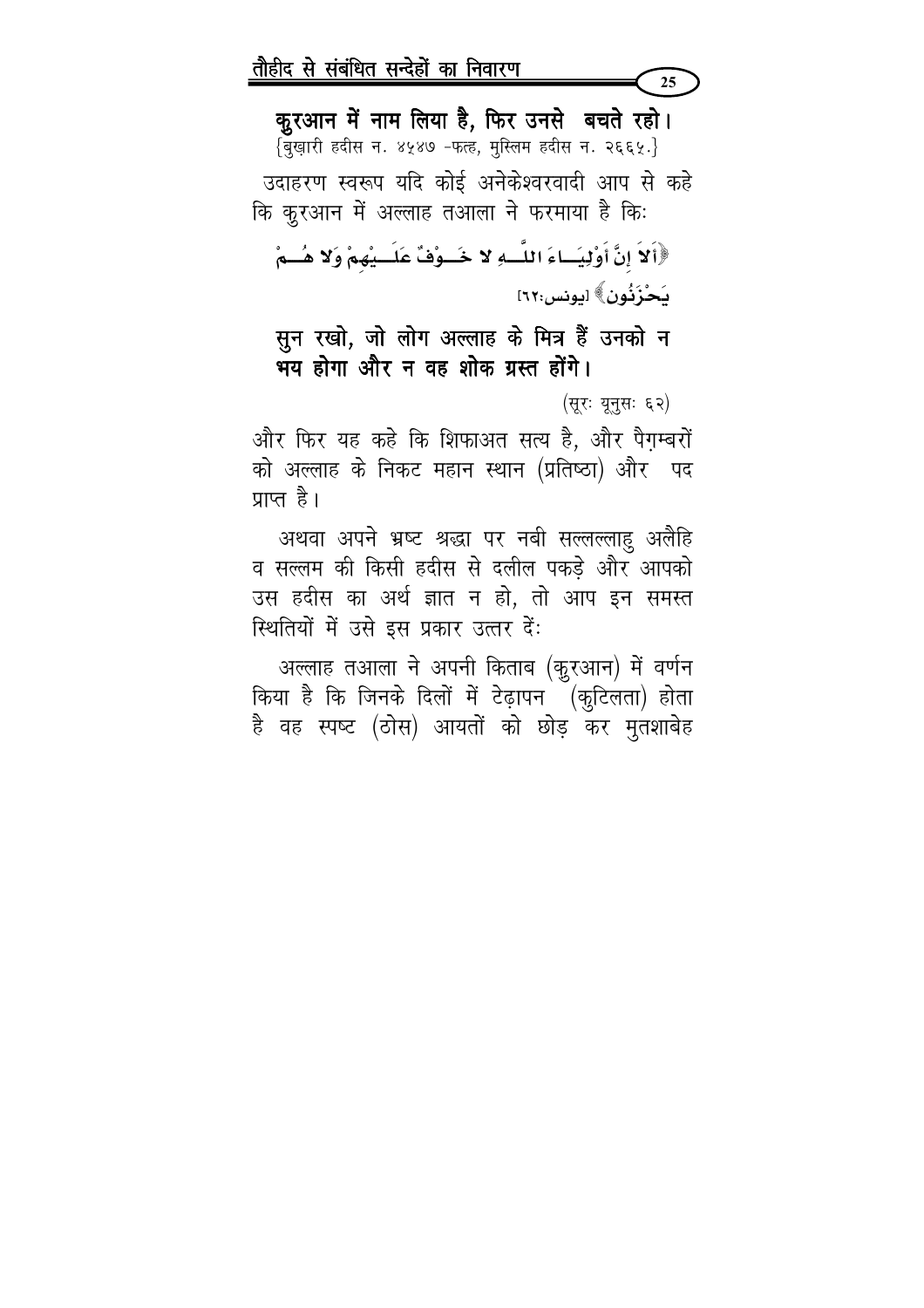**क़ुरआन में नाम लिया है, फिर उनसे बचते रहो।**

{बुख़ारी हदीस न. ४५४७ -फत्ह, मुस्लिम हदीस न. २६६५.}

उदाहरण स्वरूप यदि कोई अनेकेश्वरवादी आप से कहे कि क़ुरआन में अल्लाह तआला ने फरमाया है कि:

﴿أَلاَ إِنَّ أَوْلِيَاءَ اللَّهِ لاَ خَوْفٌ عَلَيْهِمْ وَلاَ هُمْ يَحْزَنُونَ﴾ [يونس:٦٢]

**सुन रखो, जो लोग अल्लाह के मित्र हैं उनको न भय होगा और न वह शोक ग्रस्त होंगे।**

(सूरः यूनुसः ६२)

और फिर यह कहे कि शिफाअत सत्य है, और पैग़म्बरों को अल्लाह के निकट महान स्थान (प्रतिष्ठा) और पद प्राप्त है।

अथवा अपने भ्रष्ट श्रद्धा पर नबी सल्लल्लाहु अलैहि व सल्लम की किसी हदीस से दलील पकड़े और आपको उस हदीस का अर्थ ज्ञात न हो, तो आप इन समस्त स्थितियों में उसे इस प्रकार उत्तर दें:

अल्लाह तआला ने अपनी किताब (क़ुरआन) में वर्णन किया है कि जिनके दिलों में टेढ़ापन (कुटिलता) होता है वह स्पष्ट (ठोस) आयतों को छोड़ कर मुतशाबेह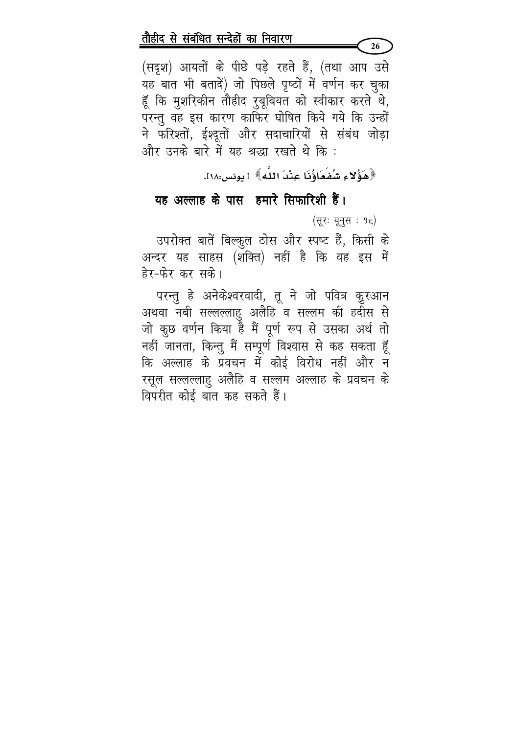(सदृश) आयतों के पीछे पड़े रहते हैं, (तथा आप उसे यह बात भी बतादें) जो पिछले पृष्ठों में वर्णन कर चुका हूँ कि मुशरिकीन तौहीद रुबूबियत को स्वीकार करते थे, परन्तु वह इस कारण काफिर घोषित किये गये कि उन्हों ने फरिश्तों, ईश्दूतों और सदाचारियों से संबंध जोड़ा और उनके बारे में यह श्रद्धा रखते थे कि :

﴿هَؤُلاءِ شُفَعَاؤُنَا عِنْدَ اللَّه﴾ [ يونس:١٨].

**यह अल्लाह के पास हमारे सिफारिशी हैं।**

(सूरः यूनुस : १८)

उपरोक्त बातें बिल्कुल ठोस और स्पष्ट हैं, किसी के अन्दर यह साहस (शक्ति) नहीं है कि वह इस में हेर-फेर कर सके।

परन्तु हे अनेकेश्वरवादी, तू ने जो पवित्र क़ुरआन अथवा नबी सल्लल्लाहु अलैहि व सल्लम की हदीस से जो कुछ वर्णन किया है मैं पूर्ण रूप से उसका अर्थ तो नहीं जानता, किन्तु मैं सम्पूर्ण विश्वास से कह सकता हूँ कि अल्लाह के प्रवचन में कोई विरोध नहीं और न रसूल सल्लल्लाहु अलैहि व सल्लम अल्लाह के प्रवचन के विपरीत कोई बात कह सकते हैं।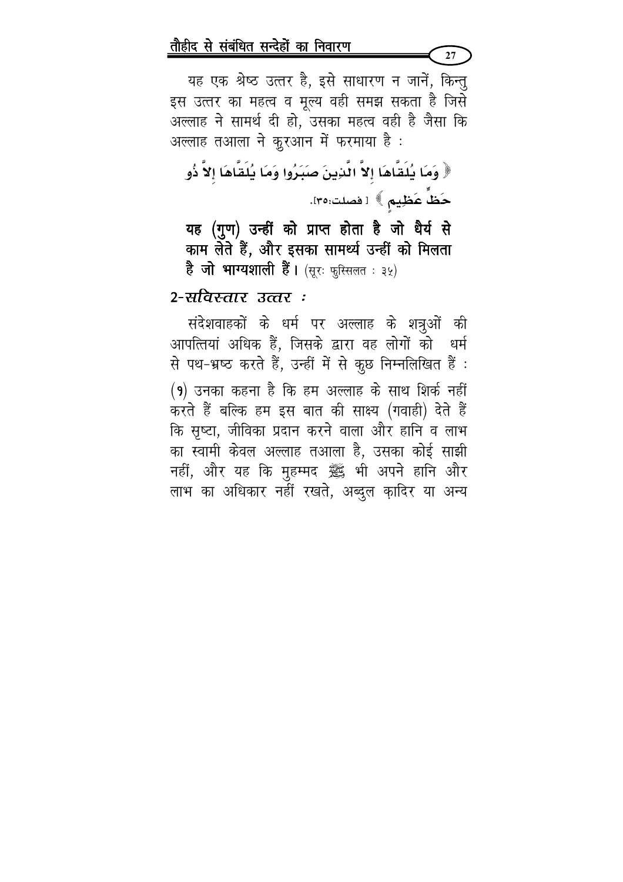यह एक श्रेष्ठ उत्तर है, इसे साधारण न जानें, किन्तु इस उत्तर का महत्व व मूल्य वही समझ सकता है जिसे अल्लाह ने सामर्थ दी हो, उसका महत्व वही है जैसा कि अल्लाह तआला ने क़ुरआन में फरमाया है :

﴿ وَمَا يُلَقَّاهَا إِلاَّ الَّذِينَ صَبَرُوا وَمَا يُلَقَّاهَا إِلاَّ ذُو حَظٍّ عَظِيمٍ ﴾ [ فصلت:٣٥].

**यह (गुण) उन्हीं को प्राप्त होता है जो धैर्य से काम लेते हैं, और इसका सामर्थ्य उन्हीं को मिलता है जो भाग्यशाली हैं।** (सूरः फुस्सिलत : ३५)

## 2-*सविस्तार उत्तर :*

संदेशवाहकों के धर्म पर अल्लाह के शत्रुओं की आपत्तियां अधिक हैं, जिसके द्वारा वह लोगों को धर्म से पथ-भ्रष्ट करते हैं, उन्हीं में से कुछ निम्नलिखित हैं :

(१) उनका कहना है कि हम अल्लाह के साथ शिर्क नहीं करते हैं बल्कि हम इस बात की साक्ष्य (गवाही) देते हैं कि सृष्टा, जीविका प्रदान करने वाला और हानि व लाभ का स्वामी केवल अल्लाह तआला है, उसका कोई साझी नहीं, और यह कि मुहम्मद ﷺ भी अपने हानि और लाभ का अधिकार नहीं रखते, अब्दुल क़ादिर या अन्य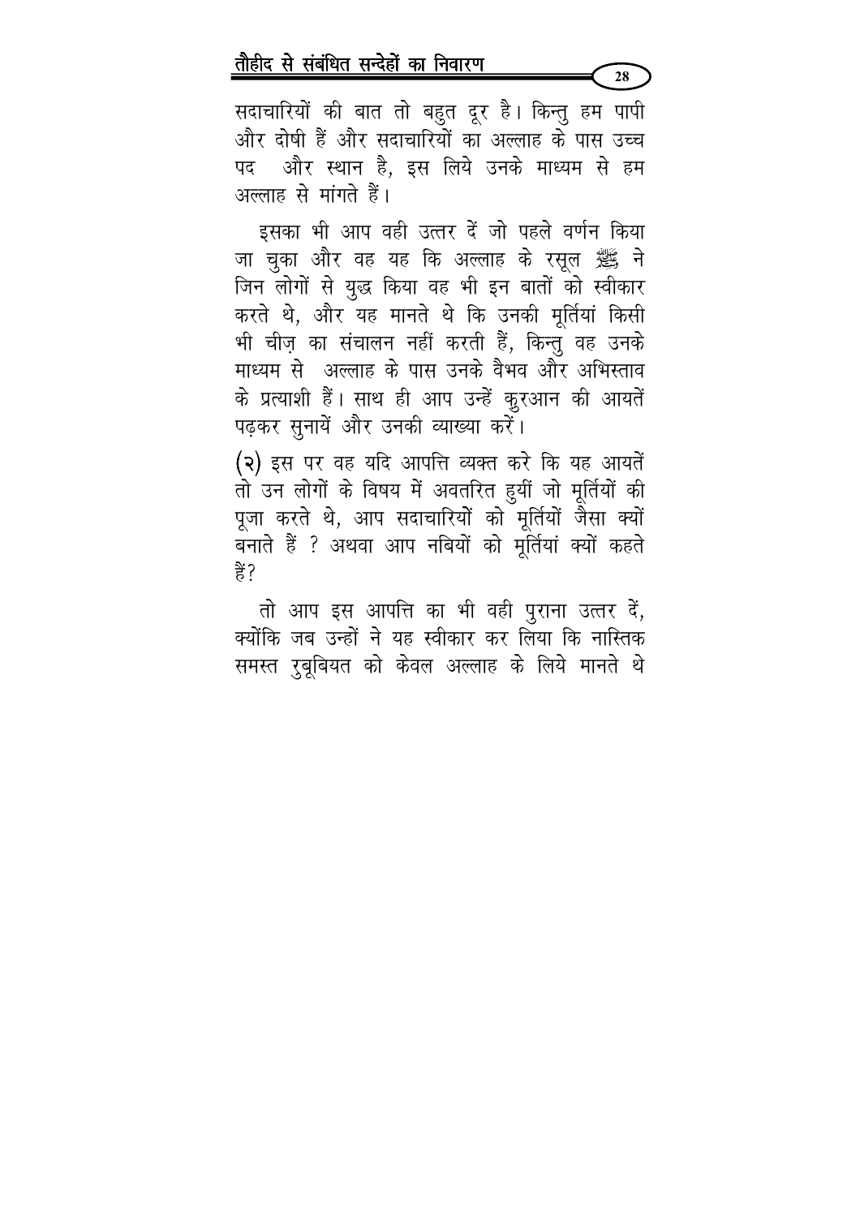सदाचारियों की बात तो बहुत दूर है। किन्तु हम पापी और दोषी हैं और सदाचारियों का अल्लाह के पास उच्च पद और स्थान है, इस लिये उनके माध्यम से हम अल्लाह से मांगते हैं।

इसका भी आप वही उत्तर दें जो पहले वर्णन किया जा चुका और वह यह कि अल्लाह के रसूल ﷺ ने जिन लोगों से युद्ध किया वह भी इन बातों को स्वीकार करते थे, और यह मानते थे कि उनकी मूर्तियां किसी भी चीज़ का संचालन नहीं करती हैं, किन्तु वह उनके माध्यम से अल्लाह के पास उनके वैभव और अभिस्ताव के प्रत्याशी हैं। साथ ही आप उन्हें कुरआन की आयतें पढ़कर सुनायें और उनकी व्याख्या करें।

(२) इस पर वह यदि आपत्ति व्यक्त करे कि यह आयतें तो उन लोगों के विषय में अवतरित हुयीं जो मूर्तियों की पूजा करते थे, आप सदाचारियों को मूर्तियों जैसा क्यों बनाते हैं ? अथवा आप नबियों को मूर्तियां क्यों कहते हैं?

तो आप इस आपत्ति का भी वही पुराना उत्तर दें, क्योंकि जब उन्हों ने यह स्वीकार कर लिया कि नास्तिक समस्त रुबूबियत को केवल अल्लाह के लिये मानते थे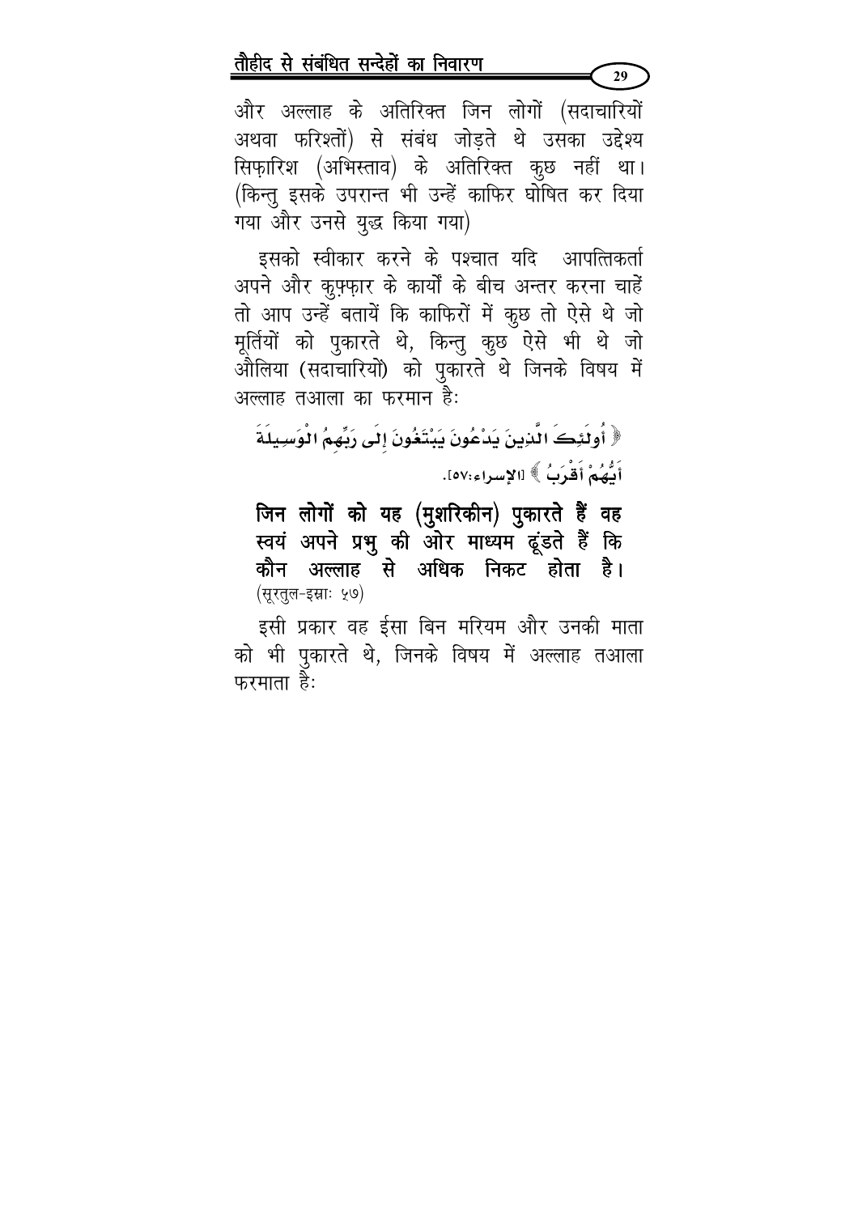और अल्लाह के अतिरिक्त जिन लोगों (सदाचारियों अथवा फरिश्तों) से संबंध जोड़ते थे उसका उद्देश्य सिफ़ारिश (अभिस्ताव) के अतिरिक्त कुछ नहीं था। (किन्तु इसके उपरान्त भी उन्हें काफिर घोषित कर दिया गया और उनसे युद्ध किया गया)

इसको स्वीकार करने के पश्चात यदि आपत्तिकर्ता अपने और कुफ़्फ़ार के कार्यों के बीच अन्तर करना चाहें तो आप उन्हें बतायें कि काफिरों में कुछ तो ऐसे थे जो मूर्तियों को पुकारते थे, किन्तु कुछ ऐसे भी थे जो औलिया (सदाचारियों) को पुकारते थे जिनके विषय में अल्लाह तआला का फरमान है:

﴿ أُولَئِكَ الَّذِينَ يَدْعُونَ يَبْتَغُونَ إِلَى رَبِّهِمُ الْوَسِيلَةَ أَيُّهُمْ أَقْرَبُ ﴾ [الإسراء:٥٧].

**जिन लोगों को यह (मुशरिकीन) पुकारते हैं वह स्वयं अपने प्रभु की ओर माध्यम ढूंडते हैं कि कौन अल्लाह से अधिक निकट होता है।** (सूरतुल-इस्राः ५७)

इसी प्रकार वह ईसा बिन मरियम और उनकी माता को भी पुकारते थे, जिनके विषय में अल्लाह तआला फरमाता है: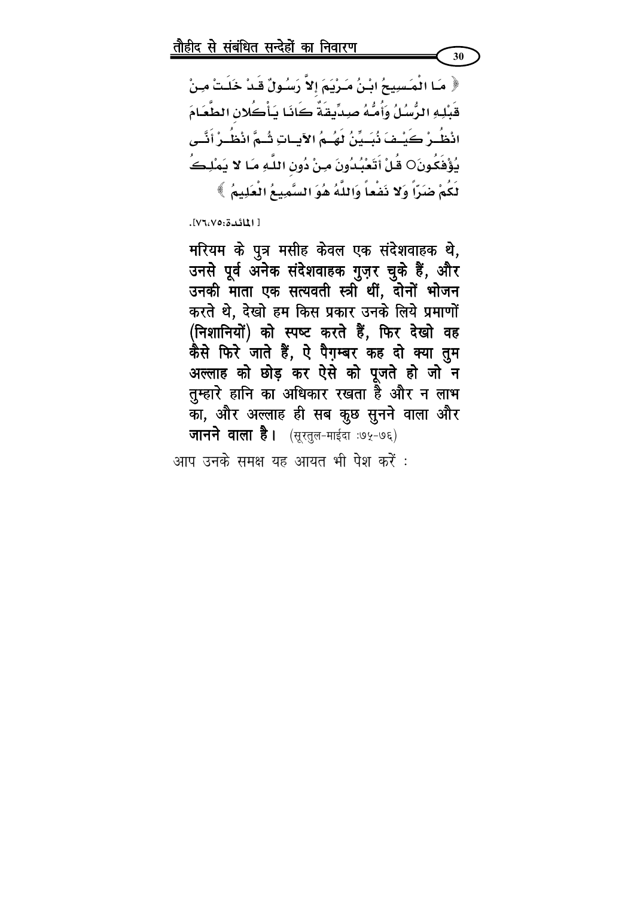﴿ مَا الْمَسِيحُ ابْنُ مَرْيَمَ إِلاَّ رَسُولٌ قَدْ خَلَتْ مِنْ قَبْلِهِ الرُّسُلُ وَأُمُّهُ صِدِّيقَةٌ كَانَا يَأْكُلانِ الطَّعَامَ انْظُرْ كَيْفَ نُبَيِّنُ لَهُمُ الآيَاتِ ثُمَّ انْظُرْ أَنَّى يُؤْفَكُونَ○ قُلْ أَتَعْبُدُونَ مِنْ دُونِ اللَّهِ مَا لا يَمْلِكُ لَكُمْ ضَرّاً وَلا نَفْعاً وَاللَّهُ هُوَ السَّمِيعُ الْعَلِيمُ ﴾

[ المائدة:٧٥،٧٦].

**मरियम के पुत्र मसीह केवल एक संदेशवाहक थे, उनसे पूर्व अनेक संदेशवाहक गुज़र चुके हैं, और उनकी माता एक सत्यवती स्त्री थीं, दोनों भोजन करते थे, देखो हम किस प्रकार उनके लिये प्रमाणों (निशानियों) को स्पष्ट करते हैं, फिर देखो वह कैसे फिरे जाते हैं, ऐ पैग़म्बर कह दो क्या तुम अल्लाह को छोड़ कर ऐसे को पूजते हो जो न तुम्हारे हानि का अधिकार रखता है और न लाभ का, और अल्लाह ही सब कुछ सुनने वाला और जानने वाला है।** (सूरतुल-माईदा :७५-७६)

आप उनके समक्ष यह आयत भी पेश करें :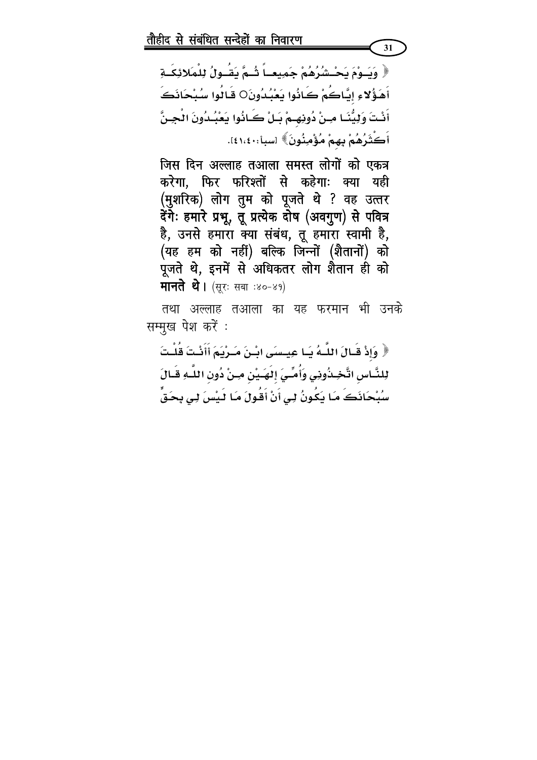﴿ وَيَوْمَ يَحْشُرُهُمْ جَمِيعاً ثُمَّ يَقُولُ لِلْمَلائِكَةِ أَهَؤُلاءِ إِيَّاكُمْ كَانُوا يَعْبُدُونَ○ قَالُوا سُبْحَانَكَ أَنْتَ وَلِيُّنَا مِنْ دُونِهِمْ بَلْ كَانُوا يَعْبُدُونَ الْجِنَّ أَكْثَرُهُمْ بِهِمْ مُؤْمِنُونَ﴾ [سبأ: ٤٠،٤١].

**जिस दिन अल्लाह तआला समस्त लोगों को एकत्र करेगा, फिर फरिश्तों से कहेगाः क्या यही (मुशरिक) लोग तुम को पूजते थे ? वह उत्तर देंगेः हमारे प्रभू, तू प्रत्येक दोष (अवगुण) से पवित्र है, उनसे हमारा क्या संबंध, तू हमारा स्वामी है, (यह हम को नहीं) बल्कि जिन्नों (शैतानों) को पूजते थे, इनमें से अधिकतर लोग शैतान ही को मानते थे।** (सूरः सबा :४०-४१)

तथा अल्लाह तआला का यह फरमान भी उनके सम्मुख पेश करें :

﴿ وَإِذْ قَالَ اللَّهُ يَا عِيسَى ابْنَ مَرْيَمَ أَأَنْتَ قُلْتَ لِلنَّاسِ اتَّخِذُونِي وَأُمِّيَ إِلَهَيْنِ مِنْ دُونِ اللَّهِ قَالَ سُبْحَانَكَ مَا يَكُونُ لِي أَنْ أَقُولَ مَا لَيْسَ لِي بِحَقٍّ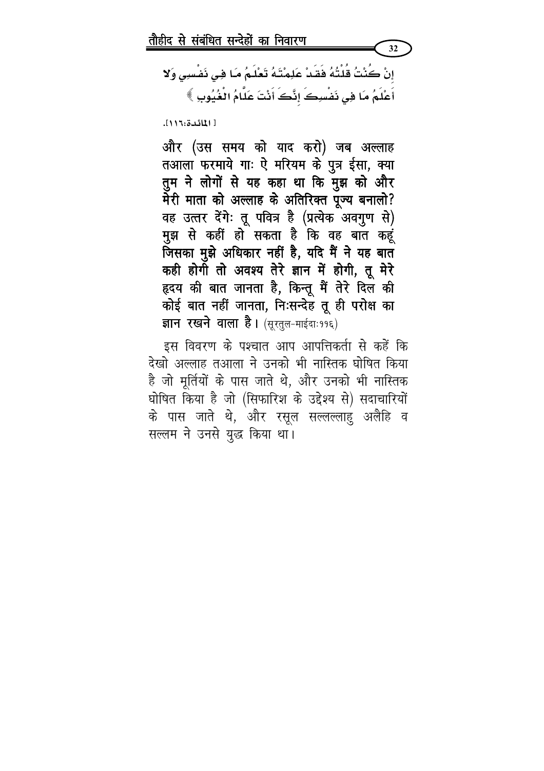إِنْ كُنْتُ قُلْتُهُ فَقَدْ عَلِمْتَهُ تَعْلَمُ مَا فِي نَفْسِي وَلا أَعْلَمُ مَا فِي نَفْسِكَ إِنَّكَ أَنْتَ عَلَّامُ الْغُيُوبِ ﴾

[ المائدة:١١٦].

**और (उस समय को याद करो) जब अल्लाह तआला फरमाये गाः ऐ मरियम के पुत्र ईसा, क्या तुम ने लोगों से यह कहा था कि मुझ को और मेरी माता को अल्लाह के अतिरिक्त पूज्य बनालो? वह उत्तर देंगेः तू पवित्र है (प्रत्येक अवगुण से) मुझ से कहीं हो सकता है कि वह बात कहूं जिसका मुझे अधिकार नहीं है, यदि मैं ने यह बात कही होगी तो अवश्य तेरे ज्ञान में होगी, तू मेरे हृदय की बात जानता है, किन्तू मैं तेरे दिल की कोई बात नहीं जानता, निःसन्देह तू ही परोक्ष का ज्ञान रखने वाला है।** (सूरतुल-माईदा:११६)

इस विवरण के पश्चात आप आपत्तिकर्ता से कहें कि देखो अल्लाह तआला ने उनको भी नास्तिक घोषित किया है जो मूर्तियों के पास जाते थे, और उनको भी नास्तिक घोषित किया है जो (सिफारिश के उद्देश्य से) सदाचारियों के पास जाते थे, और रसूल सल्लल्लाहु अलैहि व सल्लम ने उनसे युद्ध किया था।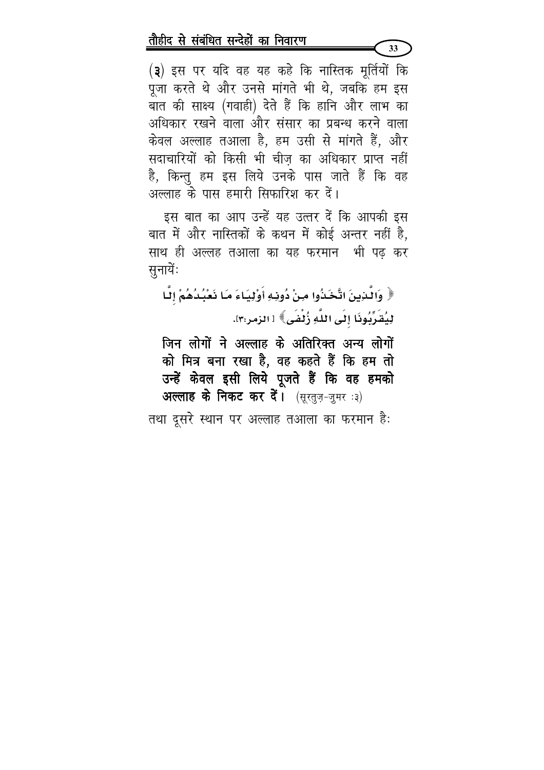(३) इस पर यदि वह यह कहे कि नास्तिक मूर्तियों कि पूजा करते थे और उनसे मांगते भी थे, जबकि हम इस बात की साक्ष्य (गवाही) देते हैं कि हानि और लाभ का अधिकार रखने वाला और संसार का प्रबन्ध करने वाला केवल अल्लाह तआला है, हम उसी से मांगते हैं, और सदाचारियों को किसी भी चीज़ का अधिकार प्राप्त नहीं है, किन्तु हम इस लिये उनके पास जाते हैं कि वह अल्लाह के पास हमारी सिफारिश कर दें।

इस बात का आप उन्हें यह उत्तर दें कि आपकी इस बात में और नास्तिकों के कथन में कोई अन्तर नहीं है, साथ ही अल्लह तआला का यह फरमान भी पढ़ कर सुनायें:

﴿ وَالَّذِينَ اتَّخَذُوا مِنْ دُونِهِ أَوْلِيَاءَ مَا نَعْبُدُهُمْ إِلَّا لِيُقَرِّبُونَا إِلَى اللَّهِ زُلْفَى ﴾ [الزمر:٣].

**जिन लोगों ने अल्लाह के अतिरिक्त अन्य लोगों को मित्र बना रखा है, वह कहते हैं कि हम तो उन्हें केवल इसी लिये पूजते हैं कि वह हमको अल्लाह के निकट कर दें।** (सूरतुज़-ज़ुमर :३)

तथा दूसरे स्थान पर अल्लाह तआला का फरमान है: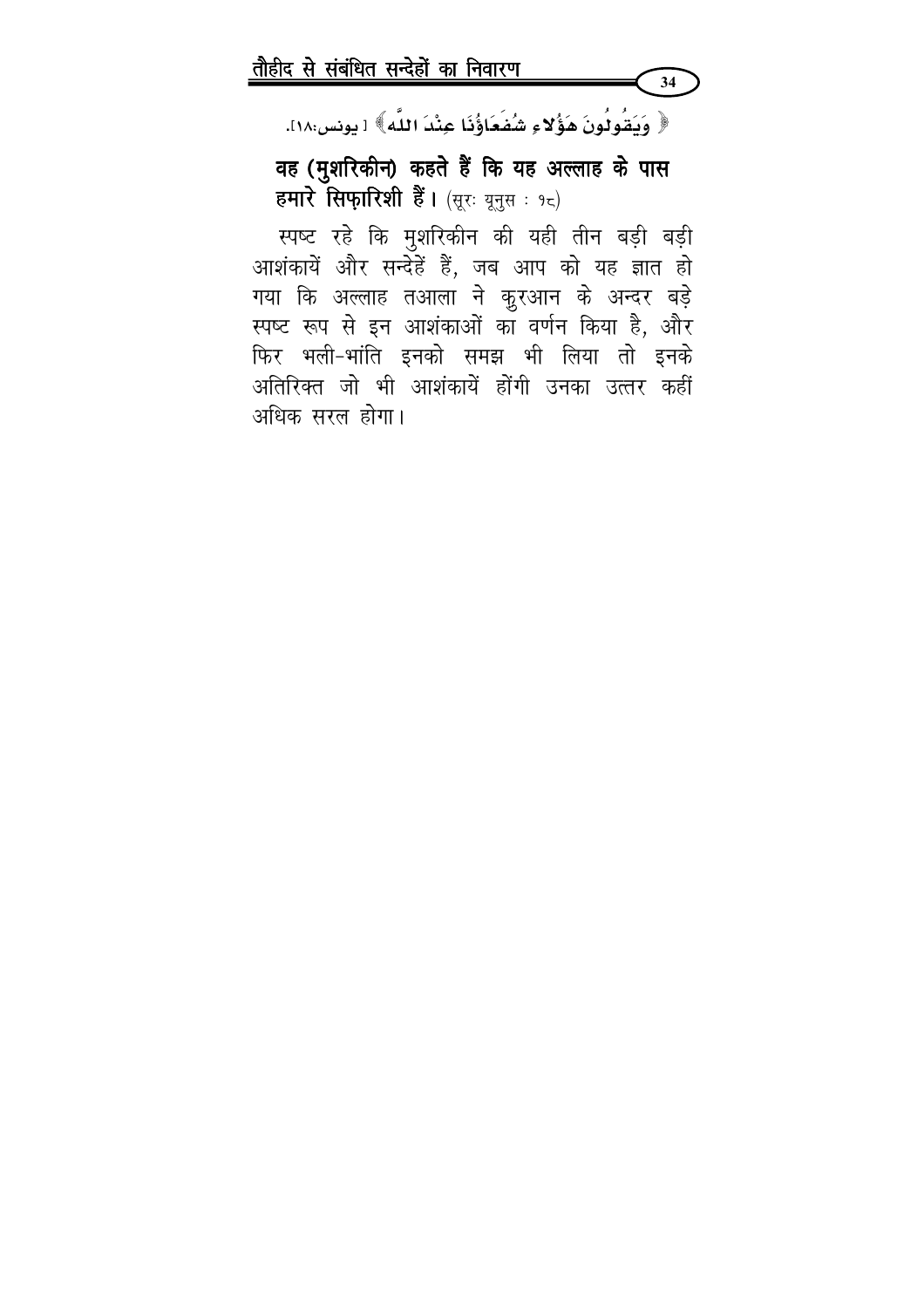﴿ وَيَقُولُونَ هَؤُلَاءِ شُفَعَاؤُنَا عِنْدَ اللَّهِ ﴾ [ يونس:١٨].

**वह (मुशरिकीन) कहते हैं कि यह अल्लाह के पास हमारे सिफ़ारिशी हैं।** (सूरः यूनुस : १८)

स्पष्ट रहे कि मुशरिकीन की यही तीन बड़ी बड़ी आशंकायें और सन्देहें हैं, जब आप को यह ज्ञात हो गया कि अल्लाह तआला ने क़ुरआन के अन्दर बड़े स्पष्ट रूप से इन आशंकाओं का वर्णन किया है, और फिर भली-भांति इनको समझ भी लिया तो इनके अतिरिक्त जो भी आशंकायें होंगी उनका उत्तर कहीं अधिक सरल होगा।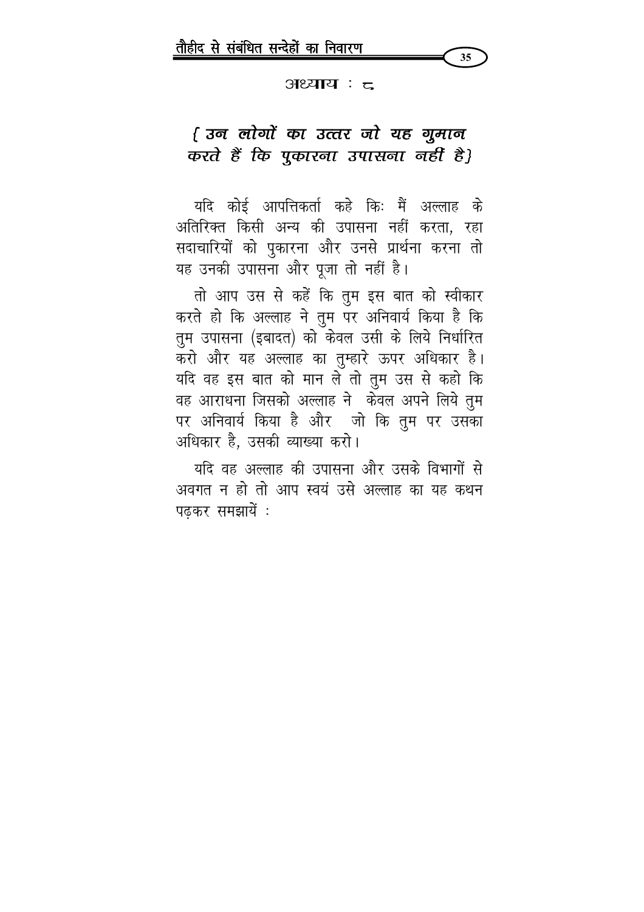अध्याय : ८

## { उन लोगों का उत्तर जो यह गुमान करते हैं कि पुकारना उपासना नहीं है}

यदि कोई आपत्तिकर्ता कहे किः मैं अल्लाह के अतिरिक्त किसी अन्य की उपासना नहीं करता, रहा सदाचारियों को पुकारना और उनसे प्रार्थना करना तो यह उनकी उपासना और पूजा तो नहीं है।

तो आप उस से कहें कि तुम इस बात को स्वीकार करते हो कि अल्लाह ने तुम पर अनिवार्य किया है कि तुम उपासना (इबादत) को केवल उसी के लिये निर्धारित करो और यह अल्लाह का तुम्हारे ऊपर अधिकार है। यदि वह इस बात को मान ले तो तुम उस से कहो कि वह आराधना जिसको अल्लाह ने केवल अपने लिये तुम पर अनिवार्य किया है और जो कि तुम पर उसका अधिकार है, उसकी व्याख्या करो।

यदि वह अल्लाह की उपासना और उसके विभागों से अवगत न हो तो आप स्वयं उसे अल्लाह का यह कथन पढ़कर समझायें :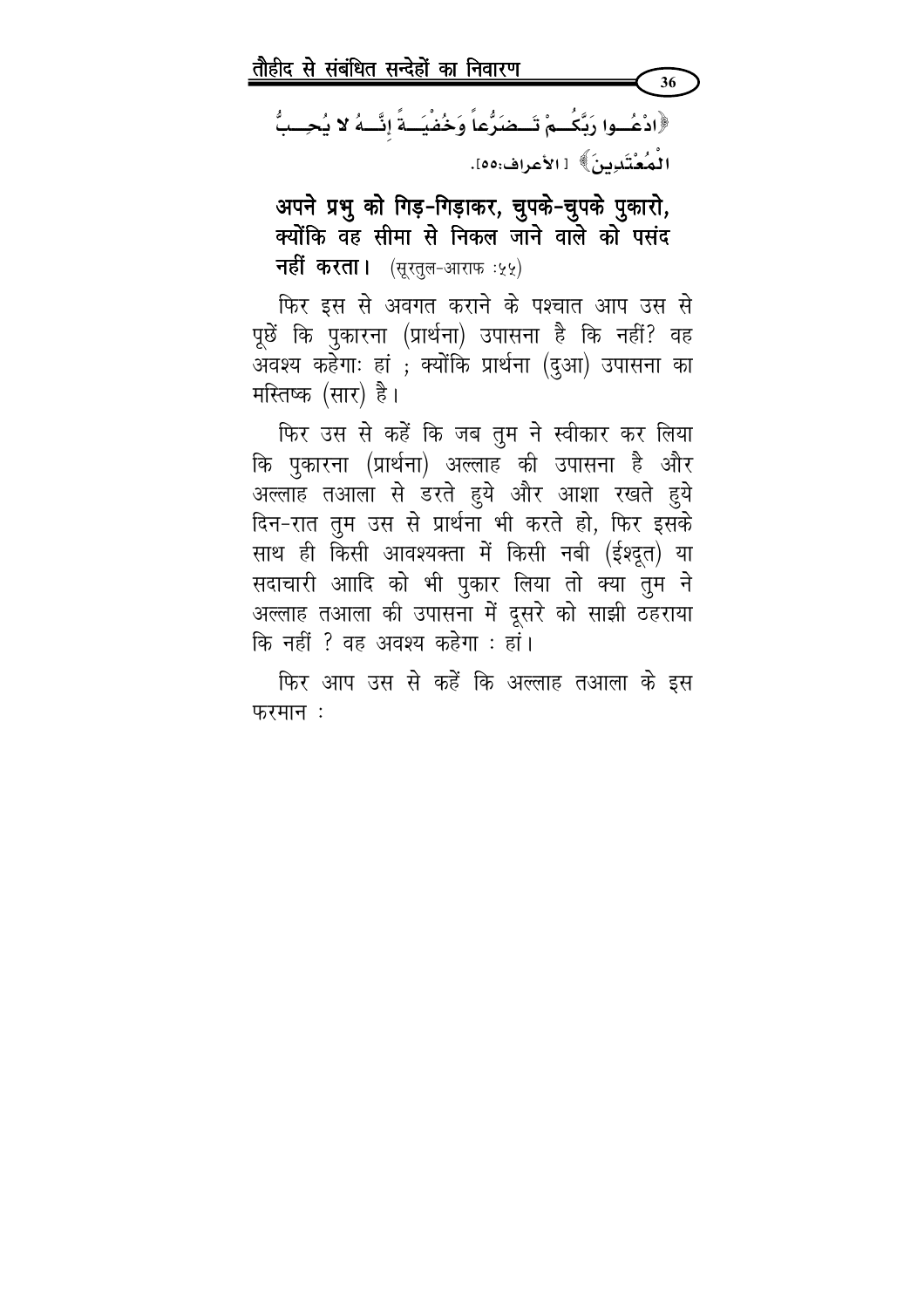﴿ادْعُوا رَبَّكُمْ تَضَرُّعاً وَخُفْيَةً إِنَّهُ لا يُحِبُّ الْمُعْتَدِينَ﴾ [الأعراف:٥٥].

**अपने प्रभु को गिड़-गिड़ाकर, चुपके-चुपके पुकारो, क्योंकि वह सीमा से निकल जाने वाले को पसंद नहीं करता।** (सूरतुल-आराफ :५५)

फिर इस से अवगत कराने के पश्चात आप उस से पूछें कि पुकारना (प्रार्थना) उपासना है कि नहीं? वह अवश्य कहेगाः हां ; क्योंकि प्रार्थना (दुआ) उपासना का मस्तिष्क (सार) है।

फिर उस से कहें कि जब तुम ने स्वीकार कर लिया कि पुकारना (प्रार्थना) अल्लाह की उपासना है और अल्लाह तआला से डरते हुये और आशा रखते हुये दिन-रात तुम उस से प्रार्थना भी करते हो, फिर इसके साथ ही किसी आवश्यक्ता में किसी नबी (ईश्दूत) या सदाचारी आादि को भी पुकार लिया तो क्या तुम ने अल्लाह तआला की उपासना में दूसरे को साझी ठहराया कि नहीं ? वह अवश्य कहेगा : हां।

फिर आप उस से कहें कि अल्लाह तआला के इस फरमान :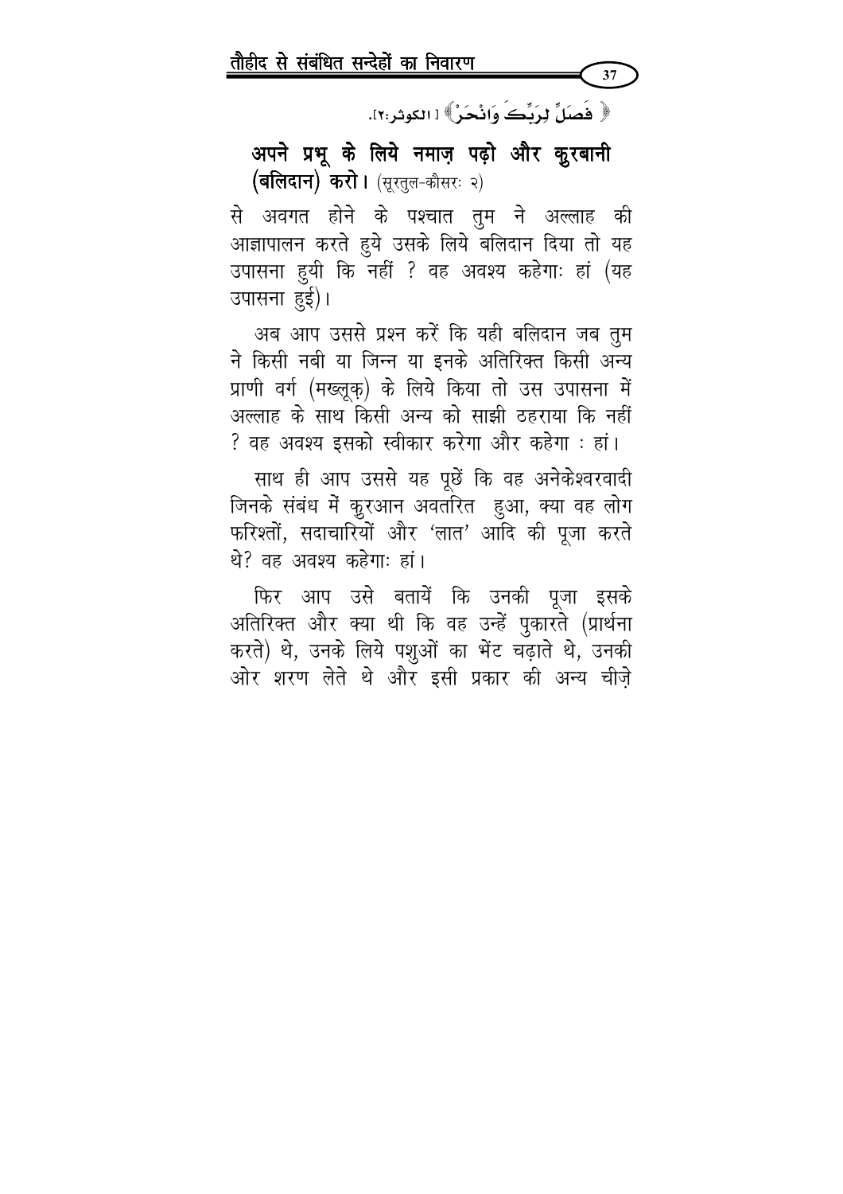﴿ فَصَلِّ لِرَبِّكَ وَانْحَرْ ﴾ [الكوثر:٢].

**अपने प्रभू के लिये नमाज़ पढ़ो और क़ुरबानी (बलिदान) करो।** (सूरतुल-कौसरः २)

से अवगत होने के पश्चात तुम ने अल्लाह की आज्ञापालन करते हुये उसके लिये बलिदान दिया तो यह उपासना हुयी कि नहीं ? वह अवश्य कहेगाः हां (यह उपासना हुई)।

अब आप उससे प्रश्न करें कि यही बलिदान जब तुम ने किसी नबी या जिन्न या इनके अतिरिक्त किसी अन्य प्राणी वर्ग (मख़्लूक़) के लिये किया तो उस उपासना में अल्लाह के साथ किसी अन्य को साझी ठहराया कि नहीं ? वह अवश्य इसको स्वीकार करेगा और कहेगा : हां।

साथ ही आप उससे यह पूछें कि वह अनेकेश्वरवादी जिनके संबंध में क़ुरआन अवतरित हुआ, क्या वह लोग फरिश्तों, सदाचारियों और 'लात' आदि की पूजा करते थे? वह अवश्य कहेगाः हां।

फिर आप उसे बतायें कि उनकी पूजा इसके अतिरिक्त और क्या थी कि वह उन्हें पुकारते (प्रार्थना करते) थे, उनके लिये पशुओं का भेंट चढ़ाते थे, उनकी ओर शरण लेते थे और इसी प्रकार की अन्य चीज़े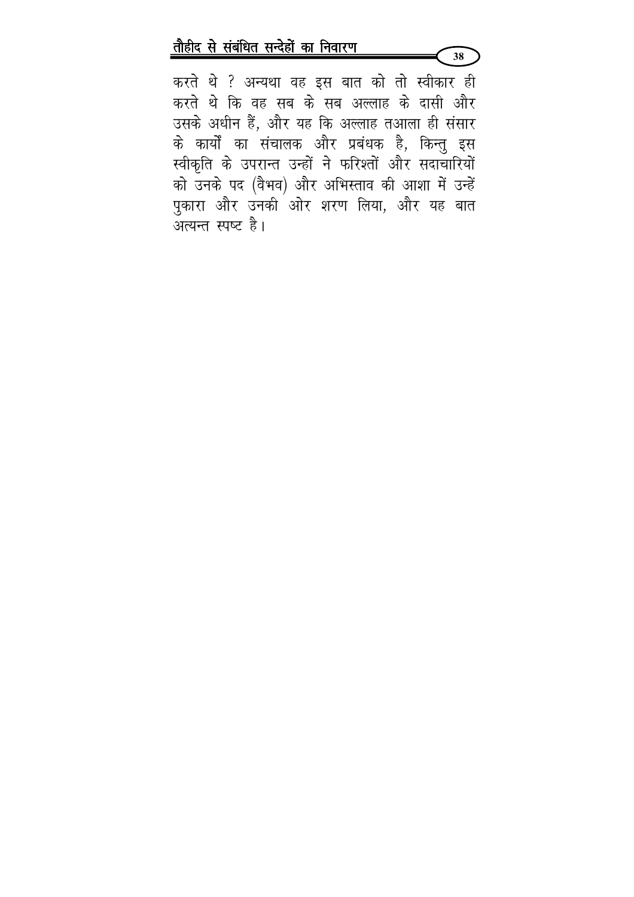करते थे ? अन्यथा वह इस बात को तो स्वीकार ही करते थे कि वह सब के सब अल्लाह के दासी और उसके अधीन हैं, और यह कि अल्लाह तआला ही संसार के कार्यों का संचालक और प्रबंधक है, किन्तु इस स्वीकृति के उपरान्त उन्हों ने फरिश्तों और सदाचारियों को उनके पद (वैभव) और अभिस्ताव की आशा में उन्हें पुकारा और उनकी ओर शरण लिया, और यह बात अत्यन्त स्पष्ट है।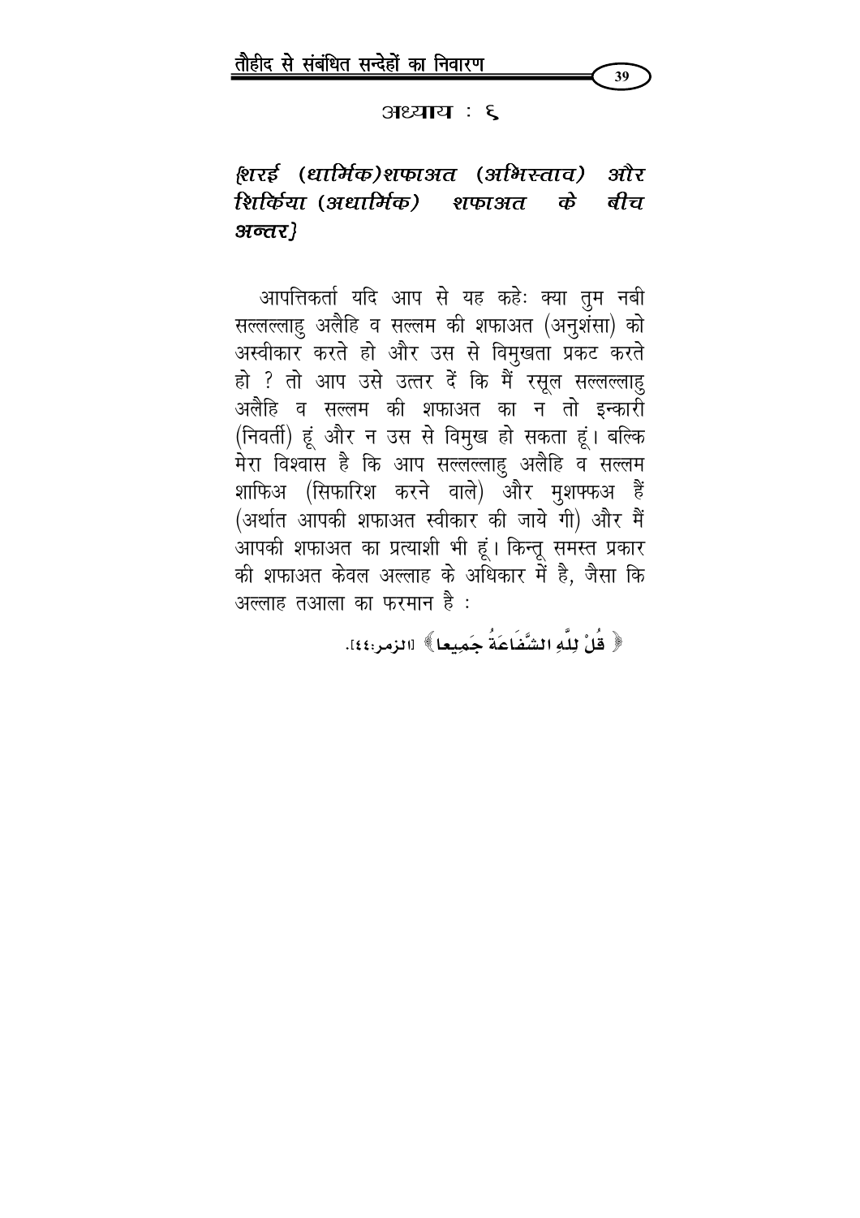## अध्याय : ६

### *{शरई (धार्मिक)शफाअत (अभिस्ताव) और शिर्किया (अधार्मिक) शफाअत के बीच अन्तर}*

आपत्तिकर्ता यदि आप से यह कहेः क्या तुम नबी सल्लल्लाहु अलैहि व सल्लम की शफाअत (अनुशंसा) को अस्वीकार करते हो और उस से विमुखता प्रकट करते हो ? तो आप उसे उत्तर दें कि मैं रसूल सल्लल्लाहु अलैहि व सल्लम की शफाअत का न तो इन्कारी (निवर्ती) हूं और न उस से विमुख हो सकता हूं। बल्कि मेरा विश्वास है कि आप सल्लल्लाहु अलैहि व सल्लम शाफिअ (सिफारिश करने वाले) और मुशफ्फअ हैं (अर्थात आपकी शफाअत स्वीकार की जाये गी) और मैं आपकी शफाअत का प्रत्याशी भी हूं। किन्तू समस्त प्रकार की शफाअत केवल अल्लाह के अधिकार में है, जैसा कि अल्लाह तआला का फरमान है :

﴿ قُلْ لِلَّهِ الشَّفَاعَةُ جَمِيعا ﴾ [الزمر:٤٤].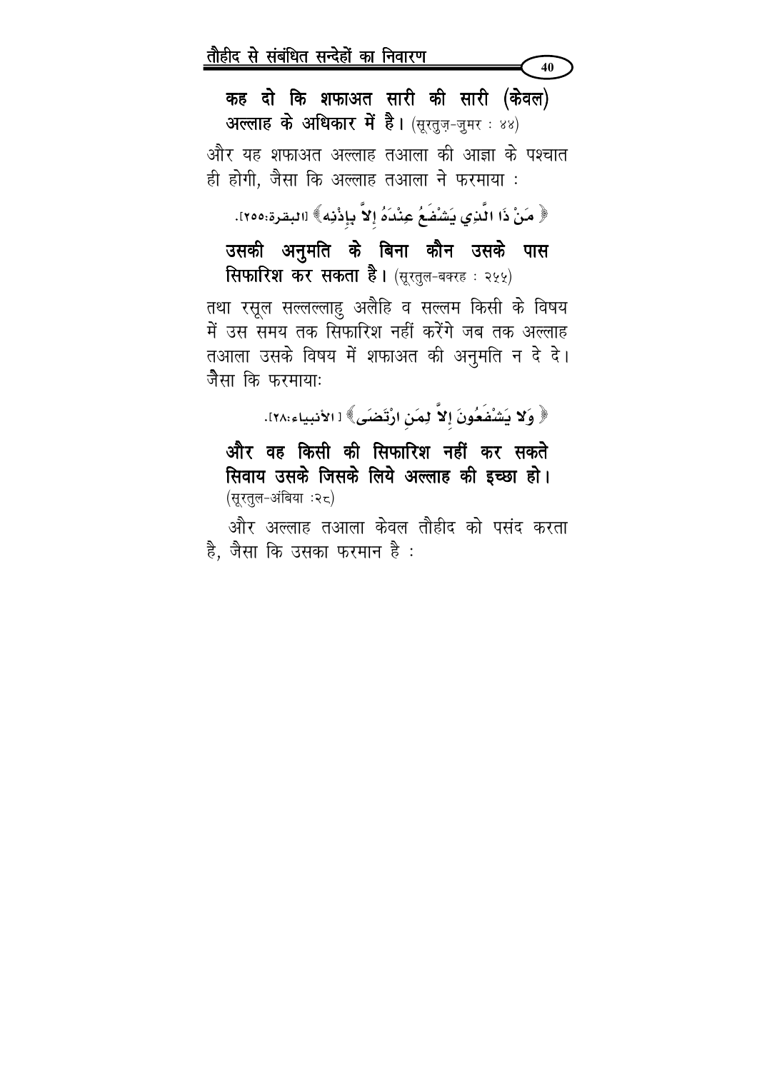**कह दो कि शफाअत सारी की सारी (केवल) अल्लाह के अधिकार में है।** (सूरतुज़-ज़ुमर : ४४)

और यह शफाअत अल्लाह तआला की आज्ञा के पश्चात ही होगी, जैसा कि अल्लाह तआला ने फरमाया :

﴿ مَنْ ذَا الَّذِي يَشْفَعُ عِنْدَهُ إِلاَّ بِإِذْنِهِ﴾ [البقرة:٢٥٥].

**उसकी अनुमति के बिना कौन उसके पास सिफारिश कर सकता है।** (सूरतुल-बक़रह : २५५)

तथा रसूल सल्लल्लाहु अलैहि व सल्लम किसी के विषय में उस समय तक सिफारिश नहीं करेंगे जब तक अल्लाह तआला उसके विषय में शफाअत की अनुमति न दे दे। जैसा कि फरमायाः

﴿ وَلا يَشْفَعُونَ إِلاَّ لِمَنِ ارْتَضَى﴾ [الأنبياء:٢٨].

**और वह किसी की सिफारिश नहीं कर सकते सिवाय उसके जिसके लिये अल्लाह की इच्छा हो।** (सूरतुल-अंबिया :२८)

और अल्लाह तआला केवल तौहीद को पसंद करता है, जैसा कि उसका फरमान है :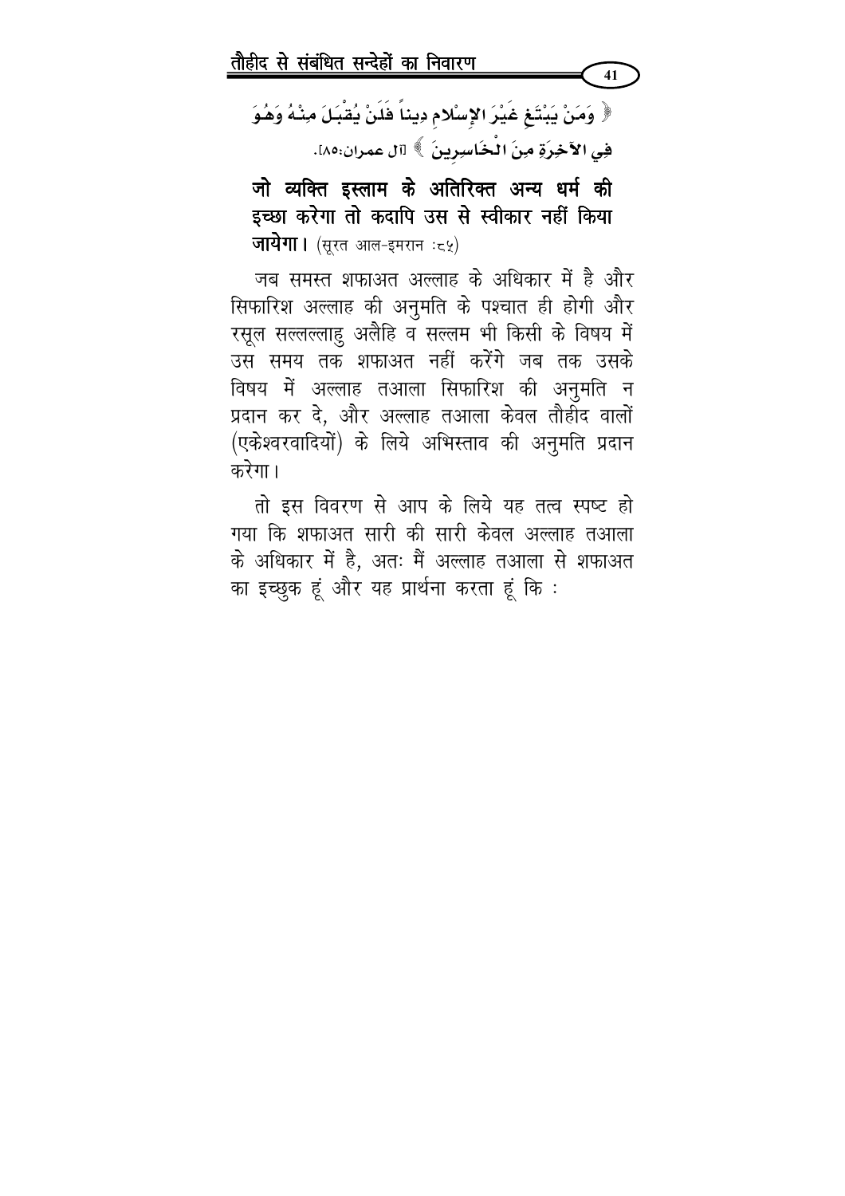﴿ وَمَنْ يَبْتَغِ غَيْرَ الإِسْلامِ دِيناً فَلَنْ يُقْبَلَ مِنْهُ وَهُوَ فِي الآخِرَةِ مِنَ الْخَاسِرِينَ ﴾ [آل عمران:٨٥].

**जो व्यक्ति इस्लाम के अतिरिक्त अन्य धर्म की इच्छा करेगा तो कदापि उस से स्वीकार नहीं किया जायेगा।** (सूरत आल-इमरान :८५)

जब समस्त शफाअत अल्लाह के अधिकार में है और सिफारिश अल्लाह की अनुमति के पश्चात ही होगी और रसूल सल्लल्लाहु अलैहि व सल्लम भी किसी के विषय में उस समय तक शफाअत नहीं करेंगे जब तक उसके विषय में अल्लाह तआला सिफारिश की अनुमति न प्रदान कर दे, और अल्लाह तआला केवल तौहीद वालों (एकेश्वरवादियों) के लिये अभिस्ताव की अनुमति प्रदान करेगा।

तो इस विवरण से आप के लिये यह तत्व स्पष्ट हो गया कि शफाअत सारी की सारी केवल अल्लाह तआला के अधिकार में है, अतः मैं अल्लाह तआला से शफाअत का इच्छुक हूं और यह प्रार्थना करता हूं कि :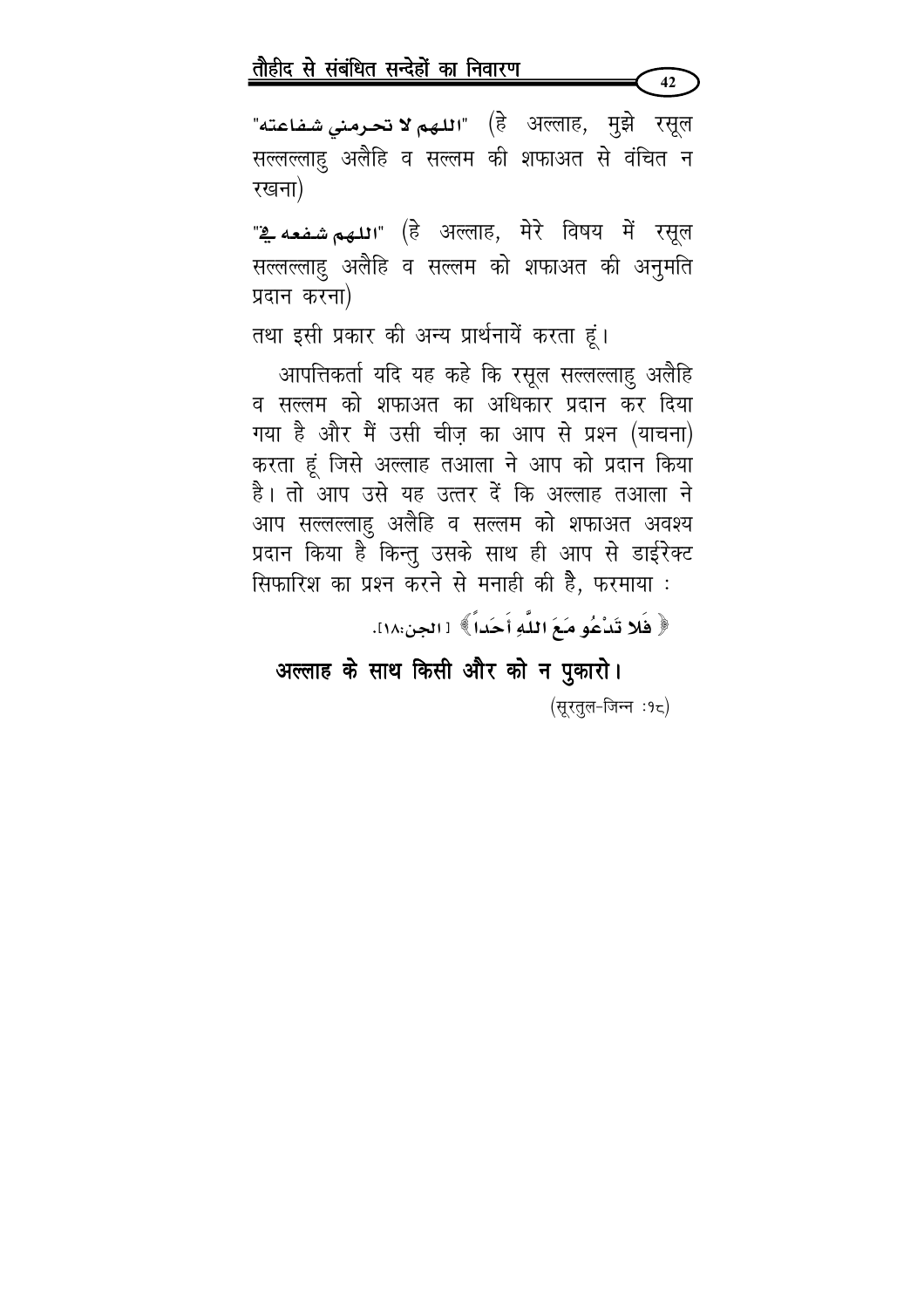"اللهم لا تحرمني شفاعته" (हे अल्लाह, मुझे रसूल सल्लल्लाहु अलैहि व सल्लम की शफाअत से वंचित न रखना)

"اللهم شفعه فيّ" (हे अल्लाह, मेरे विषय में रसूल सल्लल्लाहु अलैहि व सल्लम को शफाअत की अनुमति प्रदान करना)

तथा इसी प्रकार की अन्य प्रार्थनायें करता हूं।

आपत्तिकर्ता यदि यह कहे कि रसूल सल्लल्लाहु अलैहि व सल्लम को शफाअत का अधिकार प्रदान कर दिया गया है और मैं उसी चीज़ का आप से प्रश्न (याचना) करता हूं जिसे अल्लाह तआला ने आप को प्रदान किया है। तो आप उसे यह उत्तर दें कि अल्लाह तआला ने आप सल्लल्लाहु अलैहि व सल्लम को शफाअत अवश्य प्रदान किया है किन्तु उसके साथ ही आप से डाईरेक्ट सिफारिश का प्रश्न करने से मनाही की है, फरमाया :

﴿ فَلا تَدْعُو مَعَ اللَّهِ أَحَداً ﴾ [الجن:١٨].

**अल्लाह के साथ किसी और को न पुकारो।**

(सूरतुल-जिन्न :१८)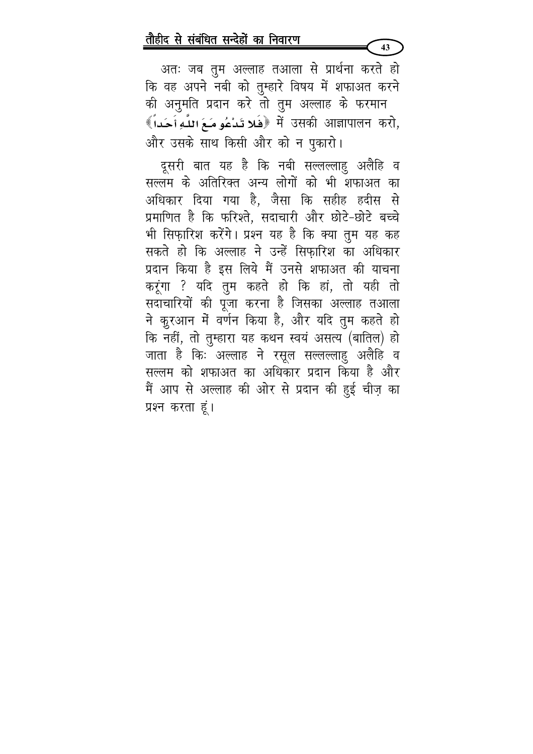अतः जब तुम अल्लाह तआला से प्रार्थना करते हो कि वह अपने नबी को तुम्हारे विषय में शफाअत करने की अनुमति प्रदान करे तो तुम अल्लाह के फरमान ﴿فَلا تَدْعُو مَعَ اللَّهِ أَحَداً﴾ में उसकी आज्ञापालन करो, और उसके साथ किसी और को न पुकारो।

दूसरी बात यह है कि नबी सल्लल्लाहु अलैहि व सल्लम के अतिरिक्त अन्य लोगों को भी शफाअत का अधिकार दिया गया है, जैसा कि सहीह हदीस से प्रमाणित है कि फरिश्ते, सदाचारी और छोटे-छोटे बच्चे भी सिफ़ारिश करेंगे। प्रश्न यह है कि क्या तुम यह कह सकते हो कि अल्लाह ने उन्हें सिफ़ारिश का अधिकार प्रदान किया है इस लिये मैं उनसे शफाअत की याचना करूंगा ? यदि तुम कहते हो कि हां, तो यही तो सदाचारियों की पूजा करना है जिसका अल्लाह तआला ने कुरआन में वर्णन किया है, और यदि तुम कहते हो कि नहीं, तो तुम्हारा यह कथन स्वयं असत्य (बातिल) हो जाता है किः अल्लाह ने रसूल सल्लल्लाहु अलैहि व सल्लम को शफाअत का अधिकार प्रदान किया है और मैं आप से अल्लाह की ओर से प्रदान की हुई चीज़ का प्रश्न करता हूं।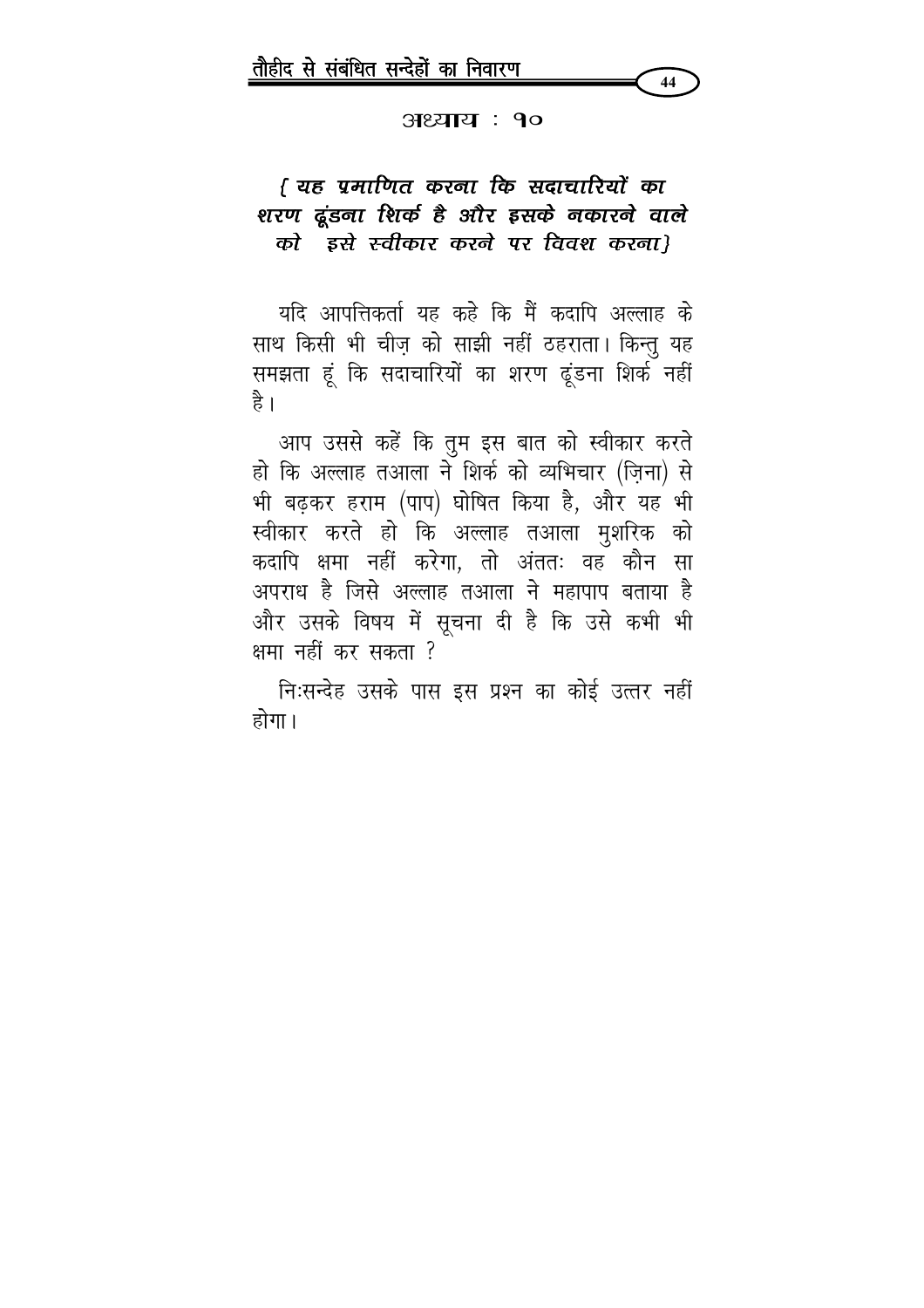## अध्याय : १०

### *{ यह प्रमाणित करना कि सदाचारियों का शरण ढूंडना शिर्क है और इसके नकारने वाले को इसे स्वीकार करने पर विवश करना}*

यदि आपत्तिकर्ता यह कहे कि मैं कदापि अल्लाह के साथ किसी भी चीज़ को साझी नहीं ठहराता। किन्तु यह समझता हूं कि सदाचारियों का शरण ढूंडना शिर्क नहीं है।

आप उससे कहें कि तुम इस बात को स्वीकार करते हो कि अल्लाह तआला ने शिर्क को व्यभिचार (ज़िना) से भी बढ़कर हराम (पाप) घोषित किया है, और यह भी स्वीकार करते हो कि अल्लाह तआला मुशरिक को कदापि क्षमा नहीं करेगा, तो अंततः वह कौन सा अपराध है जिसे अल्लाह तआला ने महापाप बताया है और उसके विषय में सूचना दी है कि उसे कभी भी क्षमा नहीं कर सकता ?

निःसन्देह उसके पास इस प्रश्न का कोई उत्तर नहीं होगा।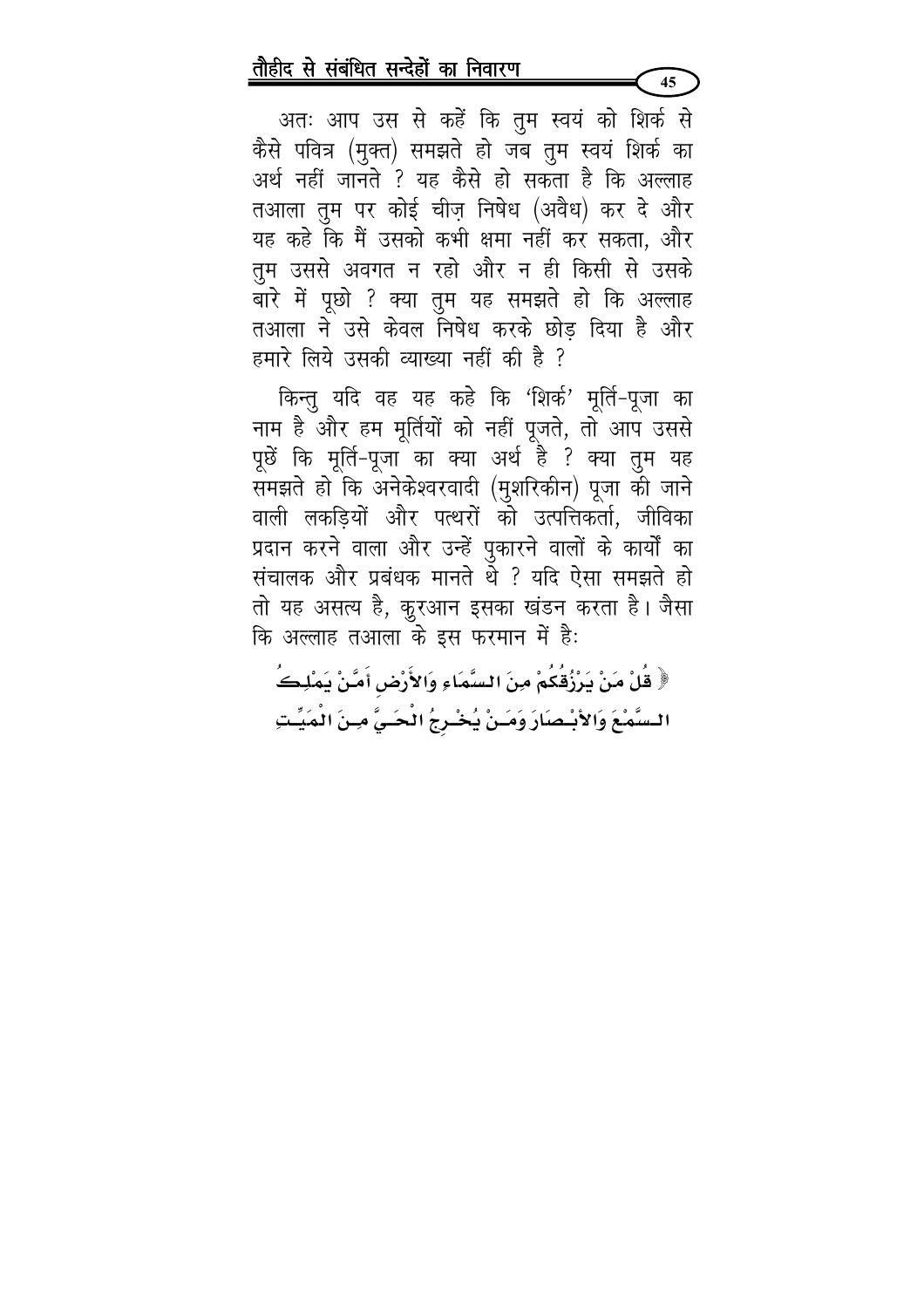अतः आप उस से कहें कि तुम स्वयं को शिर्क से कैसे पवित्र (मुक्त) समझते हो जब तुम स्वयं शिर्क का अर्थ नहीं जानते ? यह कैसे हो सकता है कि अल्लाह तआला तुम पर कोई चीज़ निषेध (अवैध) कर दे और यह कहे कि मैं उसको कभी क्षमा नहीं कर सकता, और तुम उससे अवगत न रहो और न ही किसी से उसके बारे में पूछो ? क्या तुम यह समझते हो कि अल्लाह तआला ने उसे केवल निषेध करके छोड़ दिया है और हमारे लिये उसकी व्याख्या नहीं की है ?

किन्तु यदि वह यह कहे कि 'शिर्क' मूर्ति-पूजा का नाम है और हम मूर्तियों को नहीं पूजते, तो आप उससे पूछें कि मूर्ति-पूजा का क्या अर्थ है ? क्या तुम यह समझते हो कि अनेकेश्वरवादी (मुशरिकीन) पूजा की जाने वाली लकड़ियों और पत्थरों को उत्पत्तिकर्ता, जीविका प्रदान करने वाला और उन्हें पुकारने वालों के कार्यों का संचालक और प्रबंधक मानते थे ? यदि ऐसा समझते हो तो यह असत्य है, क़ुरआन इसका खंडन करता है। जैसा कि अल्लाह तआला के इस फरमान में है:

﴿ قُلْ مَنْ يَرْزُقُكُمْ مِنَ السَّمَاءِ وَالأَرْضِ أَمَّنْ يَمْلِكُ السَّمْعَ وَالأَبْصَارَ وَمَنْ يُخْرِجُ الْحَيَّ مِنَ الْمَيِّتِ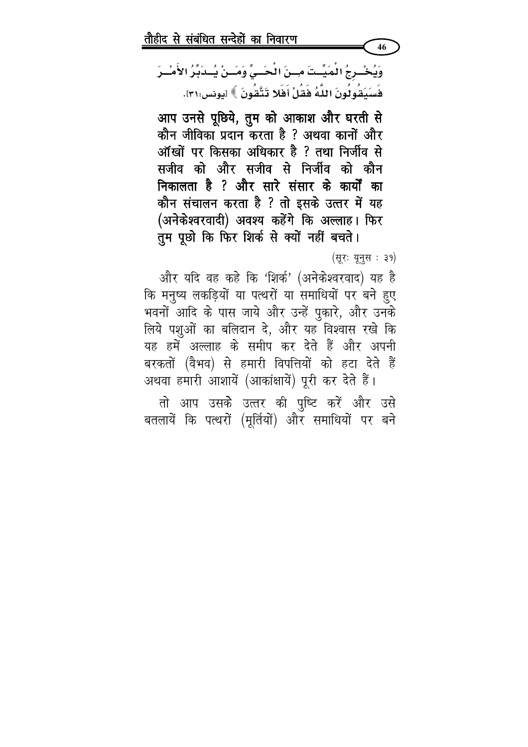وَيُخْـرِجُ الْمَيِّـتَ مِـنَ الْحَـيِّ وَمَـنْ يُـدَبِّرُ الأَمْـرَ فَسَيَقُولُونَ اللَّهُ فَقُلْ أَفَلا تَتَّقُونَ ﴾ [يونس:٣١].

**आप उनसे पूछिये, तुम को आकाश और धरती से कौन जीविका प्रदान करता है ? अथवा कानों और ऑखों पर किसका अधिकार है ? तथा निर्जीव से सजीव को और सजीव से निर्जीव को कौन निकालता है ? और सारे संसार के कार्यों का कौन संचालन करता है ? तो इसके उत्तर में यह (अनेकेश्वरवादी) अवश्य कहेंगे कि अल्लाह। फिर तुम पूछो कि फिर शिर्क से क्यों नहीं बचते।**

(सूरः यूनुस : ३१)

और यदि वह कहे कि 'शिर्क' (अनेकेश्वरवाद) यह है कि मनुष्य लकड़ियों या पत्थरों या समाधियों पर बने हुए भवनों आदि के पास जाये और उन्हें पुकारे, और उनके लिये पशुओं का बलिदान दे, और यह विश्वास रखे कि यह हमें अल्लाह के समीप कर देते हैं और अपनी बरकतों (वैभव) से हमारी विपत्तियों को हटा देते हैं अथवा हमारी आशायें (आकांक्षायें) पूरी कर देते हैं।

तो आप उसके उत्तर की पुष्टि करें और उसे बतलायें कि पत्थरों (मूर्तियों) और समाधियों पर बने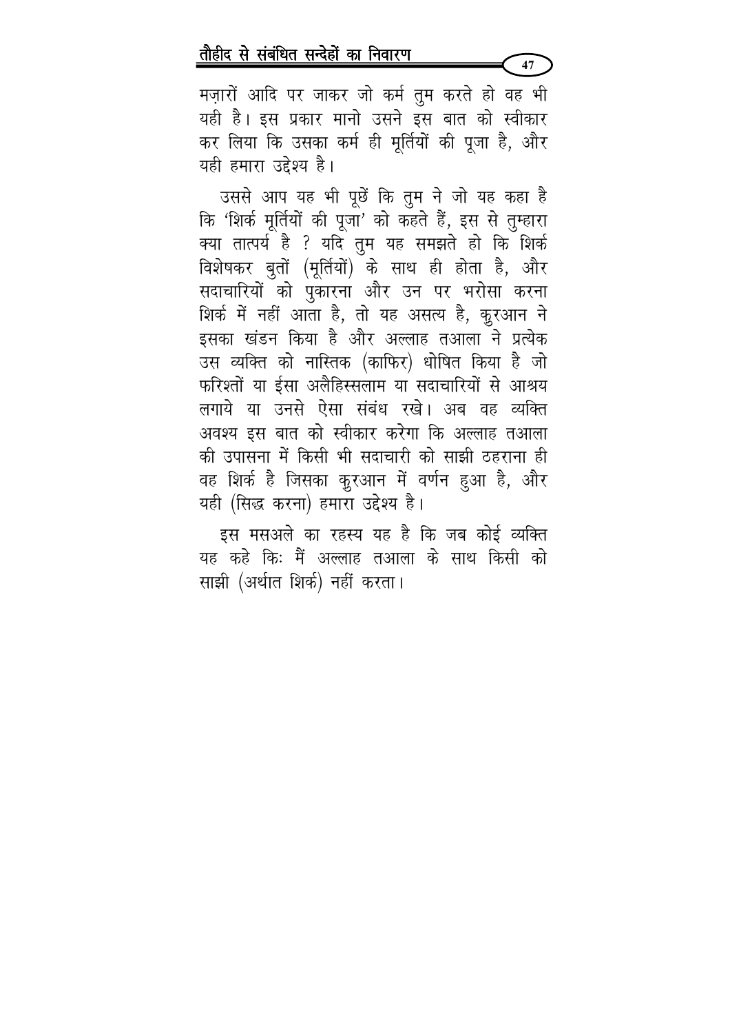मज़ारों आदि पर जाकर जो कर्म तुम करते हो वह भी यही है। इस प्रकार मानो उसने इस बात को स्वीकार कर लिया कि उसका कर्म ही मूर्तियों की पूजा है, और यही हमारा उद्देश्य है।

उससे आप यह भी पूछें कि तुम ने जो यह कहा है कि 'शिर्क मूर्तियों की पूजा' को कहते हैं, इस से तुम्हारा क्या तात्पर्य है ? यदि तुम यह समझते हो कि शिर्क विशेषकर बुतों (मूर्तियों) के साथ ही होता है, और सदाचारियों को पुकारना और उन पर भरोसा करना शिर्क में नहीं आता है, तो यह असत्य है, क़ुरआन ने इसका खंडन किया है और अल्लाह तआला ने प्रत्येक उस व्यक्ति को नास्तिक (काफिर) धोषित किया है जो फरिश्तों या ईसा अलैहिस्सलाम या सदाचारियों से आश्रय लगाये या उनसे ऐसा संबंध रखे। अब वह व्यक्ति अवश्य इस बात को स्वीकार करेगा कि अल्लाह तआला की उपासना में किसी भी सदाचारी को साझी ठहराना ही वह शिर्क है जिसका क़ुरआन में वर्णन हुआ है, और यही (सिद्ध करना) हमारा उद्देश्य है।

इस मसअले का रहस्य यह है कि जब कोई व्यक्ति यह कहे किः मैं अल्लाह तआला के साथ किसी को साझी (अर्थात शिर्क) नहीं करता।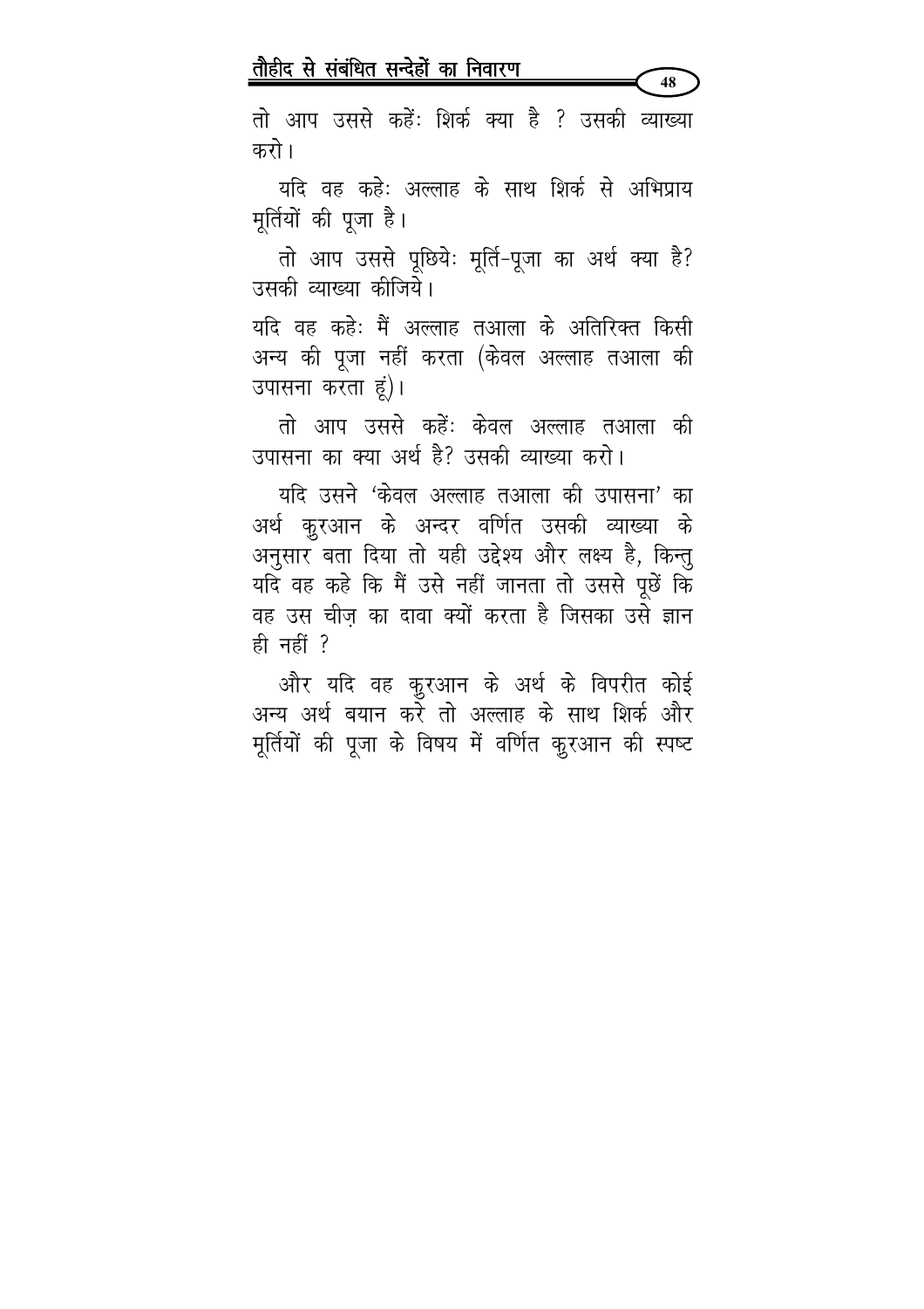तो आप उससे कहें: शिर्क क्या है ? उसकी व्याख्या करो।

यदि वह कहे: अल्लाह के साथ शिर्क से अभिप्राय मूर्तियों की पूजा है।

तो आप उससे पूछिये: मूर्ति-पूजा का अर्थ क्या है? उसकी व्याख्या कीजिये।

यदि वह कहे: मैं अल्लाह तआला के अतिरिक्त किसी अन्य की पूजा नहीं करता (केवल अल्लाह तआला की उपासना करता हूं)।

तो आप उससे कहें: केवल अल्लाह तआला की उपासना का क्या अर्थ है? उसकी व्याख्या करो।

यदि उसने 'केवल अल्लाह तआला की उपासना' का अर्थ क़ुरआन के अन्दर वर्णित उसकी व्याख्या के अनुसार बता दिया तो यही उद्देश्य और लक्ष्य है, किन्तु यदि वह कहे कि मैं उसे नहीं जानता तो उससे पूछें कि वह उस चीज़ का दावा क्यों करता है जिसका उसे ज्ञान ही नहीं ?

और यदि वह क़ुरआन के अर्थ के विपरीत कोई अन्य अर्थ बयान करे तो अल्लाह के साथ शिर्क और मूर्तियों की पूजा के विषय में वर्णित क़ुरआन की स्पष्ट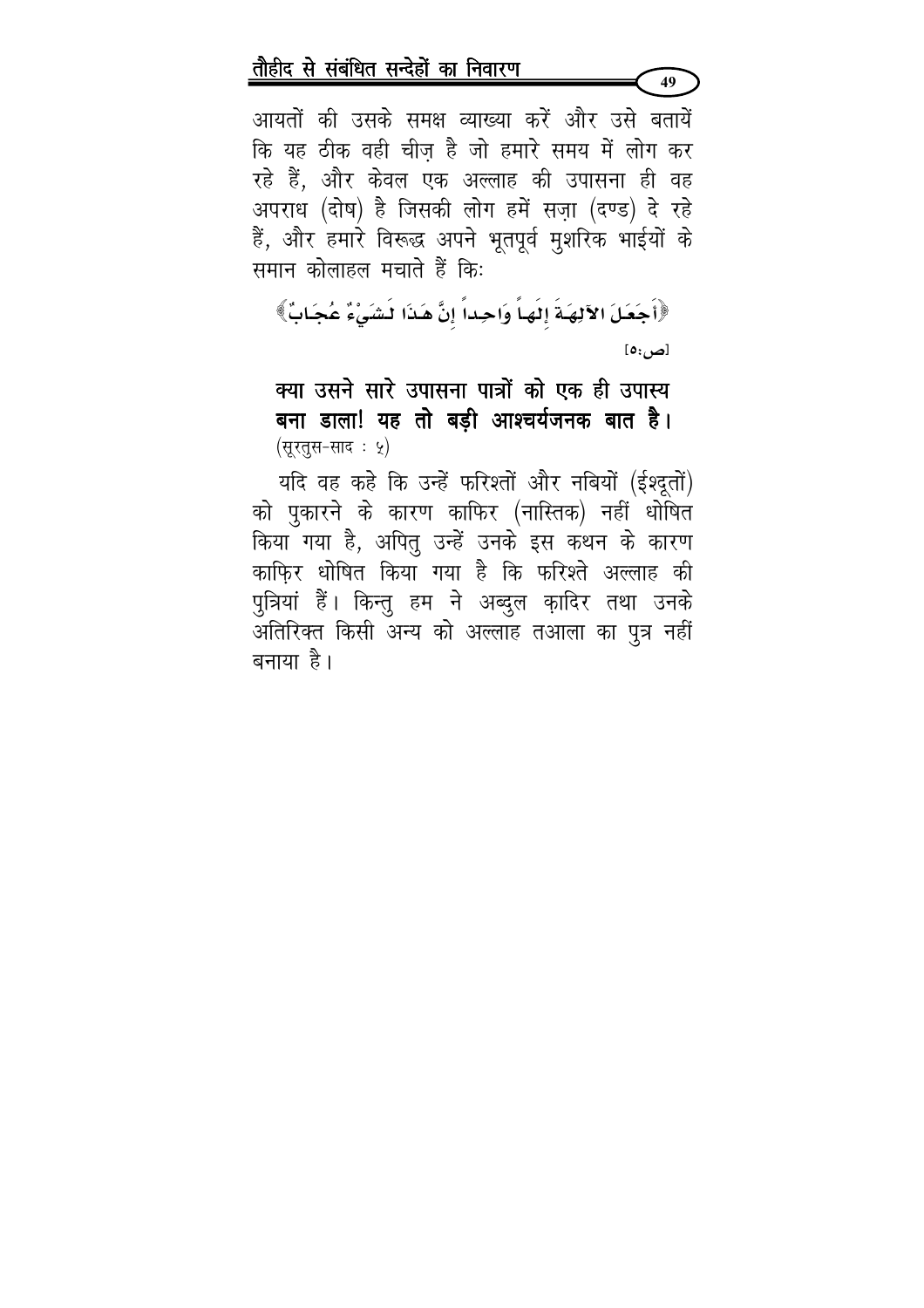आयतों की उसके समक्ष व्याख्या करें और उसे बतायें कि यह ठीक वही चीज़ है जो हमारे समय में लोग कर रहे हैं, और केवल एक अल्लाह की उपासना ही वह अपराध (दोष) है जिसकी लोग हमें सज़ा (दण्ड) दे रहे हैं, और हमारे विरूद्ध अपने भूतपूर्व मुशरिक भाईयों के समान कोलाहल मचाते हैं किः

﴿أَجَعَلَ الآلِهَةَ إِلَهاً وَاحِداً إِنَّ هَذَا لَشَيْءٌ عُجَابٌ﴾

[ص:٥]

**क्या उसने सारे उपासना पात्रों को एक ही उपास्य बना डाला! यह तो बड़ी आश्चर्यजनक बात है।**
(सूरतुस-साद : ५)

यदि वह कहे कि उन्हें फरिश्तों और नबियों (ईश्दूतों) को पुकारने के कारण काफिर (नास्तिक) नहीं धोषित किया गया है, अपितु उन्हें उनके इस कथन के कारण काफ़िर धोषित किया गया है कि फरिश्ते अल्लाह की पुत्रियां हैं। किन्तु हम ने अब्दुल क़ादिर तथा उनके अतिरिक्त किसी अन्य को अल्लाह तआला का पुत्र नहीं बनाया है।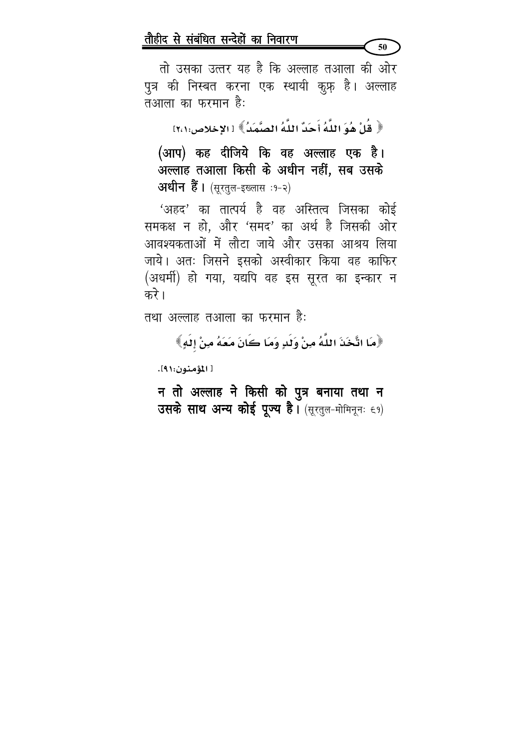तो उसका उत्तर यह है कि अल्लाह तआला की ओर पुत्र की निस्बत करना एक स्थायी कुफ़्र है। अल्लाह तआला का फरमान है:

﴿ قُلْ هُوَ اللَّهُ أَحَدٌ اللَّهُ الصَّمَدُ ﴾ [ الإخلاص:١،٢]

**(आप) कह दीजिये कि वह अल्लाह एक है। अल्लाह तआला किसी के अधीन नहीं, सब उसके अधीन हैं।** (सूरतुल-इख़्लास :१-२)

'अहद' का तात्पर्य है वह अस्तित्व जिसका कोई समकक्ष न हो, और 'समद' का अर्थ है जिसकी ओर आवश्यकताओं में लौटा जाये और उसका आश्रय लिया जाये। अतः जिसने इसको अस्वीकार किया वह काफिर (अधर्मी) हो गया, यद्यपि वह इस सूरत का इन्कार न करे।

तथा अल्लाह तआला का फरमान है:

﴿مَا اتَّخَذَ اللَّهُ مِنْ وَلَدٍ وَمَا كَانَ مَعَهُ مِنْ إِلَهٍ﴾

[ المؤمنون:٩١].

**न तो अल्लाह ने किसी को पुत्र बनाया तथा न उसके साथ अन्य कोई पूज्य है।** (सूरतुल-मोमिनून: ९१)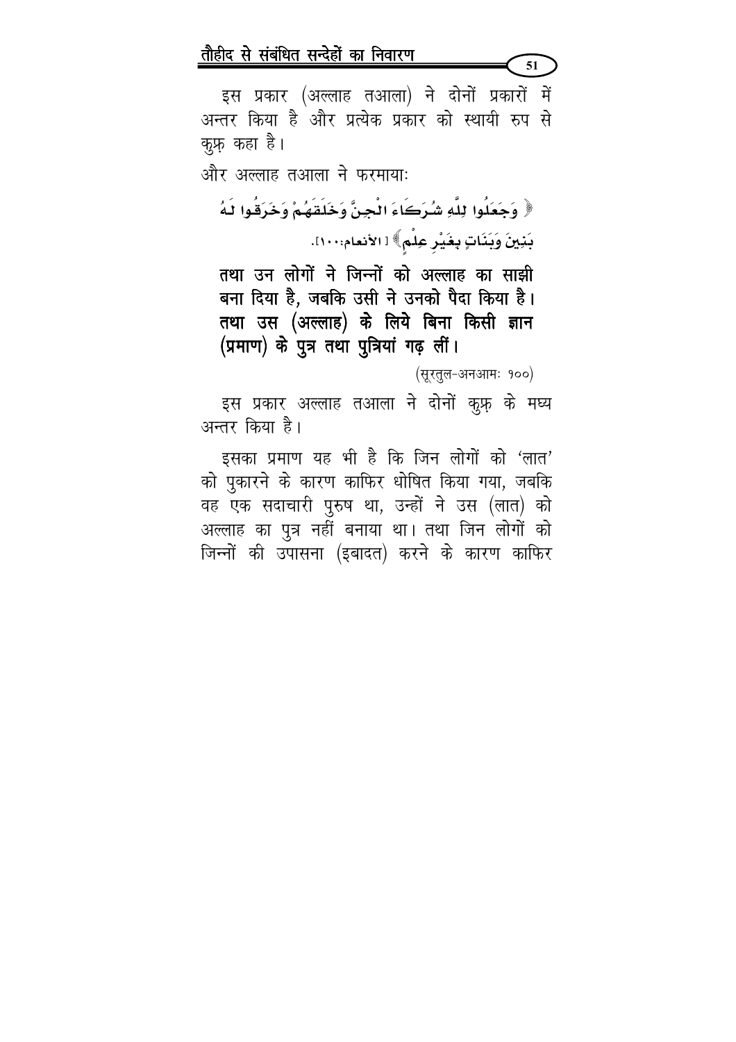इस प्रकार (अल्लाह तआला) ने दोनों प्रकारों में अन्तर किया है और प्रत्येक प्रकार को स्थायी रुप से कुफ्र कहा है।

और अल्लाह तआला ने फरमायाः

﴿ وَجَعَلُوا لِلَّهِ شُرَكَاءَ الْجِنَّ وَخَلَقَهُمْ وَخَرَقُوا لَهُ بَنِينَ وَبَنَاتٍ بِغَيْرِ عِلْمٍ﴾ [الأنعام:١٠٠].

**तथा उन लोगों ने जिन्नों को अल्लाह का साझी बना दिया है, जबकि उसी ने उनको पैदा किया है। तथा उस (अल्लाह) के लिये बिना किसी ज्ञान (प्रमाण) के पुत्र तथा पुत्रियां गढ़ लीं।**

(सूरतुल-अनआमः १००)

इस प्रकार अल्लाह तआला ने दोनों कुफ़्र के मध्य अन्तर किया है।

इसका प्रमाण यह भी है कि जिन लोगों को 'लात' को पुकारने के कारण काफिर धोषित किया गया, जबकि वह एक सदाचारी पुरुष था, उन्हों ने उस (लात) को अल्लाह का पुत्र नहीं बनाया था। तथा जिन लोगों को जिन्नों की उपासना (इबादत) करने के कारण काफिर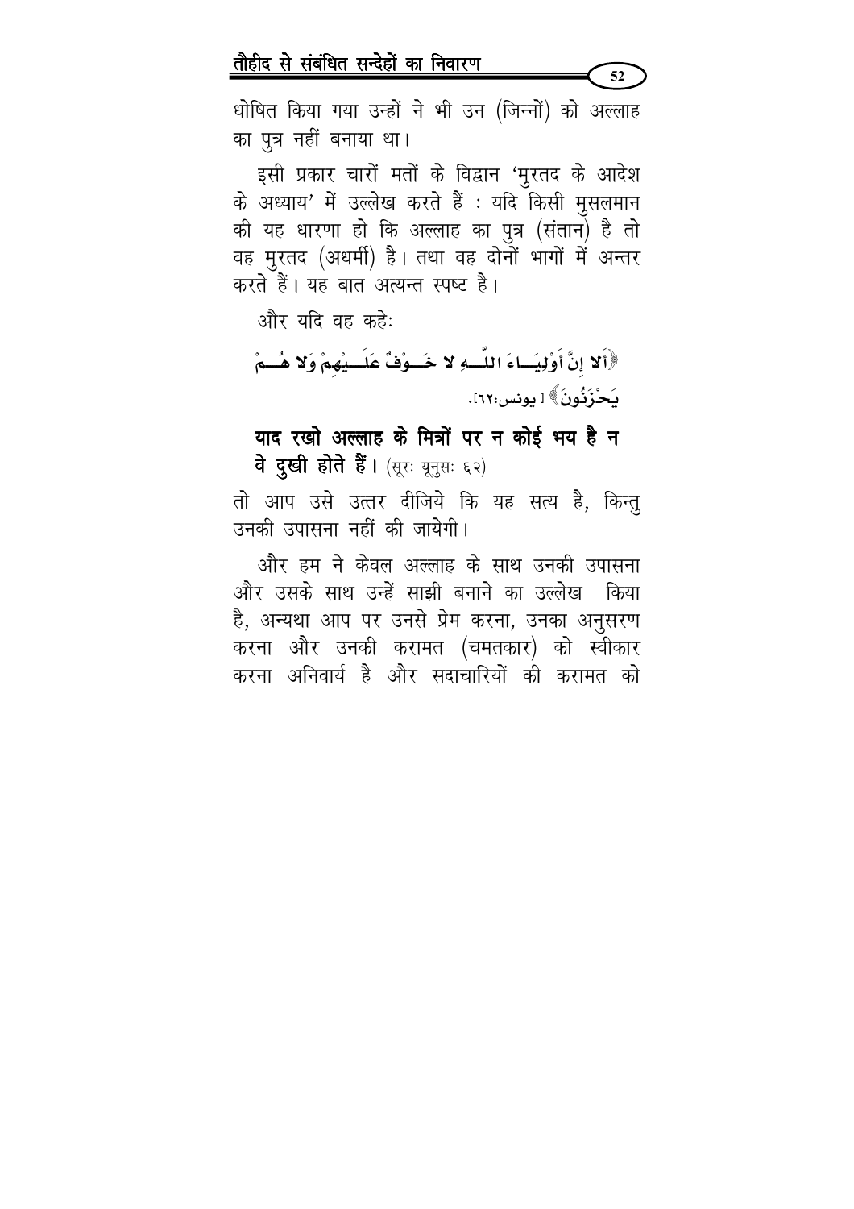धोषित किया गया उन्हों ने भी उन (जिन्नों) को अल्लाह का पुत्र नहीं बनाया था।

इसी प्रकार चारों मतों के विद्वान 'मुरतद के आदेश के अध्याय' में उल्लेख करते हैं : यदि किसी मुसलमान की यह धारणा हो कि अल्लाह का पुत्र (संतान) है तो वह मुरतद (अधर्मी) है। तथा वह दोनों भागों में अन्तर करते हैं। यह बात अत्यन्त स्पष्ट है।

और यदि वह कहेः

﴿أَلا إِنَّ أَوْلِيَاءَ اللَّهِ لا خَوْفٌ عَلَيْهِمْ وَلا هُمْ يَحْزَنُونَ﴾ [يونس:٦٢].

**याद रखो अल्लाह के मित्रों पर न कोई भय है न वे दुखी होते हैं।** (सूरः यूनुसः ६२)

तो आप उसे उत्तर दीजिये कि यह सत्य है, किन्तु उनकी उपासना नहीं की जायेगी।

और हम ने केवल अल्लाह के साथ उनकी उपासना और उसके साथ उन्हें साझी बनाने का उल्लेख किया है, अन्यथा आप पर उनसे प्रेम करना, उनका अनुसरण करना और उनकी करामत (चमतकार) को स्वीकार करना अनिवार्य है और सदाचारियों की करामत को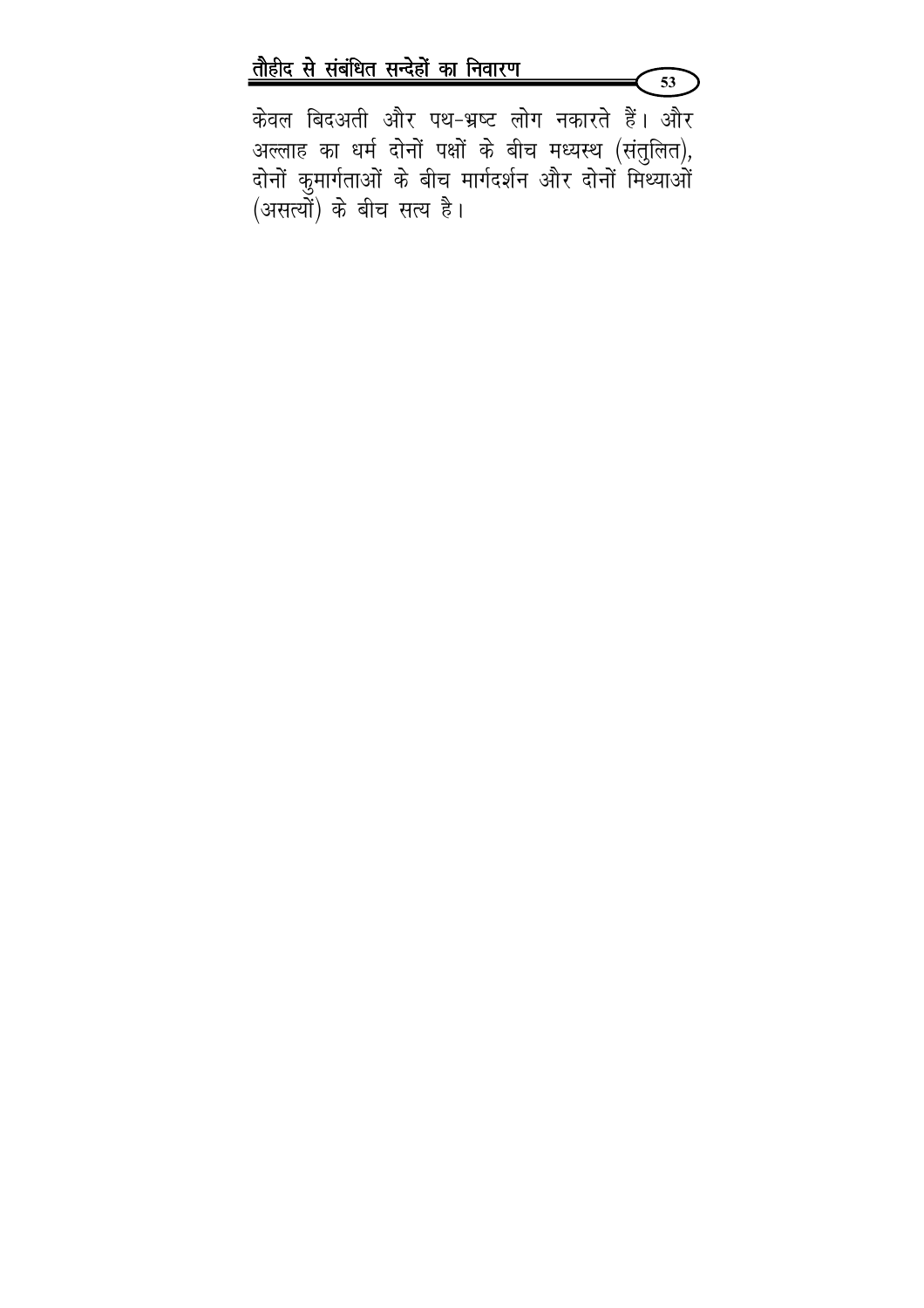केवल बिदअती और पथ-भ्रष्ट लोग नकारते हैं। और अल्लाह का धर्म दोनों पक्षों के बीच मध्यस्थ (संतुलित), दोनों कुमार्गताओं के बीच मार्गदर्शन और दोनों मिथ्याओं (असत्यों) के बीच सत्य है।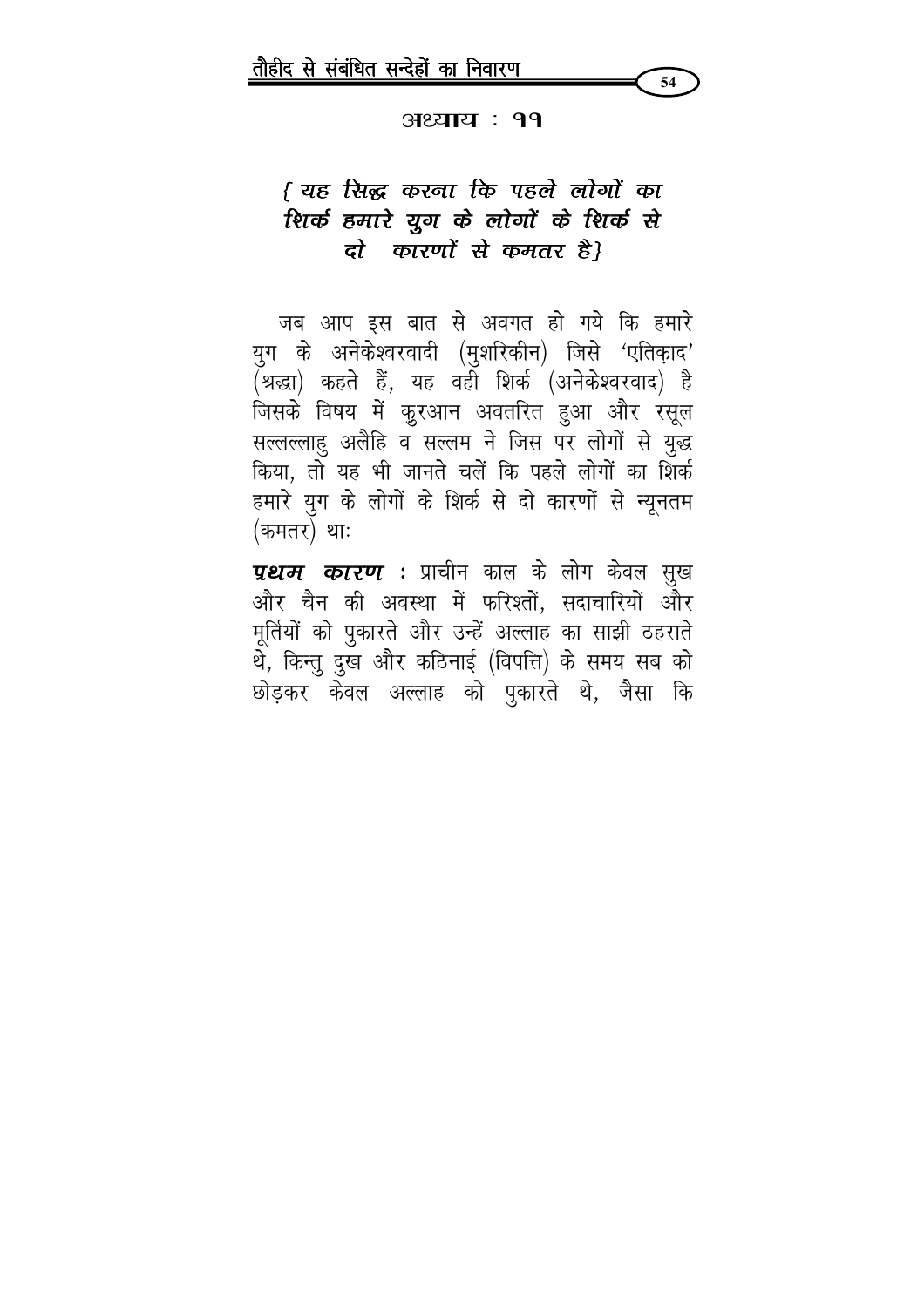## अध्याय : ११

### *{ यह सिद्ध करना कि पहले लोगों का शिर्क हमारे युग के लोगों के शिर्क से दो कारणों से कमतर है}*

जब आप इस बात से अवगत हो गये कि हमारे युग के अनेकेश्वरवादी (मुशरिकीन) जिसे 'एतिक़ाद' (श्रद्धा) कहते हैं, यह वही शिर्क (अनेकेश्वरवाद) है जिसके विषय में क़ुरआन अवतरित हुआ और रसूल सल्लल्लाहु अलैहि व सल्लम ने जिस पर लोगों से युद्ध किया, तो यह भी जानते चलें कि पहले लोगों का शिर्क हमारे युग के लोगों के शिर्क से दो कारणों से न्यूनतम (कमतर) थाः

***प्रथम कारण*** : प्राचीन काल के लोग केवल सुख और चैन की अवस्था में फरिश्तों, सदाचारियों और मूर्तियों को पुकारते और उन्हें अल्लाह का साझी ठहराते थे, किन्तु दुख और कठिनाई (विपत्ति) के समय सब को छोड़कर केवल अल्लाह को पुकारते थे, जैसा कि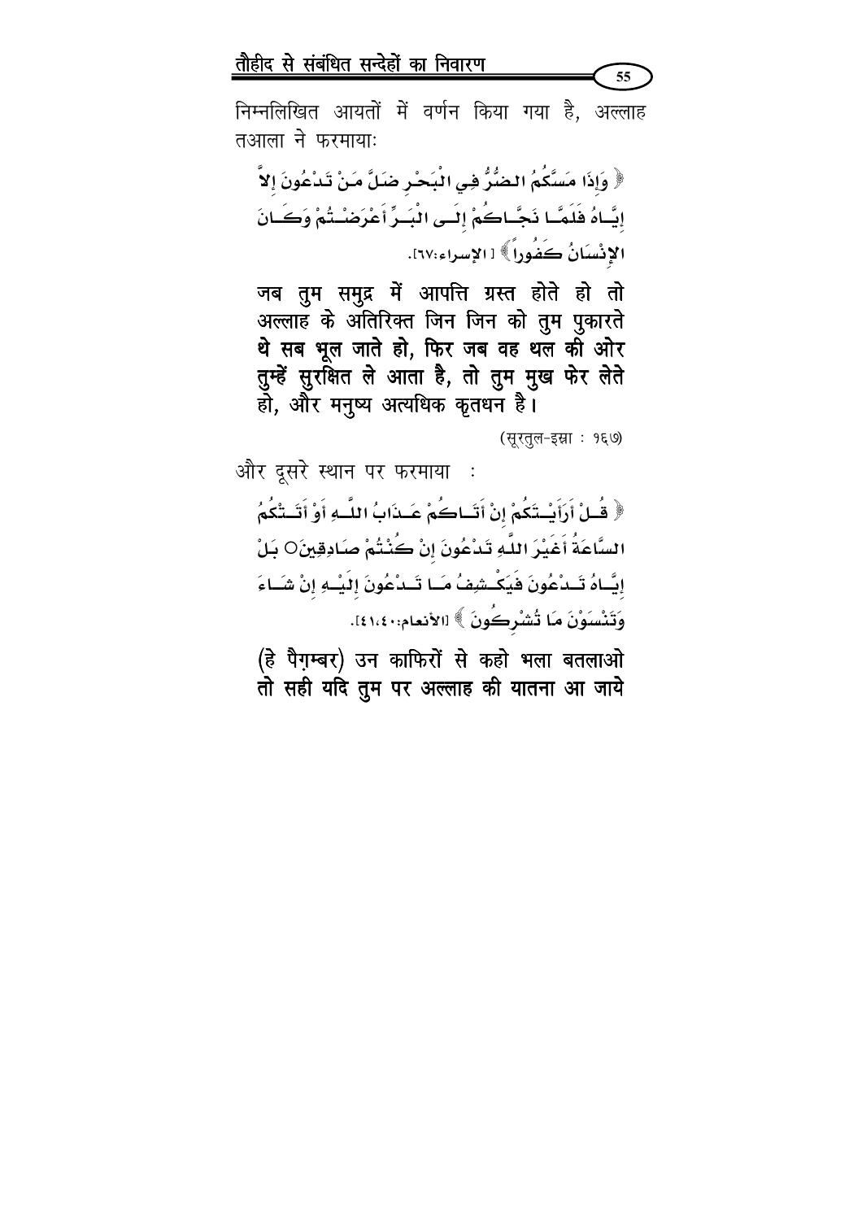निम्नलिखित आयतों में वर्णन किया गया है, अल्लाह तआला ने फरमायाः

﴿ وَإِذَا مَسَّكُمُ الضُّرُّ فِي الْبَحْرِ ضَلَّ مَنْ تَدْعُونَ إِلاَّ إِيَّاهُ فَلَمَّا نَجَّاكُمْ إِلَى الْبَرِّ أَعْرَضْتُمْ وَكَانَ الإِنْسَانُ كَفُوراً ﴾ [الإسراء:٦٧].

**जब तुम समुद्र में आपत्ति ग्रस्त होते हो तो अल्लाह के अतिरिक्त जिन जिन को तुम पुकारते थे सब भूल जाते हो, फिर जब वह थल की ओर तुम्हें सुरक्षित ले आता है, तो तुम मुख फेर लेते हो, और मनुष्य अत्यधिक कृतधन है।**

(सूरतुल-इस्रा : १६७)

और दूसरे स्थान पर फरमाया :

﴿ قُلْ أَرَأَيْتَكُمْ إِنْ أَتَاكُمْ عَذَابُ اللَّهِ أَوْ أَتَتْكُمُ السَّاعَةُ أَغَيْرَ اللَّهِ تَدْعُونَ إِنْ كُنْتُمْ صَادِقِينَ ○ بَلْ إِيَّاهُ تَدْعُونَ فَيَكْشِفُ مَا تَدْعُونَ إِلَيْهِ إِنْ شَاءَ وَتَنْسَوْنَ مَا تُشْرِكُونَ ﴾ [الأنعام:٤٠،٤١].

**(हे पैग़म्बर) उन काफिरों से कहो भला बतलाओ तो सही यदि तुम पर अल्लाह की यातना आ जाये**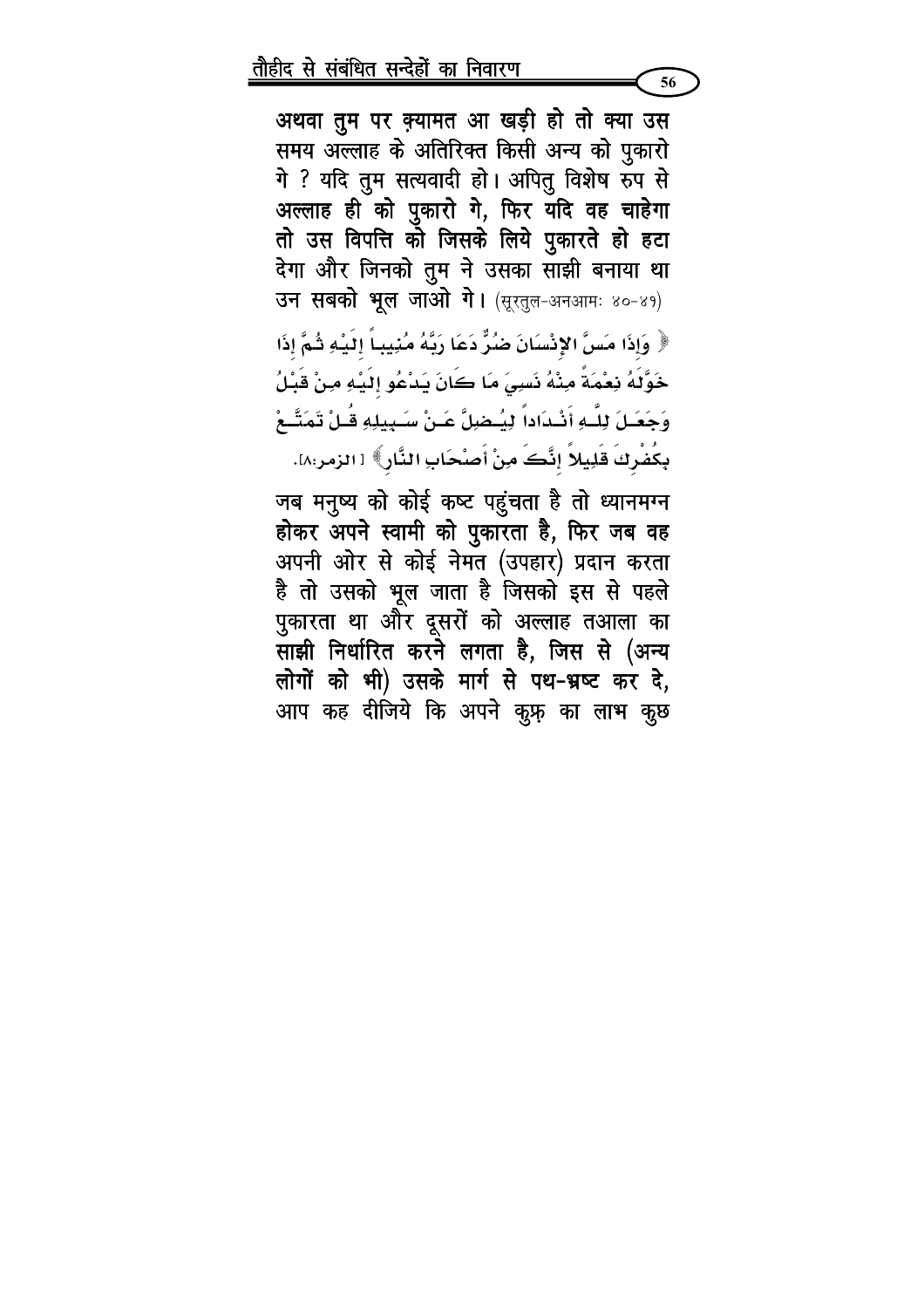अथवा तुम पर क़यामत आ खड़ी हो तो क्या उस समय अल्लाह के अतिरिक्त किसी अन्य को पुकारो गे ? यदि तुम सत्यवादी हो। अपितु विशेष रुप से **अल्लाह ही को पुकारो गे, फिर यदि वह चाहेगा तो उस विपत्ति को जिसके लिये पुकारते हो हटा** देगा और जिनको तुम ने उसका साझी बनाया था **उन सबको भूल जाओ गे।** (सूरतुल-अनआमः ४०-४१)

﴿ وَإِذَا مَسَّ الإِنْسَانَ ضُرٌّ دَعَا رَبَّهُ مُنِيباً إِلَيْهِ ثُمَّ إِذَا خَوَّلَهُ نِعْمَةً مِنْهُ نَسِيَ مَا كَانَ يَدْعُو إِلَيْهِ مِنْ قَبْلُ وَجَعَلَ لِلَّهِ أَنْدَاداً لِيُضِلَّ عَنْ سَبِيلِهِ قُلْ تَمَتَّعْ بِكُفْرِكَ قَلِيلاً إِنَّكَ مِنْ أَصْحَابِ النَّارِ﴾ [الزمر:٨].

जब मनुष्य को कोई कष्ट पहुंचता है तो ध्यानमग्न **होकर अपने स्वामी को पुकारता है, फिर जब वह** अपनी ओर से कोई नेमत (उपहार) प्रदान करता है तो उसको भूल जाता है जिसको इस से पहले पुकारता था और दूसरों को अल्लाह तआला का **साझी निर्धारित करने लगता है, जिस से (अन्य लोगों को भी) उसके मार्ग से पथ-भ्रष्ट कर दे,** आप कह दीजिये कि अपने कुफ़्र का लाभ कुछ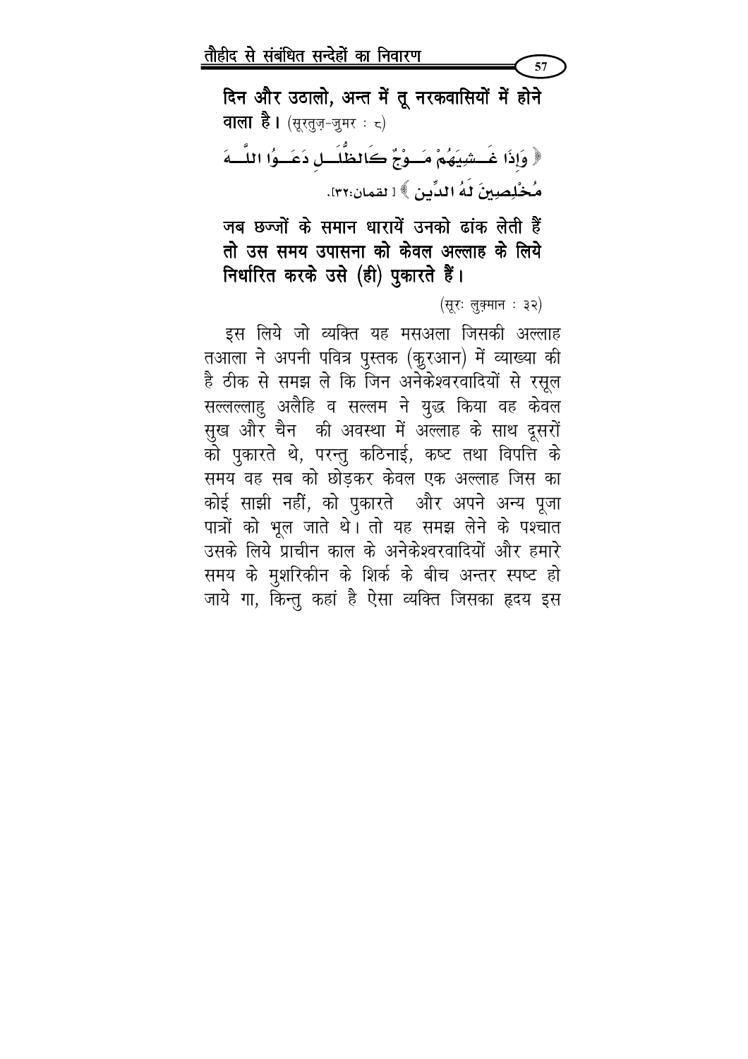**दिन और उठालो, अन्त में तू नरकवासियों में होने वाला है।** (सूरतुज़-ज़ुमर : ८)

﴿ وَإِذَا غَشِيَهُمْ مَوْجٌ كَالظُّلَلِ دَعَوُا اللَّهَ مُخْلِصِينَ لَهُ الدِّين ﴾ [ لقمان:٣٢].

**जब छज्जों के समान धारायें उनको ढांक लेती हैं तो उस समय उपासना को केवल अल्लाह के लिये निर्धारित करके उसे (ही) पुकारते हैं।**

(सूरः लुक़्मान : ३२)

इस लिये जो व्यक्ति यह मसअला जिसकी अल्लाह तआला ने अपनी पवित्र पुस्तक (क़ुरआन) में व्याख्या की है ठीक से समझ ले कि जिन अनेकेश्वरवादियों से रसूल सल्लल्लाहु अलैहि व सल्लम ने युद्ध किया वह केवल सुख और चैन की अवस्था में अल्लाह के साथ दूसरों को पुकारते थे, परन्तु कठिनाई, कष्ट तथा विपत्ति के समय वह सब को छोड़कर केवल एक अल्लाह जिस का कोई साझी नहीं, को पुकारते और अपने अन्य पूजा पात्रों को भूल जाते थे। तो यह समझ लेने के पश्चात उसके लिये प्राचीन काल के अनेकेश्वरवादियों और हमारे समय के मुशरिकीन के शिर्क के बीच अन्तर स्पष्ट हो जाये गा, किन्तु कहां है ऐसा व्यक्ति जिसका ह्रदय इस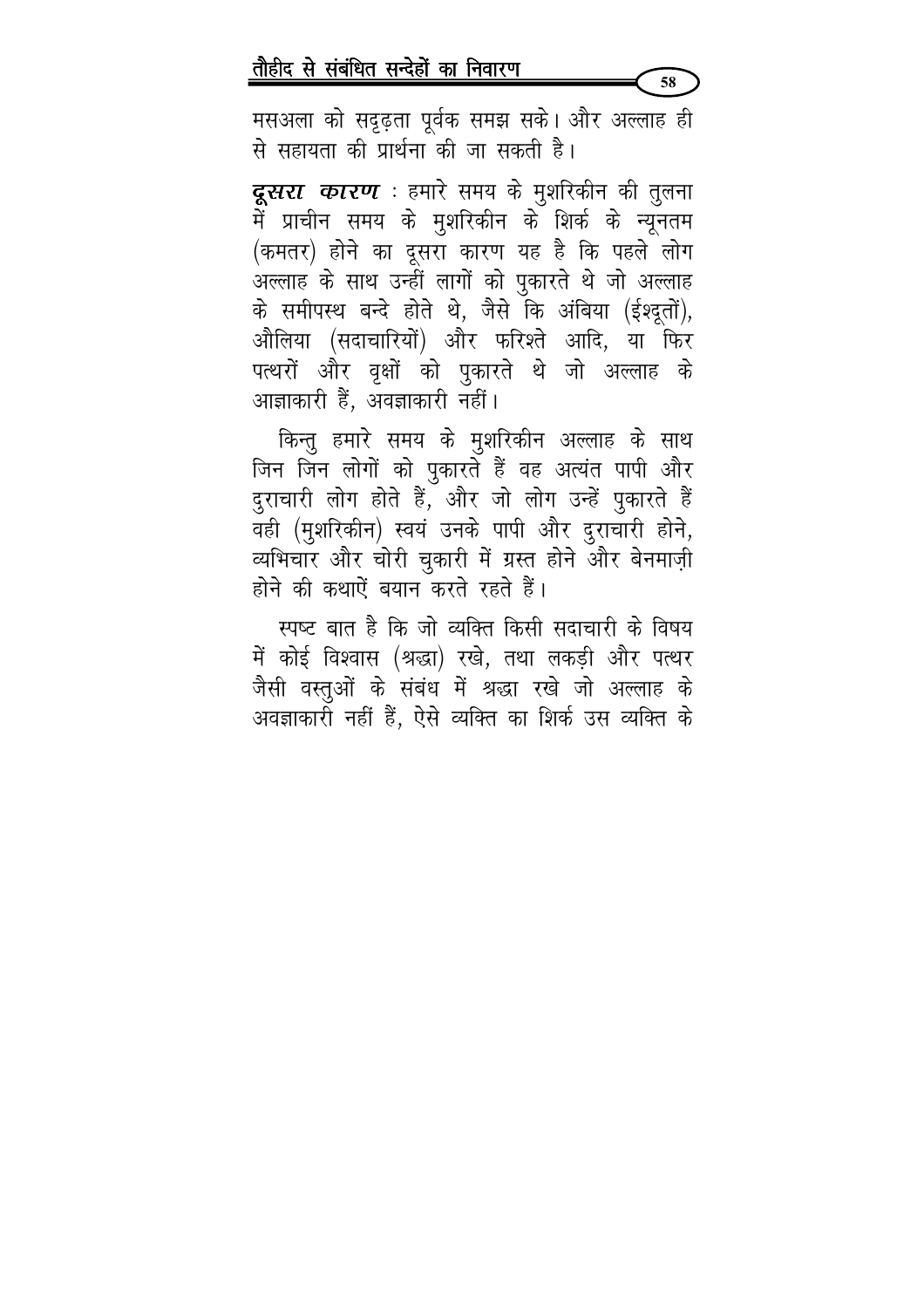मसअला को सदृढ़ता पूर्वक समझ सके। और अल्लाह ही से सहायता की प्रार्थना की जा सकती है।

***दूसरा कारण*** : हमारे समय के मुशरिकीन की तुलना में प्राचीन समय के मुशरिकीन के शिर्क के न्यूनतम (कमतर) होने का दूसरा कारण यह है कि पहले लोग अल्लाह के साथ उन्हीं लागों को पुकारते थे जो अल्लाह के समीपस्थ बन्दे होते थे, जैसे कि अंबिया (ईश्दूतों), औलिया (सदाचारियों) और फरिश्ते आदि, या फिर पत्थरों और वृक्षों को पुकारते थे जो अल्लाह के आज्ञाकारी हैं, अवज्ञाकारी नहीं।

किन्तु हमारे समय के मुशरिकीन अल्लाह के साथ जिन जिन लोगों को पुकारते हैं वह अत्यंत पापी और दुराचारी लोग होते हैं, और जो लोग उन्हें पुकारते हैं वही (मुशरिकीन) स्वयं उनके पापी और दुराचारी होने, व्यभिचार और चोरी चुकारी में ग्रस्त होने और बेनमाज़ी होने की कथाऐं बयान करते रहते हैं।

स्पष्ट बात है कि जो व्यक्ति किसी सदाचारी के विषय में कोई विश्वास (श्रद्धा) रखे, तथा लकड़ी और पत्थर जैसी वस्तुओं के संबंध में श्रद्धा रखे जो अल्लाह के अवज्ञाकारी नहीं हैं, ऐसे व्यक्ति का शिर्क उस व्यक्ति के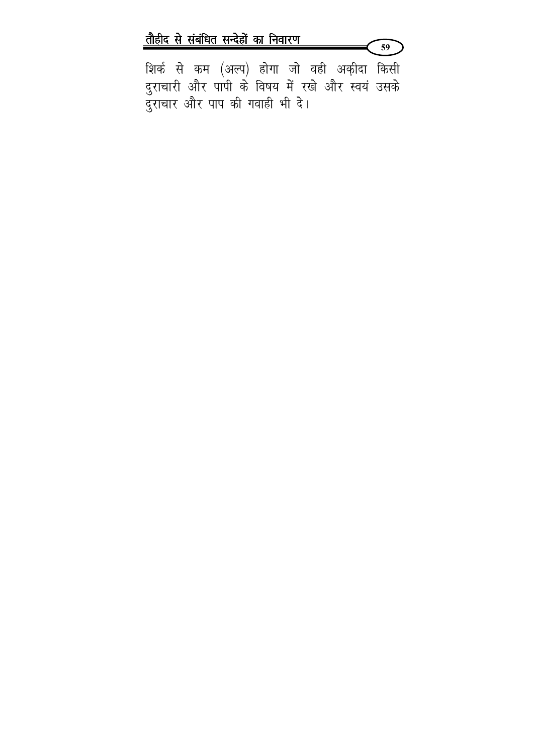शिर्क से कम (अल्प) होगा जो वही अक़ीदा किसी दुराचारी और पापी के विषय में रखे और स्वयं उसके दुराचार और पाप की गवाही भी दे।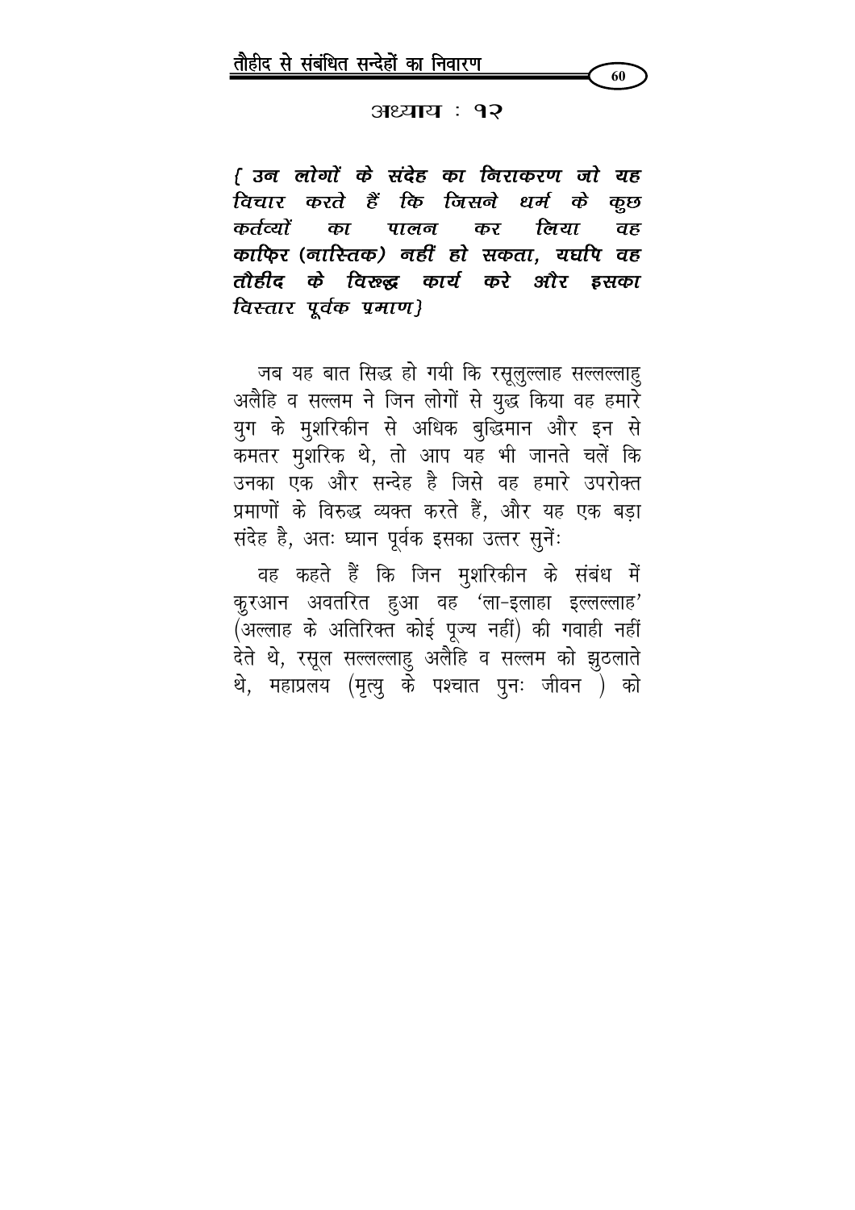## अध्याय : १२

***{ उन लोगों के संदेह का निराकरण जो यह विचार करते हैं कि जिसने धर्म के कुछ कर्तव्यों का पालन कर लिया वह काफिर (नास्तिक) नहीं हो सकता, यद्यपि वह तौहीद के विरुद्ध कार्य करे और इसका विस्तार पूर्वक प्रमाण}***

जब यह बात सिद्ध हो गयी कि रसूलुल्लाह सल्लल्लाहु अलैहि व सल्लम ने जिन लोगों से युद्ध किया वह हमारे युग के मुशरिकीन से अधिक बुद्धिमान और इन से कमतर मुशरिक थे, तो आप यह भी जानते चलें कि उनका एक और सन्देह है जिसे वह हमारे उपरोक्त प्रमाणों के विरुद्ध व्यक्त करते हैं, और यह एक बड़ा संदेह है, अतः ध्यान पूर्वक इसका उत्तर सुनेंः

वह कहते हैं कि जिन मुशरिकीन के संबंध में कुरआन अवतरित हुआ वह 'ला-इलाहा इल्लल्लाह' (अल्लाह के अतिरिक्त कोई पूज्य नहीं) की गवाही नहीं देते थे, रसूल सल्लल्लाहु अलैहि व सल्लम को झुठलाते थे, महाप्रलय (मृत्यु के पश्चात पुनः जीवन ) को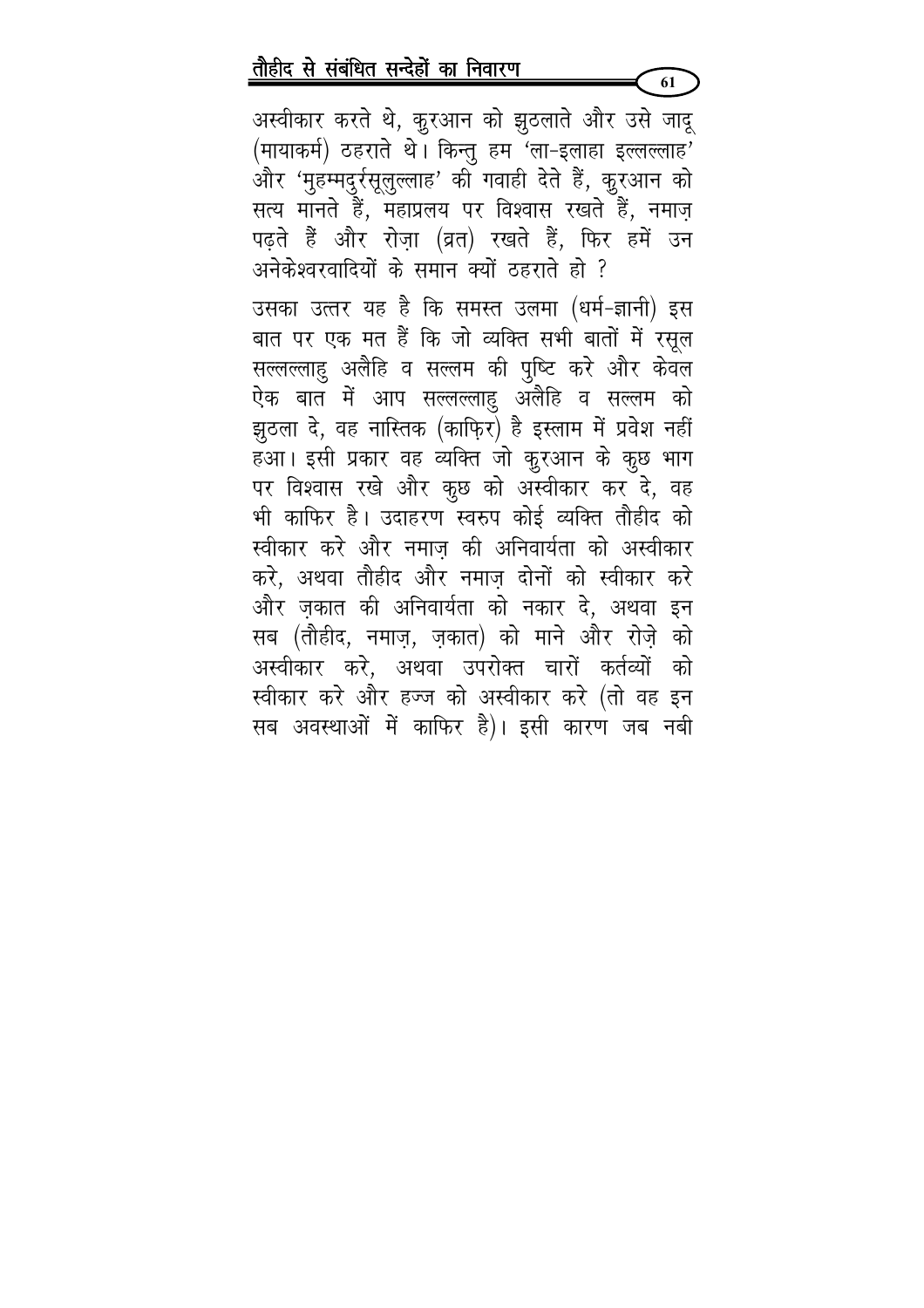अस्वीकार करते थे, क़ुरआन को झुठलाते और उसे जादू (मायाकर्म) ठहराते थे। किन्तु हम 'ला-इलाहा इल्लल्लाह' और 'मुहम्मदुर्रसूलुल्लाह' की गवाही देते हैं, क़ुरआन को सत्य मानते हैं, महाप्रलय पर विश्वास रखते हैं, नमाज़ पढ़ते हैं और रोज़ा (व्रत) रखते हैं, फिर हमें उन अनेकेश्वरवादियों के समान क्यों ठहराते हो ?

उसका उत्तर यह है कि समस्त उलमा (धर्म-ज्ञानी) इस बात पर एक मत हैं कि जो व्यक्ति सभी बातों में रसूल सल्लल्लाहु अलैहि व सल्लम की पुष्टि करे और केवल ऐक बात में आप सल्लल्लाहु अलैहि व सल्लम को झुठला दे, वह नास्तिक (काफ़िर) है इस्लाम में प्रवेश नहीं हआ। इसी प्रकार वह व्यक्ति जो क़ुरआन के कुछ भाग पर विश्वास रखे और कुछ को अस्वीकार कर दे, वह भी काफिर है। उदाहरण स्वरुप कोई व्यक्ति तौहीद को स्वीकार करे और नमाज़ की अनिवार्यता को अस्वीकार करे, अथवा तौहीद और नमाज़ दोनों को स्वीकार करे और ज़कात की अनिवार्यता को नकार दे, अथवा इन सब (तौहीद, नमाज़, ज़कात) को माने और रोज़े को अस्वीकार करे, अथवा उपरोक्त चारों कर्तव्यों को स्वीकार करे और हज्ज को अस्वीकार करे (तो वह इन सब अवस्थाओं में काफिर है)। इसी कारण जब नबी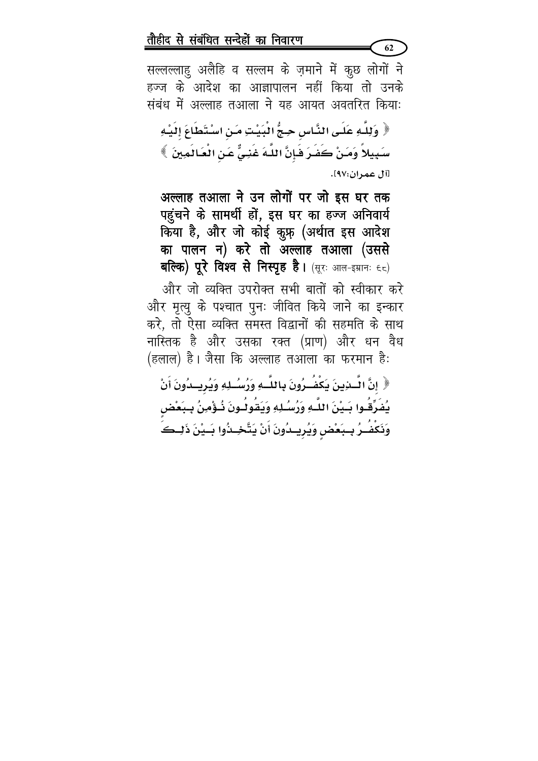सल्लल्लाहु अलैहि व सल्लम के ज़माने में कुछ लोगों ने हज्ज के आदेश का आज्ञापालन नहीं किया तो उनके संबंध में अल्लाह तआला ने यह आयत अवतरित कियाः

﴿ وَلِلَّهِ عَلَى النَّاسِ حِجُّ الْبَيْتِ مَنِ اسْتَطَاعَ إِلَيْهِ سَبِيلاً وَمَنْ كَفَرَ فَإِنَّ اللَّهَ غَنِيٌّ عَنِ الْعَالَمِينَ ﴾

[آل عمران:٩٧].

**अल्लाह तआला ने उन लोगों पर जो इस घर तक पहुंचने के सामर्थी हों, इस घर का हज्ज अनिवार्य किया है, और जो कोई कुफ्र (अर्थात इस आदेश का पालन न) करे तो अल्लाह तआला (उससे बल्कि) पूरे विश्व से निस्पृह है।** (सूरः आल-इम्रानः ६८)

और जो व्यक्ति उपरोक्त सभी बातों को स्वीकार करे और मृत्यु के पश्चात पुनः जीवित किये जाने का इन्कार करे, तो ऐसा व्यक्ति समस्त विद्वानों की सहमति के साथ नास्तिक है और उसका रक्त (प्राण) और धन वैध (हलाल) है। जैसा कि अल्लाह तआला का फरमान हैः

﴿ إِنَّ الَّذِينَ يَكْفُرُونَ بِاللَّهِ وَرُسُلِهِ وَيُرِيدُونَ أَنْ يُفَرِّقُوا بَيْنَ اللَّهِ وَرُسُلِهِ وَيَقُولُونَ نُؤْمِنُ بِبَعْضٍ وَنَكْفُرُ بِبَعْضٍ وَيُرِيدُونَ أَنْ يَتَّخِذُوا بَيْنَ ذَلِكَ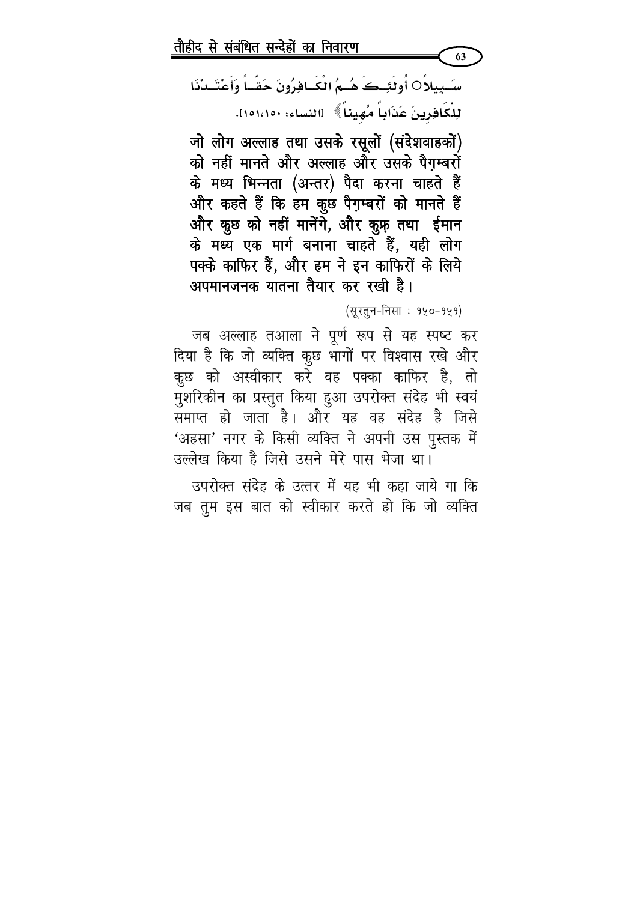سَبِيلاً ○ أُولَئِكَ هُمُ الْكَافِرُونَ حَقّاً وَأَعْتَدْنَا لِلْكَافِرِينَ عَذَاباً مُهِيناً﴾ [النساء: ١٥٠،١٥١].

**जो लोग अल्लाह तथा उसके रसूलों (संदेशवाहकों) को नहीं मानते और अल्लाह और उसके पैग़म्बरों के मध्य भिन्नता (अन्तर) पैदा करना चाहते हैं और कहते हैं कि हम कुछ पैग़म्बरों को मानते हैं और कुछ को नहीं मानेंगे, और कुफ़्र तथा ईमान के मध्य एक मार्ग बनाना चाहते हैं, यही लोग पक्के काफिर हैं, और हम ने इन काफिरों के लिये अपमानजनक यातना तैयार कर रखी है।**

(सूरतुन-निसा : १५०-१५१)

जब अल्लाह तआला ने पूर्ण रूप से यह स्पष्ट कर दिया है कि जो व्यक्ति कुछ भागों पर विश्वास रखे और कुछ को अस्वीकार करे वह पक्का काफिर है, तो मुशरिकीन का प्रस्तुत किया हुआ उपरोक्त संदेह भी स्वयं समाप्त हो जाता है। और यह वह संदेह है जिसे 'अहसा' नगर के किसी व्यक्ति ने अपनी उस पुस्तक में उल्लेख किया है जिसे उसने मेरे पास भेजा था।

उपरोक्त संदेह के उत्तर में यह भी कहा जाये गा कि जब तुम इस बात को स्वीकार करते हो कि जो व्यक्ति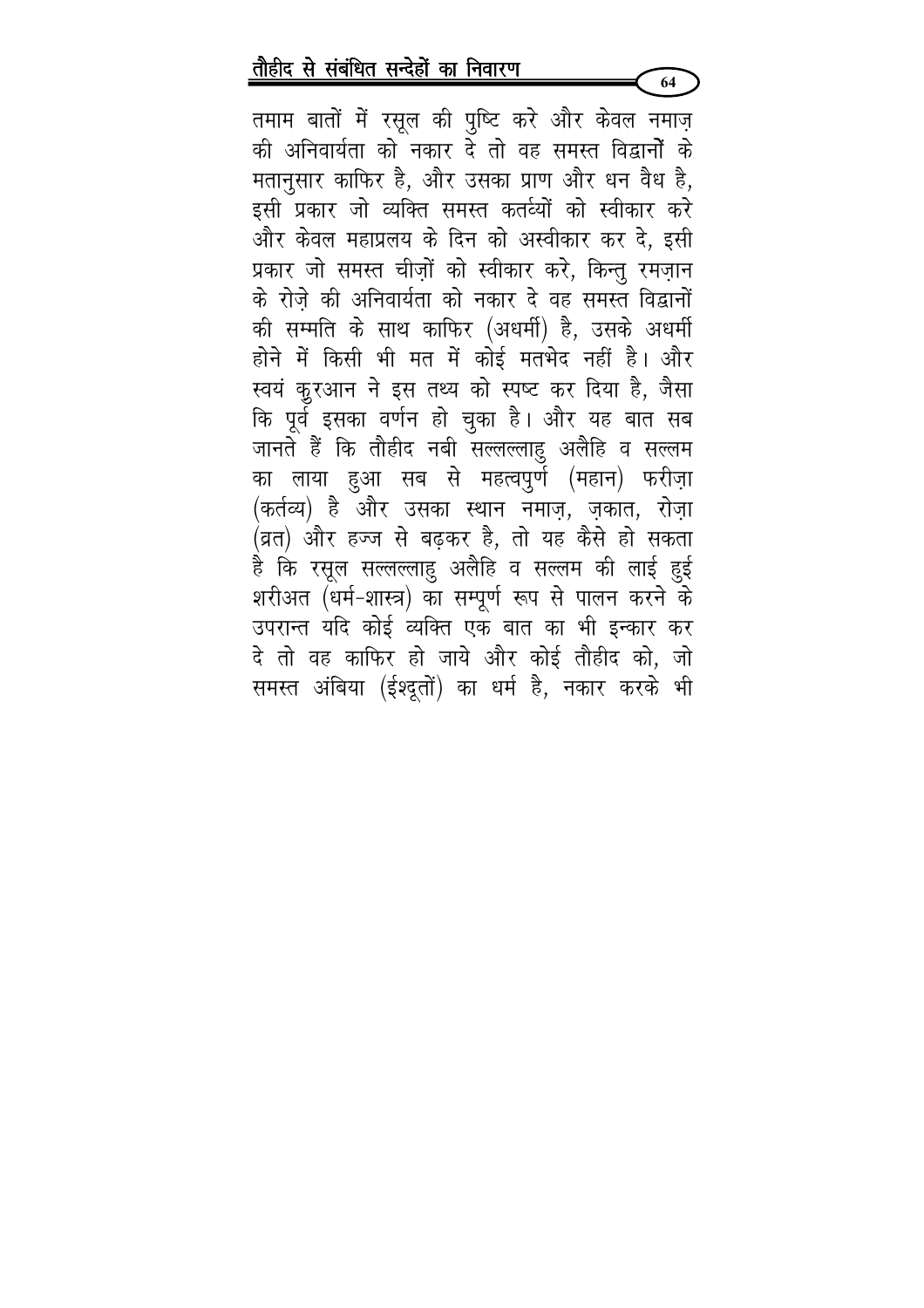तमाम बातों में रसूल की पुष्टि करे और केवल नमाज़ की अनिवार्यता को नकार दे तो वह समस्त विद्वानों के मतानुसार काफिर है, और उसका प्राण और धन वैध है, इसी प्रकार जो व्यक्ति समस्त कर्तव्यों को स्वीकार करे और केवल महाप्रलय के दिन को अस्वीकार कर दे, इसी प्रकार जो समस्त चीज़ों को स्वीकार करे, किन्तु रमज़ान के रोज़े की अनिवार्यता को नकार दे वह समस्त विद्वानों की सम्मति के साथ काफिर (अधर्मी) है, उसके अधर्मी होने में किसी भी मत में कोई मतभेद नहीं है। और स्वयं क़ुरआन ने इस तथ्य को स्पष्ट कर दिया है, जैसा कि पूर्व इसका वर्णन हो चुका है। और यह बात सब जानते हैं कि तौहीद नबी सल्लल्लाहु अलैहि व सल्लम का लाया हुआ सब से महत्वपुर्ण (महान) फरीज़ा (कर्तव्य) है और उसका स्थान नमाज़, ज़कात, रोज़ा (व्रत) और हज्ज से बढ़कर है, तो यह कैसे हो सकता है कि रसूल सल्लल्लाहु अलैहि व सल्लम की लाई हुई शरीअत (धर्म-शास्त्र) का सम्पूर्ण रूप से पालन करने के उपरान्त यदि कोई व्यक्ति एक बात का भी इन्कार कर दे तो वह काफिर हो जाये और कोई तौहीद को, जो समस्त अंबिया (ईश्दूतों) का धर्म है, नकार करके भी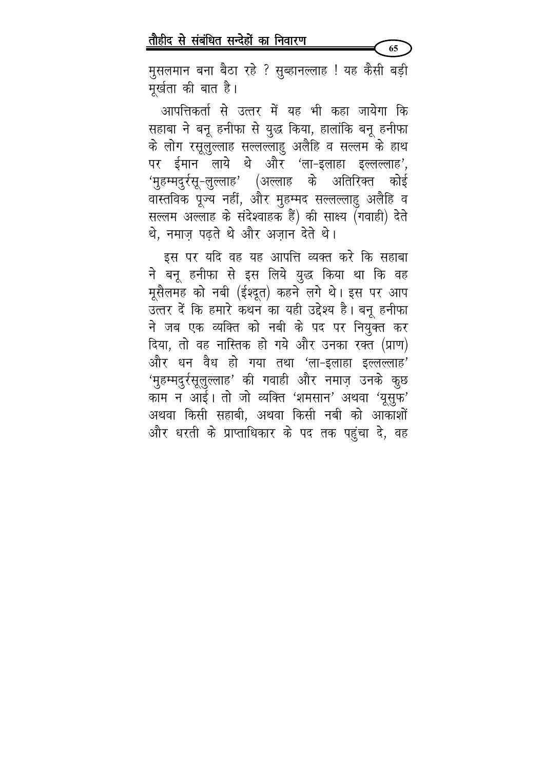मुसलमान बना बैठा रहे ? सुब्हानल्लाह ! यह कैसी बड़ी मूर्खता की बात है।

आपत्तिकर्ता से उत्तर में यह भी कहा जायेगा कि सहाबा ने बनू हनीफा से युद्ध किया, हालांकि बनू हनीफा के लोग रसूलुल्लाह सल्लल्लाहु अलैहि व सल्लम के हाथ पर ईमान लाये थे और 'ला-इलाहा इल्लल्लाह', 'मुहम्मदुर्रसू-लुल्लाह' (अल्लाह के अतिरिक्त कोई वास्तविक पूज्य नहीं, और मुहम्मद सल्लल्लाहु अलैहि व सल्लम अल्लाह के संदेशवाहक हैं) की साक्ष्य (गवाही) देते थे, नमाज़ पढ़ते थे और अज़ान देते थे।

इस पर यदि वह यह आपत्ति व्यक्त करे कि सहाबा ने बनू हनीफा से इस लिये युद्ध किया था कि वह मूसैलमह को नबी (ईश्दूत) कहने लगे थे। इस पर आप उत्तर दें कि हमारे कथन का यही उद्देश्य है। बनू हनीफा ने जब एक व्यक्ति को नबी के पद पर नियुक्त कर दिया, तो वह नास्तिक हो गये और उनका रक्त (प्राण) और धन वैध हो गया तथा 'ला-इलाहा इल्लल्लाह' 'मुहम्मदुर्रसूलुल्लाह' की गवाही और नमाज़ उनके कुछ काम न आई। तो जो व्यक्ति 'शमसान' अथवा 'यूसुफ' अथवा किसी सहाबी, अथवा किसी नबी को आकाशों और धरती के प्राप्ताधिकार के पद तक पहुंचा दे, वह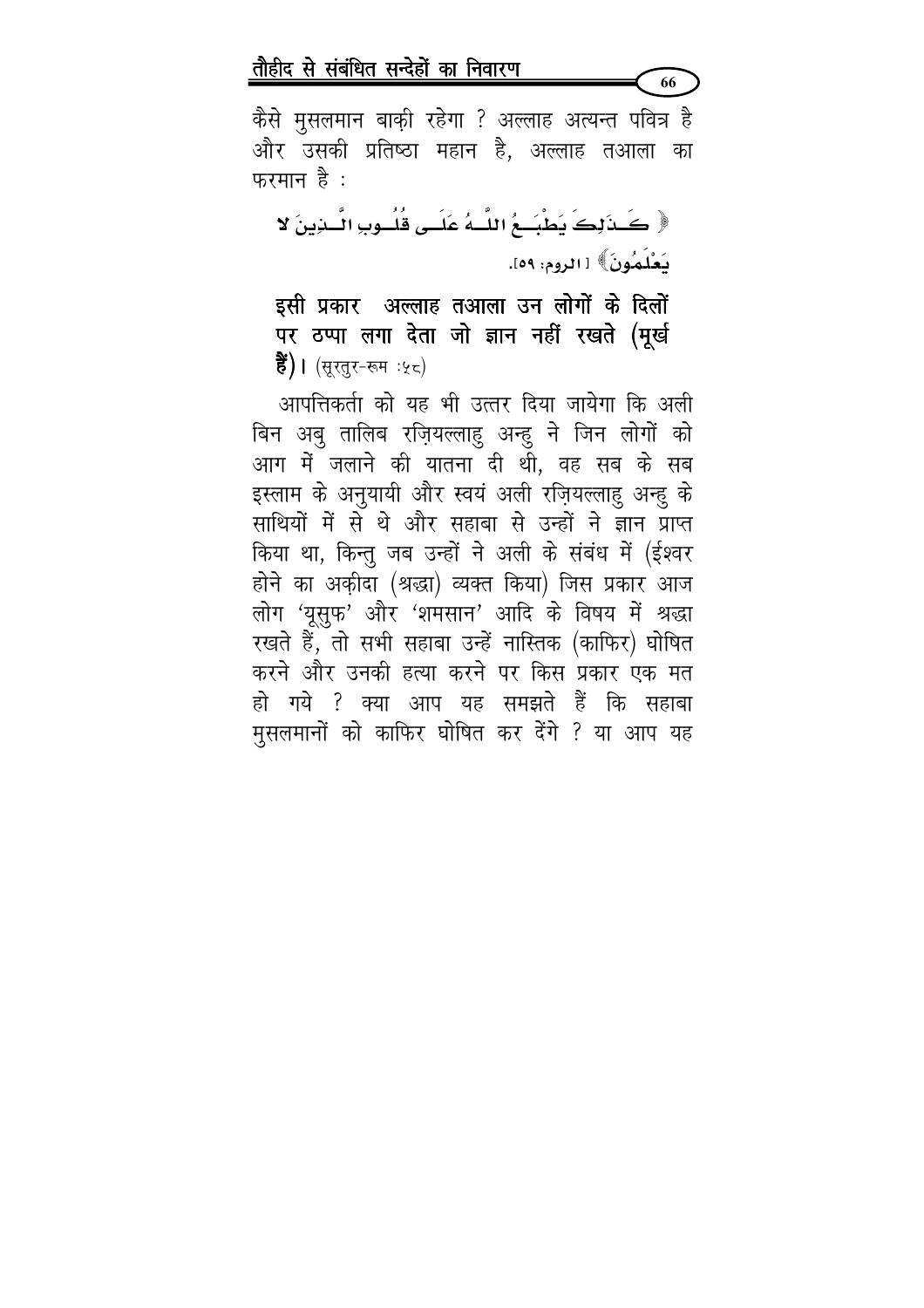कैसे मुसलमान बाक़ी रहेगा ? अल्लाह अत्यन्त पवित्र है और उसकी प्रतिष्ठा महान है, अल्लाह तआला का फरमान है :

﴿ كَذَٰلِكَ يَطْبَعُ اللَّهُ عَلَىٰ قُلُوبِ الَّذِينَ لَا يَعْلَمُونَ ﴾ [الروم: ٥٩].

**इसी प्रकार अल्लाह तआला उन लोगों के दिलों पर ठप्पा लगा देता जो ज्ञान नहीं रखते (मूर्ख हैं)।** (सूरतुर-रूम :५८)

आपत्तिकर्ता को यह भी उत्तर दिया जायेगा कि अली बिन अबु तालिब रज़ियल्लाहु अन्हु ने जिन लोगों को आग में जलाने की यातना दी थी, वह सब के सब इस्लाम के अनुयायी और स्वयं अली रज़ियल्लाहु अन्हु के साथियों में से थे और सहाबा से उन्हों ने ज्ञान प्राप्त किया था, किन्तु जब उन्हों ने अली के संबंध में (ईश्वर होने का अक़ीदा (श्रद्धा) व्यक्त किया) जिस प्रकार आज लोग 'यूसुफ' और 'शमसान' आदि के विषय में श्रद्धा रखते हैं, तो सभी सहाबा उन्हें नास्तिक (काफिर) घोषित करने और उनकी हत्या करने पर किस प्रकार एक मत हो गये ? क्या आप यह समझते हैं कि सहाबा मुसलमानों को काफिर घोषित कर देंगे ? या आप यह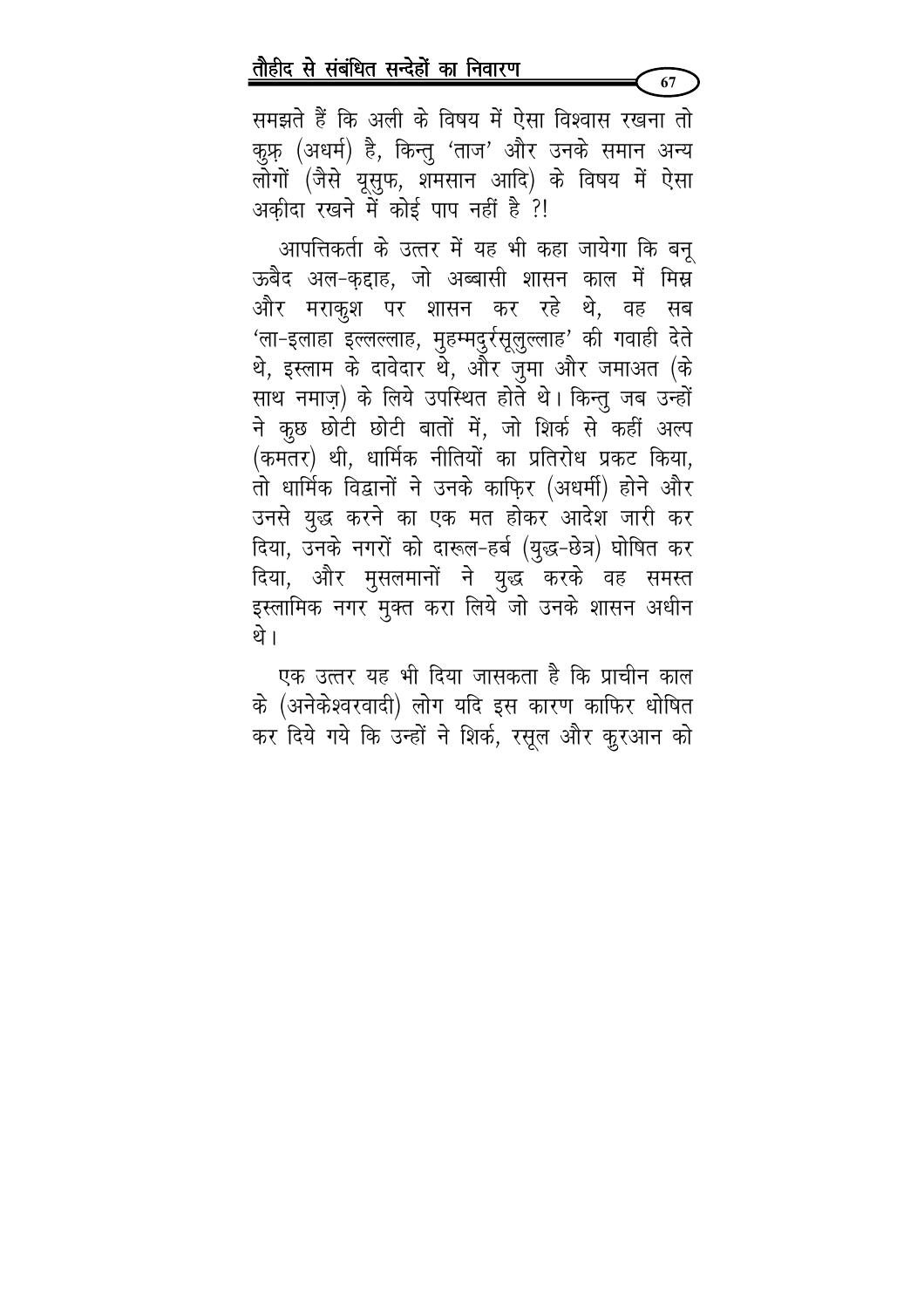समझते हैं कि अली के विषय में ऐसा विश्वास रखना तो कुफ़्र (अधर्म) है, किन्तु 'ताज' और उनके समान अन्य लोगों (जैसे यूसुफ, शमसान आदि) के विषय में ऐसा अक़ीदा रखने में कोई पाप नहीं है ?!

आपत्तिकर्ता के उत्तर में यह भी कहा जायेगा कि बनू ऊबैद अल-क़द्दाह, जो अब्बासी शासन काल में मिस्र और मराकुश पर शासन कर रहे थे, वह सब 'ला-इलाहा इल्लल्लाह, मुहम्मदुर्रसूलुल्लाह' की गवाही देते थे, इस्लाम के दावेदार थे, और जुमा और जमाअत (के साथ नमाज़) के लिये उपस्थित होते थे। किन्तु जब उन्हों ने कुछ छोटी छोटी बातों में, जो शिर्क से कहीं अल्प (कमतर) थी, धार्मिक नीतियों का प्रतिरोध प्रकट किया, तो धार्मिक विद्वानों ने उनके काफ़िर (अधर्मी) होने और उनसे युद्ध करने का एक मत होकर आदेश जारी कर दिया, उनके नगरों को दारूल-हर्ब (युद्ध-छेत्र) घोषित कर दिया, और मुसलमानों ने युद्ध करके वह समस्त इस्लामिक नगर मुक्त करा लिये जो उनके शासन अधीन थे।

एक उत्तर यह भी दिया जासकता है कि प्राचीन काल के (अनेकेश्वरवादी) लोग यदि इस कारण काफिर धोषित कर दिये गये कि उन्हों ने शिर्क, रसूल और कुरआन को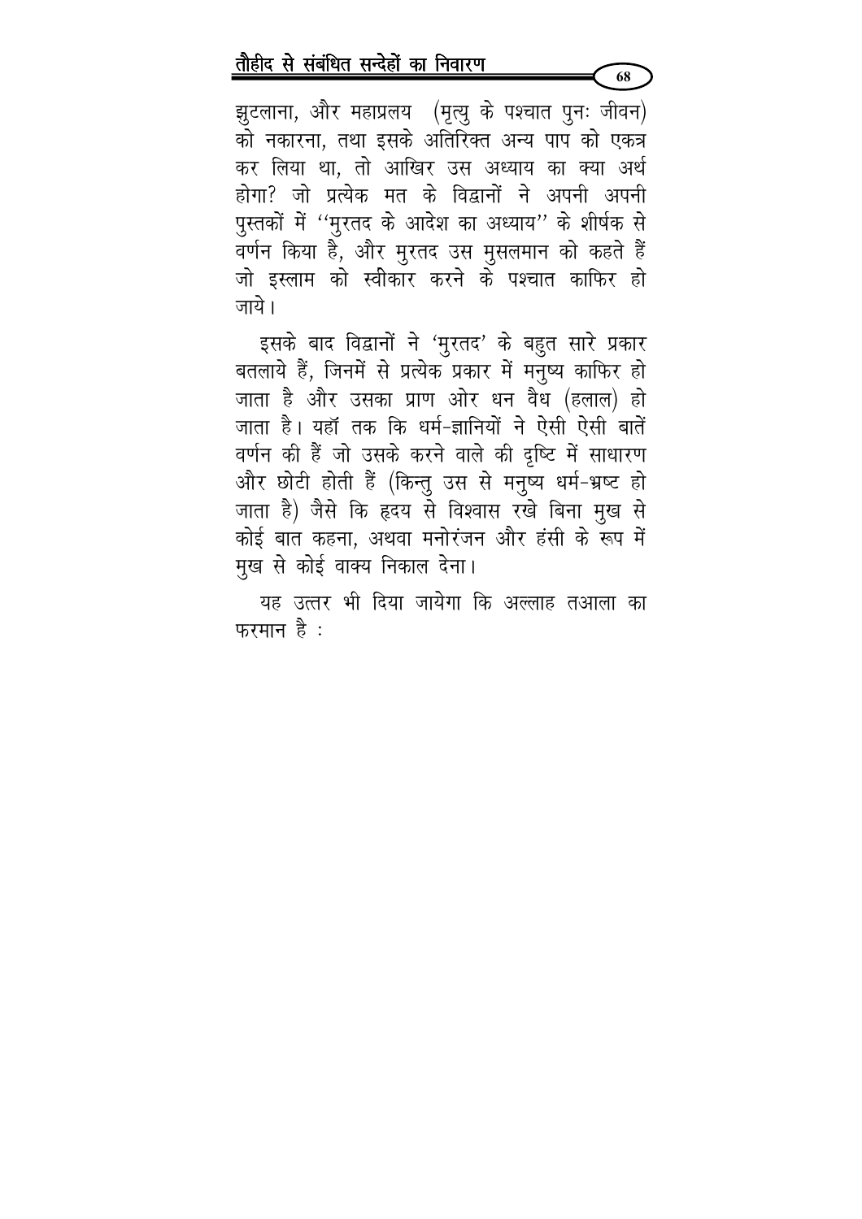झुटलाना, और महाप्रलय (मृत्यु के पश्चात पुनः जीवन) को नकारना, तथा इसके अतिरिक्त अन्य पाप को एकत्र कर लिया था, तो आखिर उस अध्याय का क्या अर्थ होगा? जो प्रत्येक मत के विद्वानों ने अपनी अपनी पुस्तकों में ''मुरतद के आदेश का अध्याय'' के शीर्षक से वर्णन किया है, और मुरतद उस मुसलमान को कहते हैं जो इस्लाम को स्वीकार करने के पश्चात काफिर हो जाये।

इसके बाद विद्वानों ने 'मुरतद' के बहुत सारे प्रकार बतलाये हैं, जिनमें से प्रत्येक प्रकार में मनुष्य काफिर हो जाता है और उसका प्राण ओर धन वैध (हलाल) हो जाता है। यहाँ तक कि धर्म-ज्ञानियों ने ऐसी ऐसी बातें वर्णन की हैं जो उसके करने वाले की दृष्टि में साधारण और छोटी होती हैं (किन्तु उस से मनुष्य धर्म-भ्रष्ट हो जाता है) जैसे कि हृदय से विश्वास रखे बिना मुख से कोई बात कहना, अथवा मनोरंजन और हंसी के रूप में मुख से कोई वाक्य निकाल देना।

यह उत्तर भी दिया जायेगा कि अल्लाह तआला का फरमान है :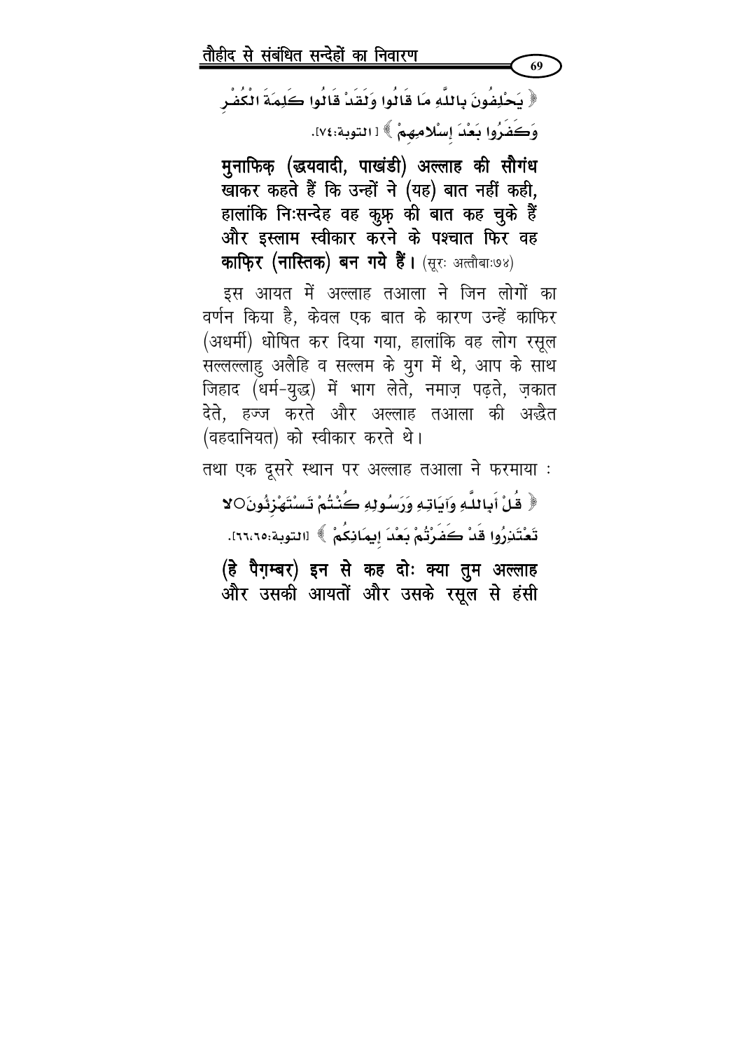﴿ يَحْلِفُونَ بِاللَّهِ مَا قَالُوا وَلَقَدْ قَالُوا كَلِمَةَ الْكُفْرِ وَكَفَرُوا بَعْدَ إِسْلامِهِمْ ﴾ [التوبة:٧٤].

**मुनाफिक़ (द्वयवादी, पाखंडी) अल्लाह की सौगंध खाकर कहते हैं कि उन्हों ने (यह) बात नहीं कही, हालांकि निःसन्देह वह कुफ्र की बात कह चुके हैं और इस्लाम स्वीकार करने के पश्चात फिर वह काफिर (नास्तिक) बन गये हैं।** (सूरः अत्तौबाः७४)

इस आयत में अल्लाह तआला ने जिन लोगों का वर्णन किया है, केवल एक बात के कारण उन्हें काफिर (अधर्मी) धोषित कर दिया गया, हालांकि वह लोग रसूल सल्लल्लाहु अलैहि व सल्लम के युग में थे, आप के साथ जिहाद (धर्म-युद्ध) में भाग लेते, नमाज़ पढ़ते, ज़कात देते, हज्ज करते और अल्लाह तआला की अद्धैत (वहदानियत) को स्वीकार करते थे।

तथा एक दूसरे स्थान पर अल्लाह तआला ने फरमाया :

﴿ قُلْ أَبِاللَّهِ وَآيَاتِهِ وَرَسُولِهِ كُنْتُمْ تَسْتَهْزِئُونَ○لا تَعْتَذِرُوا قَدْ كَفَرْتُمْ بَعْدَ إِيمَانِكُمْ ﴾ [التوبة:٦٥،٦٦].

**(हे पैग़म्बर) इन से कह दोः क्या तुम अल्लाह और उसकी आयतों और उसके रसूल से हंसी**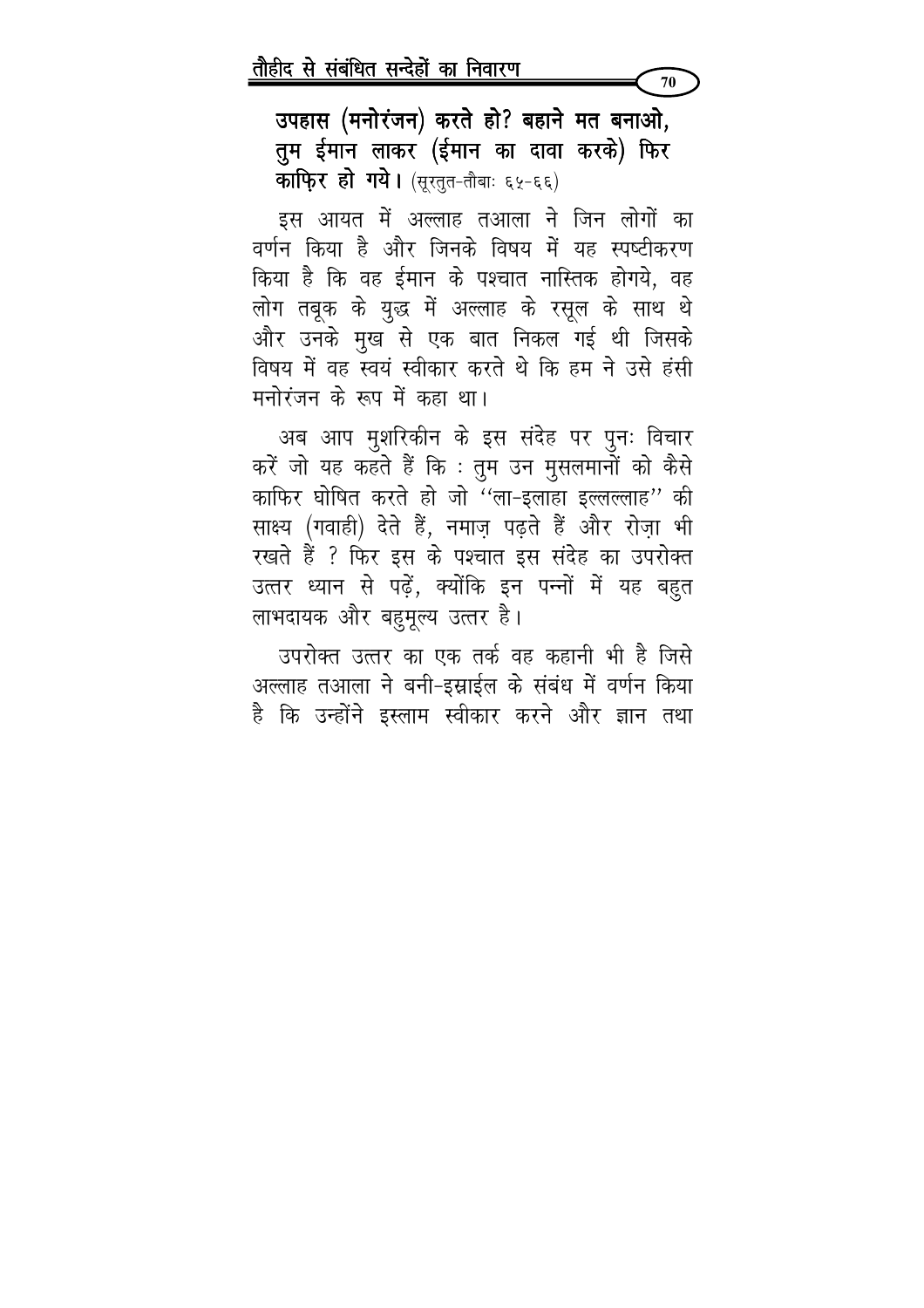**उपहास (मनोरंजन) करते हो? बहाने मत बनाओ, तुम ईमान लाकर (ईमान का दावा करके) फिर काफ़िर हो गये।** (सूरतुत-तौबाः ६५-६६)

इस आयत में अल्लाह तआला ने जिन लोगों का वर्णन किया है और जिनके विषय में यह स्पष्टीकरण किया है कि वह ईमान के पश्चात नास्तिक होगये, वह लोग तबूक के युद्ध में अल्लाह के रसूल के साथ थे और उनके मुख से एक बात निकल गई थी जिसके विषय में वह स्वयं स्वीकार करते थे कि हम ने उसे हंसी मनोरंजन के रूप में कहा था।

अब आप मुशरिकीन के इस संदेह पर पुनः विचार करें जो यह कहते हैं कि : तुम उन मुसलमानों को कैसे काफिर घोषित करते हो जो ''ला-इलाहा इल्लल्लाह'' की साक्ष्य (गवाही) देते हैं, नमाज़ पढ़ते हैं और रोज़ा भी रखते हैं ? फिर इस के पश्चात इस संदेह का उपरोक्त उत्तर ध्यान से पढ़ें, क्योंकि इन पन्नों में यह बहुत लाभदायक और बहुमूल्य उत्तर है।

उपरोक्त उत्तर का एक तर्क वह कहानी भी है जिसे अल्लाह तआला ने बनी-इस्राईल के संबंध में वर्णन किया है कि उन्होंने इस्लाम स्वीकार करने और ज्ञान तथा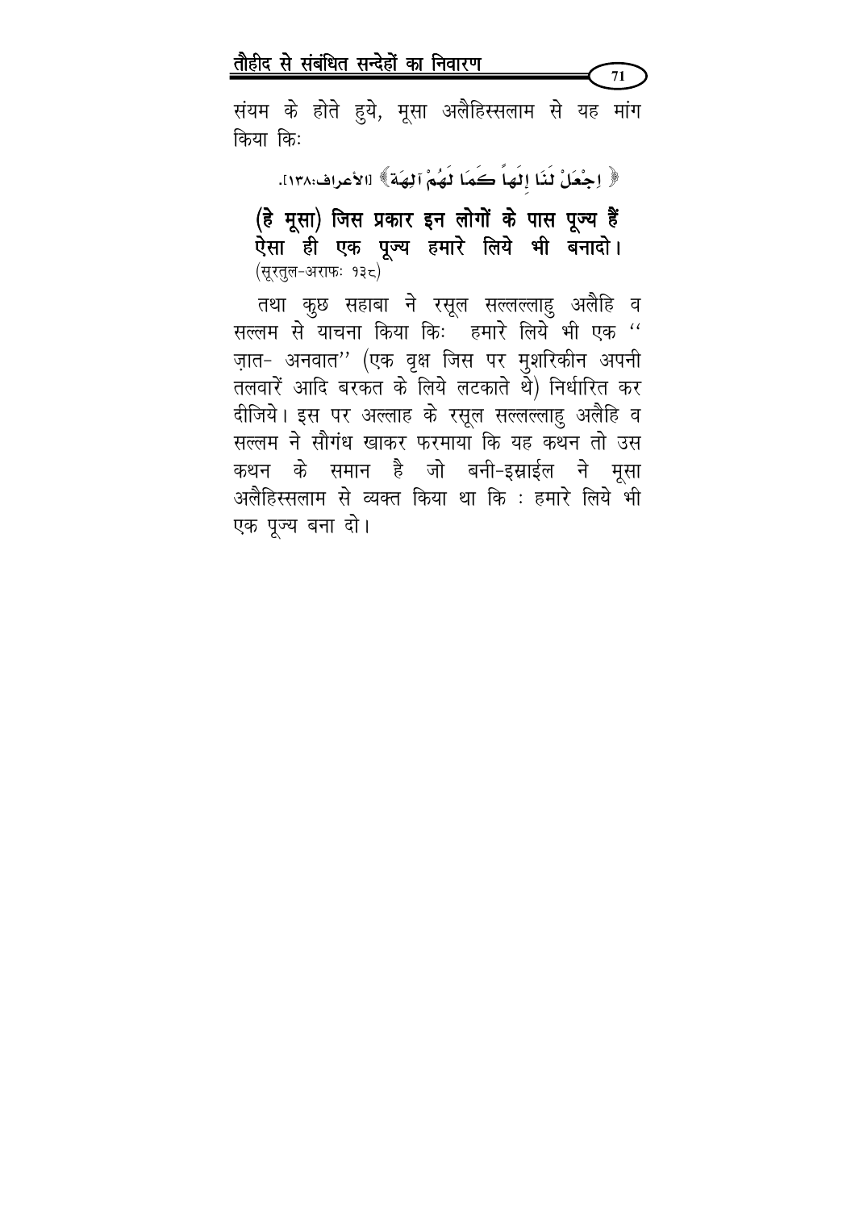संयम के होते हुये, मूसा अलैहिस्सलाम से यह मांग किया किः

﴿ اجْعَلْ لَنَا إِلَهاً كَمَا لَهُمْ آلِهَةٌ ﴾ [الأعراف:١٣٨].

**(हे मूसा) जिस प्रकार इन लोगों के पास पूज्य हैं ऐसा ही एक पूज्य हमारे लिये भी बनादो।**
(सूरतुल-अराफः १३८)

तथा कुछ सहाबा ने रसूल सल्लल्लाहु अलैहि व सल्लम से याचना किया किः हमारे लिये भी एक "ज़ात- अनवात" (एक वृक्ष जिस पर मुशरिकीन अपनी तलवारें आदि बरकत के लिये लटकाते थे) निर्धारित कर दीजिये। इस पर अल्लाह के रसूल सल्लल्लाहु अलैहि व सल्लम ने सौगंध खाकर फरमाया कि यह कथन तो उस कथन के समान है जो बनी-इस्राईल ने मूसा अलैहिस्सलाम से व्यक्त किया था कि : हमारे लिये भी एक पूज्य बना दो।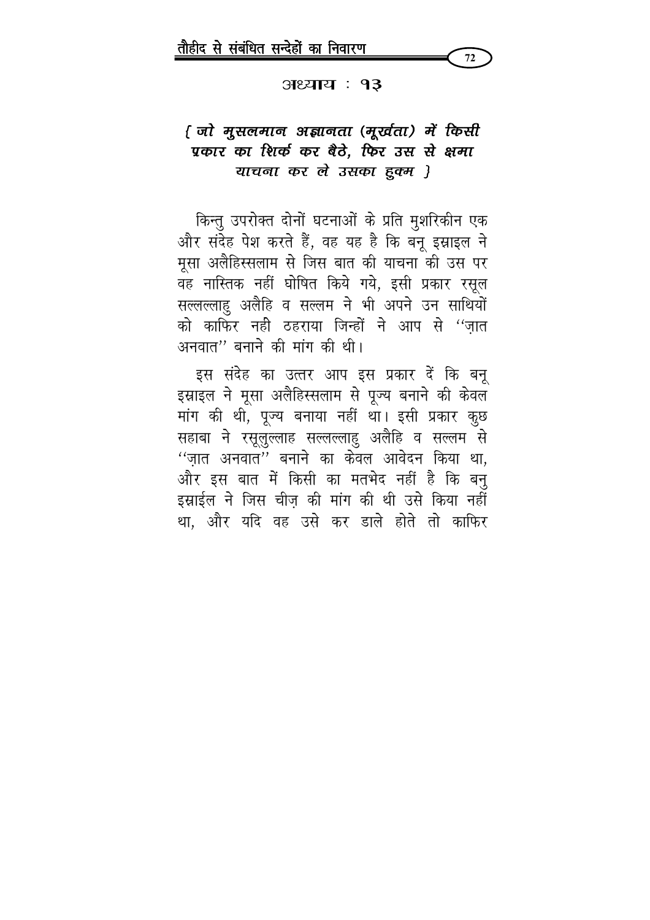## अध्याय : १३

### *{ जो मुसलमान अज्ञानता (मूर्खता) में किसी प्रकार का शिर्क कर बैठे, फिर उस से क्षमा याचना कर ले उसका हुक्म }*

किन्तु उपरोक्त दोनों घटनाओं के प्रति मुशरिकीन एक और संदेह पेश करते हैं, वह यह है कि बनू इस्राइल ने मूसा अलैहिस्सलाम से जिस बात की याचना की उस पर वह नास्तिक नहीं घोषित किये गये, इसी प्रकार रसूल सल्लल्लाहु अलैहि व सल्लम ने भी अपने उन साथियों को काफिर नही ठहराया जिन्हों ने आप से ''ज़ात अनवात'' बनाने की मांग की थी।

इस संदेह का उत्तर आप इस प्रकार दें कि बनू इस्राइल ने मूसा अलैहिस्सलाम से पूज्य बनाने की केवल मांग की थी, पूज्य बनाया नहीं था। इसी प्रकार कुछ सहाबा ने रसूलुल्लाह सल्लल्लाहु अलैहि व सल्लम से ''ज़ात अनवात'' बनाने का केवल आवेदन किया था, और इस बात में किसी का मतभेद नहीं है कि बनु इस्राईल ने जिस चीज़ की मांग की थी उसे किया नहीं था, और यदि वह उसे कर डाले होते तो काफिर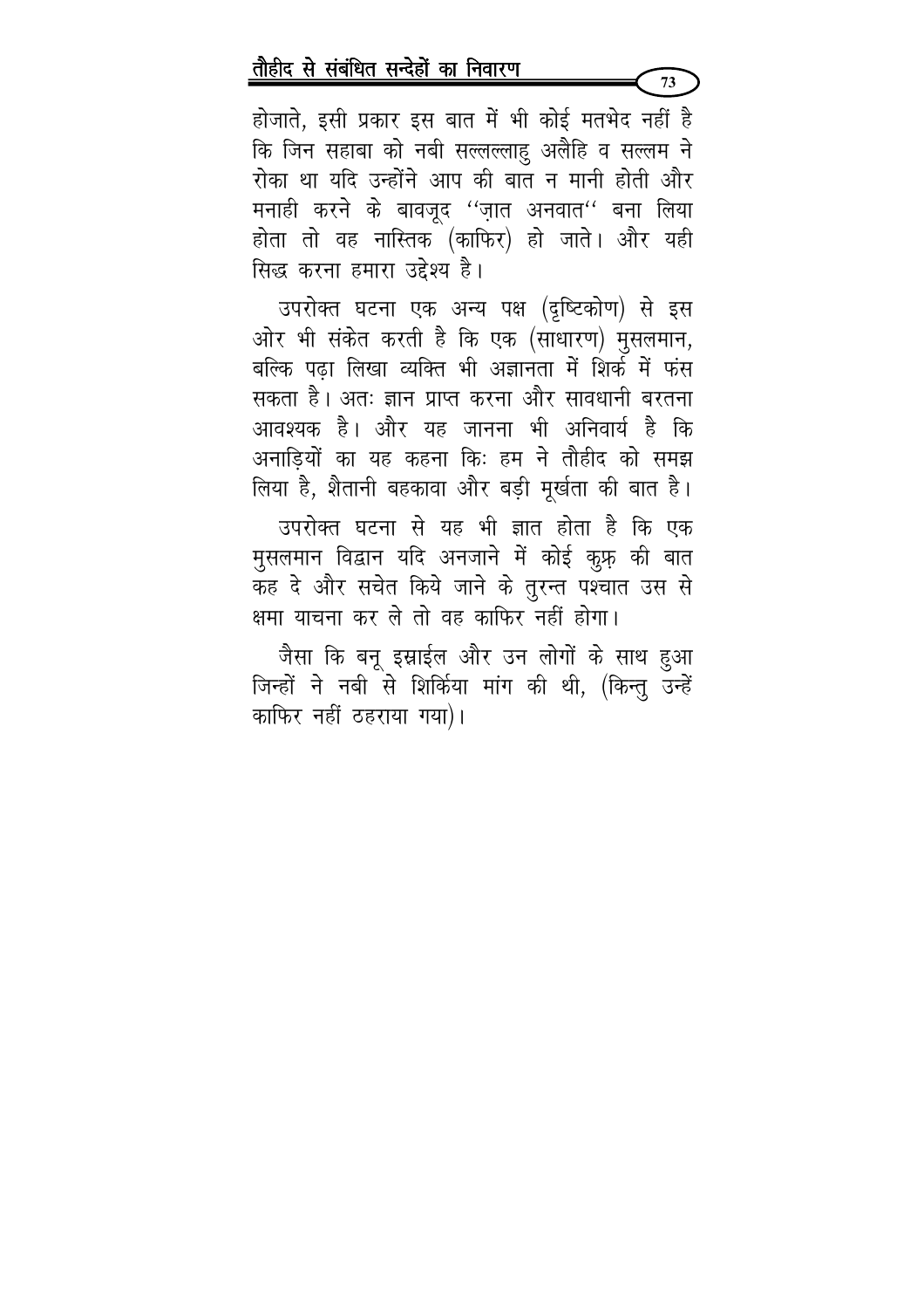होजाते, इसी प्रकार इस बात में भी कोई मतभेद नहीं है कि जिन सहाबा को नबी सल्लल्लाहु अलैहि व सल्लम ने रोका था यदि उन्होंने आप की बात न मानी होती और मनाही करने के बावजूद ''ज़ात अनवात'' बना लिया होता तो वह नास्तिक (काफिर) हो जाते। और यही सिद्ध करना हमारा उद्देश्य है।

उपरोक्त घटना एक अन्य पक्ष (दृष्टिकोण) से इस ओर भी संकेत करती है कि एक (साधारण) मुसलमान, बल्कि पढ़ा लिखा व्यक्ति भी अज्ञानता में शिर्क में फंस सकता है। अतः ज्ञान प्राप्त करना और सावधानी बरतना आवश्यक है। और यह जानना भी अनिवार्य है कि अनाड़ियों का यह कहना किः हम ने तौहीद को समझ लिया है, शैतानी बहकावा और बड़ी मूर्खता की बात है।

उपरोक्त घटना से यह भी ज्ञात होता है कि एक मुसलमान विद्वान यदि अनजाने में कोई कुफ़्र की बात कह दे और सचेत किये जाने के तुरन्त पश्चात उस से क्षमा याचना कर ले तो वह काफिर नहीं होगा।

जैसा कि बनू इस्राईल और उन लोगों के साथ हुआ जिन्हों ने नबी से शिर्किया मांग की थी, (किन्तु उन्हें काफिर नहीं ठहराया गया)।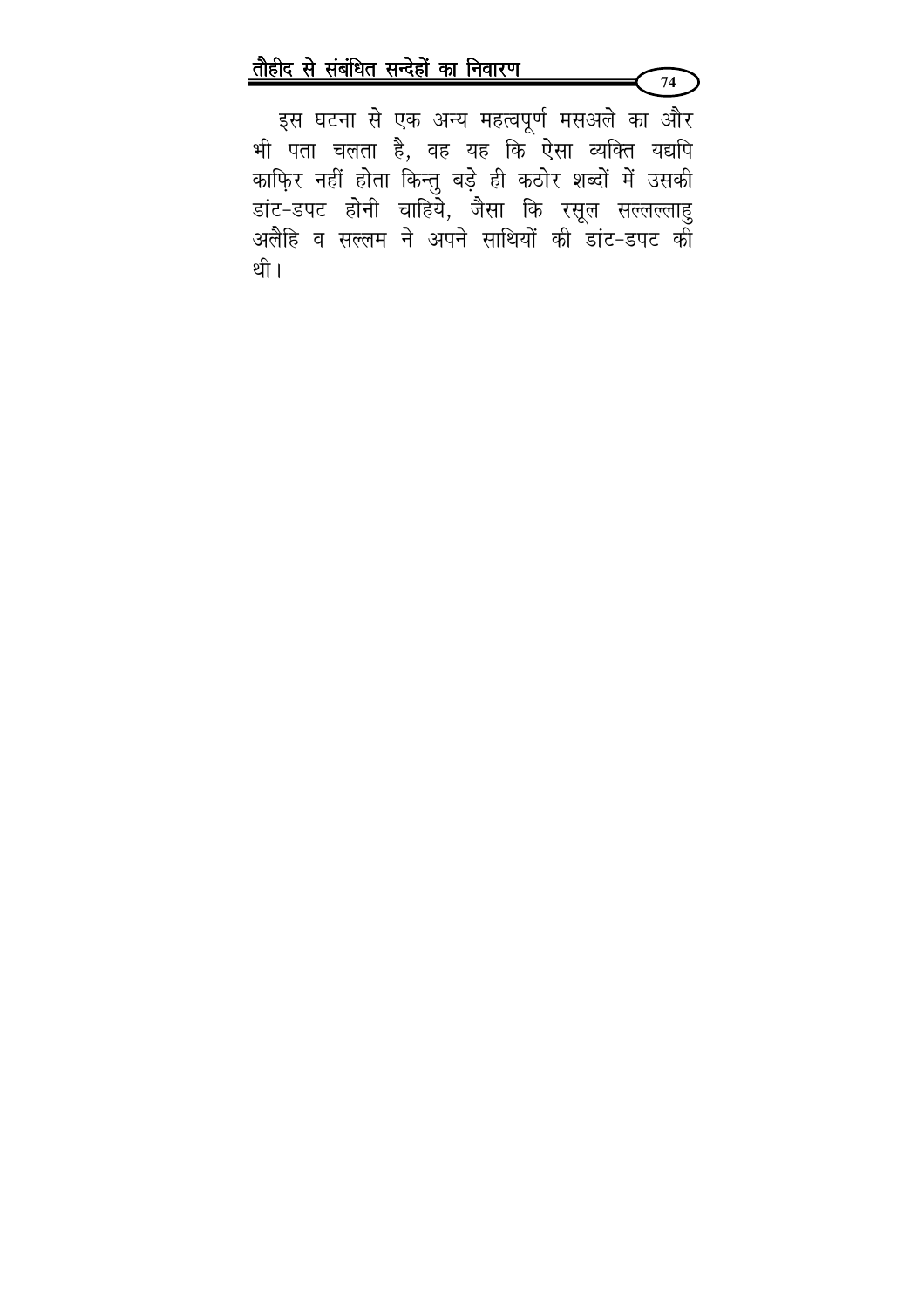इस घटना से एक अन्य महत्वपूर्ण मसअले का और भी पता चलता है, वह यह कि ऐसा व्यक्ति यद्यपि काफ़िर नहीं होता किन्तु बड़े ही कठोर शब्दों में उसकी डांट-डपट होनी चाहिये, जैसा कि रसूल सल्लल्लाहु अलैहि व सल्लम ने अपने साथियों की डांट-डपट की थी।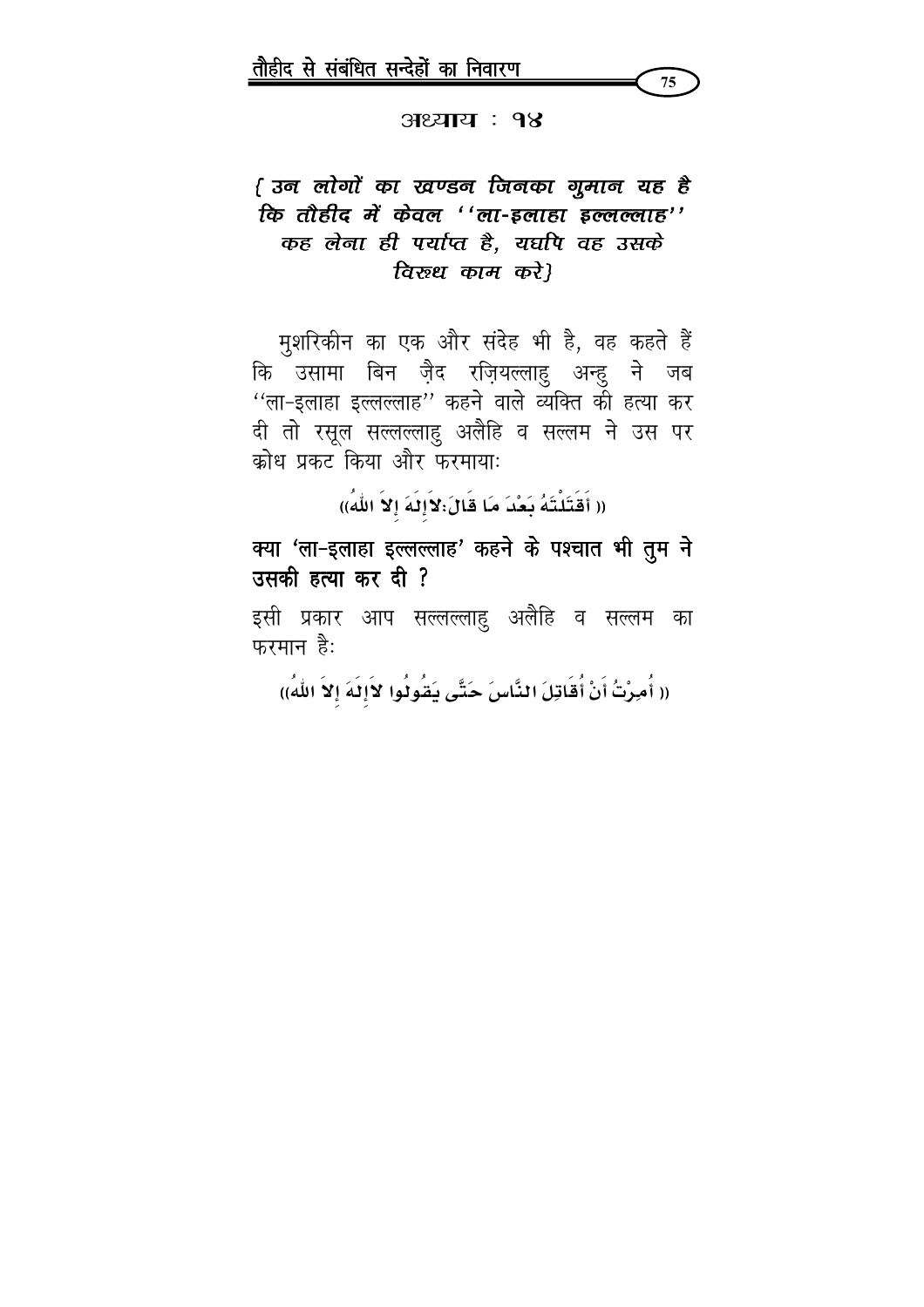## अध्याय : १४

### *{उन लोगों का खण्डन जिनका गुमान यह है कि तौहीद में केवल ''ला-इलाहा इल्लल्लाह'' कह लेना ही पर्याप्त है, यद्यपि वह उसके विरूध काम करे}*

मुशरिकीन का एक और संदेह भी है, वह कहते हैं कि उसामा बिन ज़ैद रज़ियल्लाहु अन्हु ने जब ''ला-इलाहा इल्लल्लाह'' कहने वाले व्यक्ति की हत्या कर दी तो रसूल सल्लल्लाहु अलैहि व सल्लम ने उस पर क्रोध प्रकट किया और फरमायाः

(( أَقَتَلْتَهُ بَعْدَ مَا قَالَ:لاَإِلَهَ إِلاَ اللهُ))

**क्या 'ला-इलाहा इल्लल्लाह' कहने के पश्चात भी तुम ने उसकी हत्या कर दी ?**

इसी प्रकार आप सल्लल्लाहु अलैहि व सल्लम का फरमान हैः

(( أُمِرْتُ أَنْ أُقَاتِلَ النَّاسَ حَتَّى يَقُولُوا لاَإِلَهَ إِلاَ اللهُ))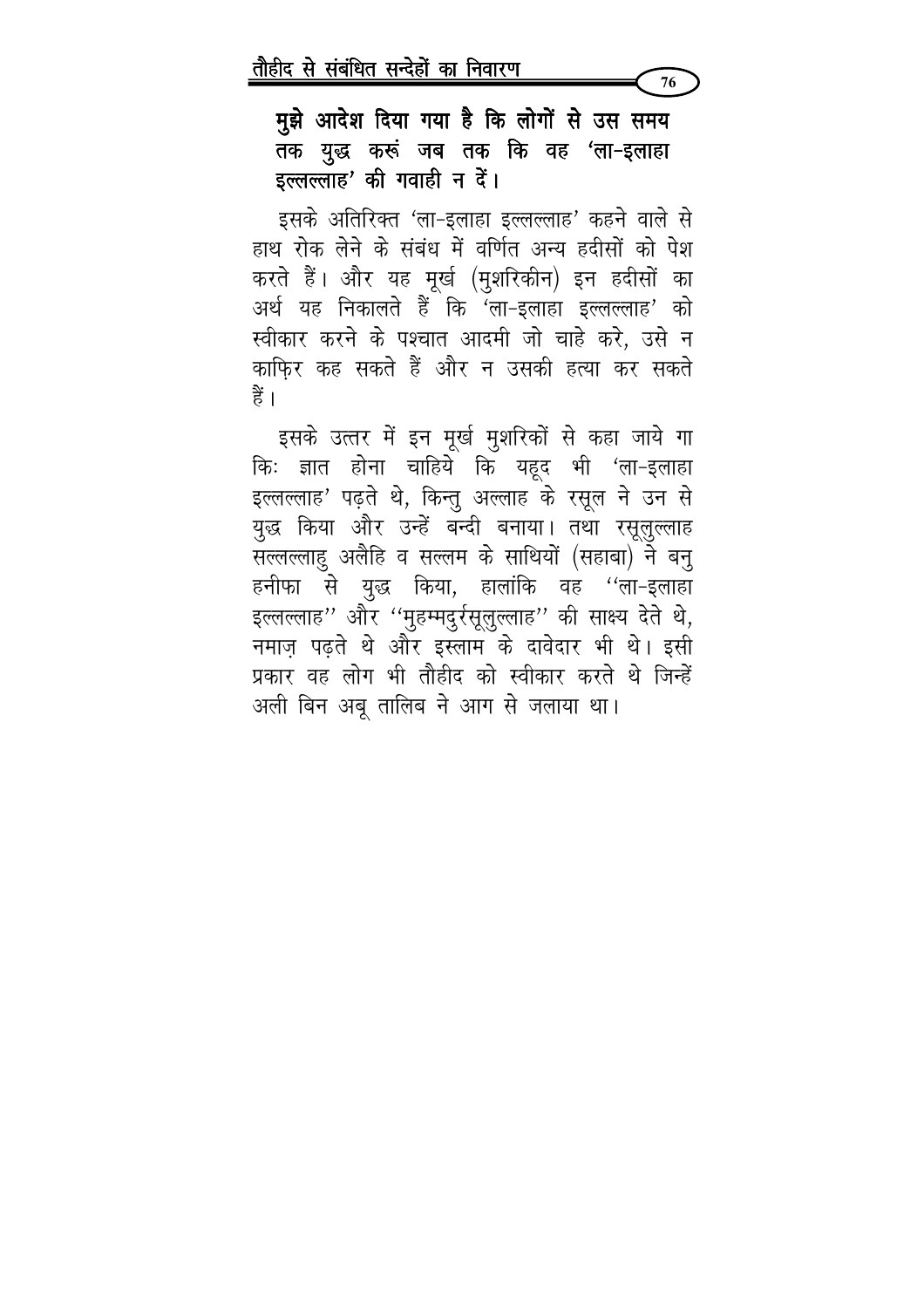**मुझे आदेश दिया गया है कि लोगों से उस समय तक युद्ध करूं जब तक कि वह 'ला-इलाहा इल्लल्लाह' की गवाही न दें।**

इसके अतिरिक्त 'ला-इलाहा इल्लल्लाह' कहने वाले से हाथ रोक लेने के संबंध में वर्णित अन्य हदीसों को पेश करते हैं। और यह मूर्ख (मुशरिकीन) इन हदीसों का अर्थ यह निकालते हैं कि 'ला-इलाहा इल्लल्लाह' को स्वीकार करने के पश्चात आदमी जो चाहे करे, उसे न काफ़िर कह सकते हैं और न उसकी हत्या कर सकते हैं।

इसके उत्तर में इन मूर्ख मुशरिकों से कहा जाये गा किः ज्ञात होना चाहिये कि यहूद भी 'ला-इलाहा इल्लल्लाह' पढ़ते थे, किन्तु अल्लाह के रसूल ने उन से युद्ध किया और उन्हें बन्दी बनाया। तथा रसूलुल्लाह सल्लल्लाहु अलैहि व सल्लम के साथियों (सहाबा) ने बनु हनीफा से युद्ध किया, हालांकि वह ''ला-इलाहा इल्लल्लाह'' और ''मुहम्मदुर्रसूलुल्लाह'' की साक्ष्य देते थे, नमाज़ पढ़ते थे और इस्लाम के दावेदार भी थे। इसी प्रकार वह लोग भी तौहीद को स्वीकार करते थे जिन्हें अली बिन अबू तालिब ने आग से जलाया था।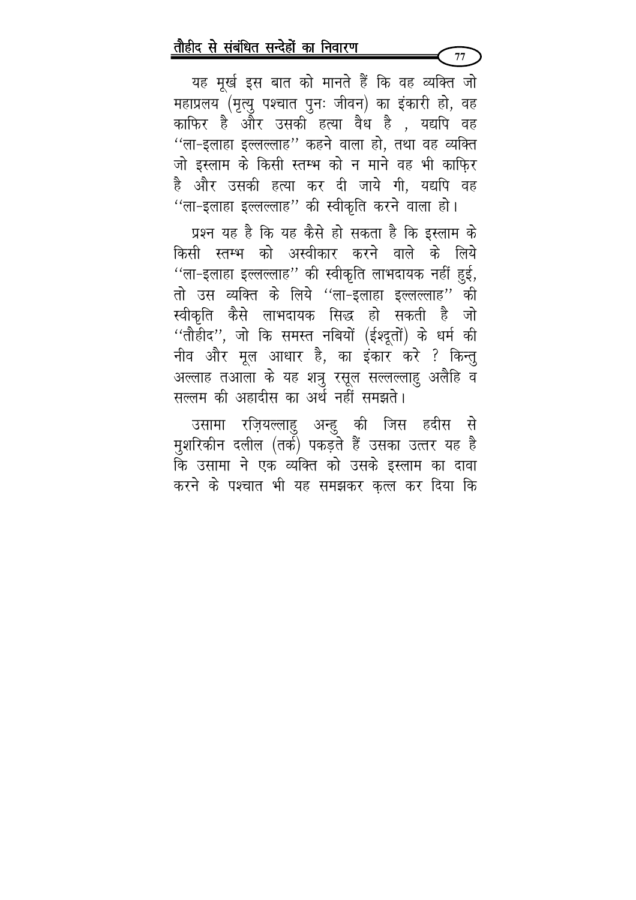यह मूर्ख इस बात को मानते हैं कि वह व्यक्ति जो महाप्रलय (मृत्यु पश्चात पुनः जीवन) का इंकारी हो, वह काफिर है और उसकी हत्या वैध है , यद्यपि वह ''ला-इलाहा इल्लल्लाह'' कहने वाला हो, तथा वह व्यक्ति जो इस्लाम के किसी स्तम्भ को न माने वह भी काफ़िर है और उसकी हत्या कर दी जाये गी, यद्यपि वह ''ला-इलाहा इल्लल्लाह'' की स्वीकृति करने वाला हो।

प्रश्न यह है कि यह कैसे हो सकता है कि इस्लाम के किसी स्तम्भ को अस्वीकार करने वाले के लिये ''ला-इलाहा इल्लल्लाह'' की स्वीकृति लाभदायक नहीं हुई, तो उस व्यक्ति के लिये ''ला-इलाहा इल्लल्लाह'' की स्वीकृति कैसे लाभदायक सिद्ध हो सकती है जो ''तौहीद'', जो कि समस्त नबियों (ईश्दूतों) के धर्म की नीव और मूल आधार है, का इंकार करे ? किन्तु अल्लाह तआला के यह शत्रु रसूल सल्लल्लाहु अलैहि व सल्लम की अहादीस का अर्थ नहीं समझते।

उसामा रज़ियल्लाहु अन्हु की जिस हदीस से मुशरिकीन दलील (तर्क) पकड़ते हैं उसका उत्तर यह है कि उसामा ने एक व्यक्ति को उसके इस्लाम का दावा करने के पश्चात भी यह समझकर क़त्ल कर दिया कि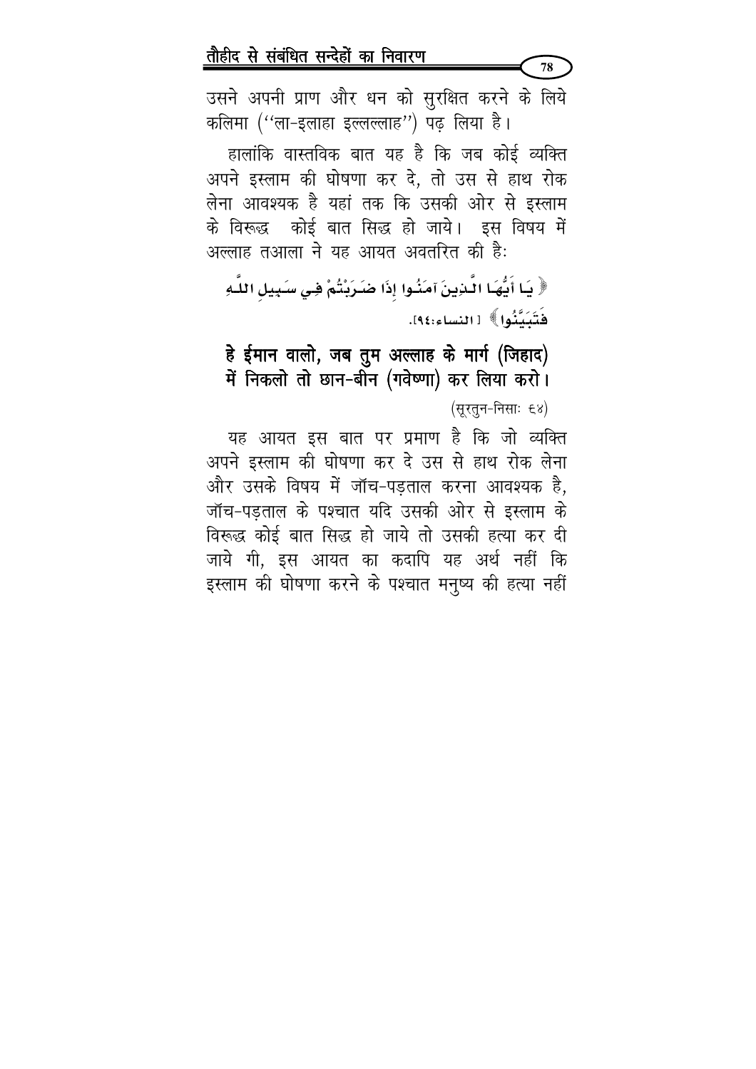उसने अपनी प्राण और धन को सुरक्षित करने के लिये कलिमा (''ला-इलाहा इल्लल्लाह'') पढ़ लिया है।

हालांकि वास्तविक बात यह है कि जब कोई व्यक्ति अपने इस्लाम की घोषणा कर दे, तो उस से हाथ रोक लेना आवश्यक है यहां तक कि उसकी ओर से इस्लाम के विरूद्ध कोई बात सिद्ध हो जाये। इस विषय में अल्लाह तआला ने यह आयत अवतरित की हैः

﴿ يَا أَيُّهَا الَّذِينَ آمَنُوا إِذَا ضَرَبْتُمْ فِي سَبِيلِ اللَّهِ فَتَبَيَّنُوا﴾ [النساء:٩٤].

**हे ईमान वालो, जब तुम अल्लाह के मार्ग (जिहाद) में निकलो तो छान-बीन (गवेष्णा) कर लिया करो।**

(सूरतुन-निसाः ९४)

यह आयत इस बात पर प्रमाण है कि जो व्यक्ति अपने इस्लाम की घोषणा कर दे उस से हाथ रोक लेना और उसके विषय में जॉच-पड़ताल करना आवश्यक है, जॉच-पड़ताल के पश्चात यदि उसकी ओर से इस्लाम के विरूद्ध कोई बात सिद्ध हो जाये तो उसकी हत्या कर दी जाये गी, इस आयत का कदापि यह अर्थ नहीं कि इस्लाम की घोषणा करने के पश्चात मनुष्य की हत्या नहीं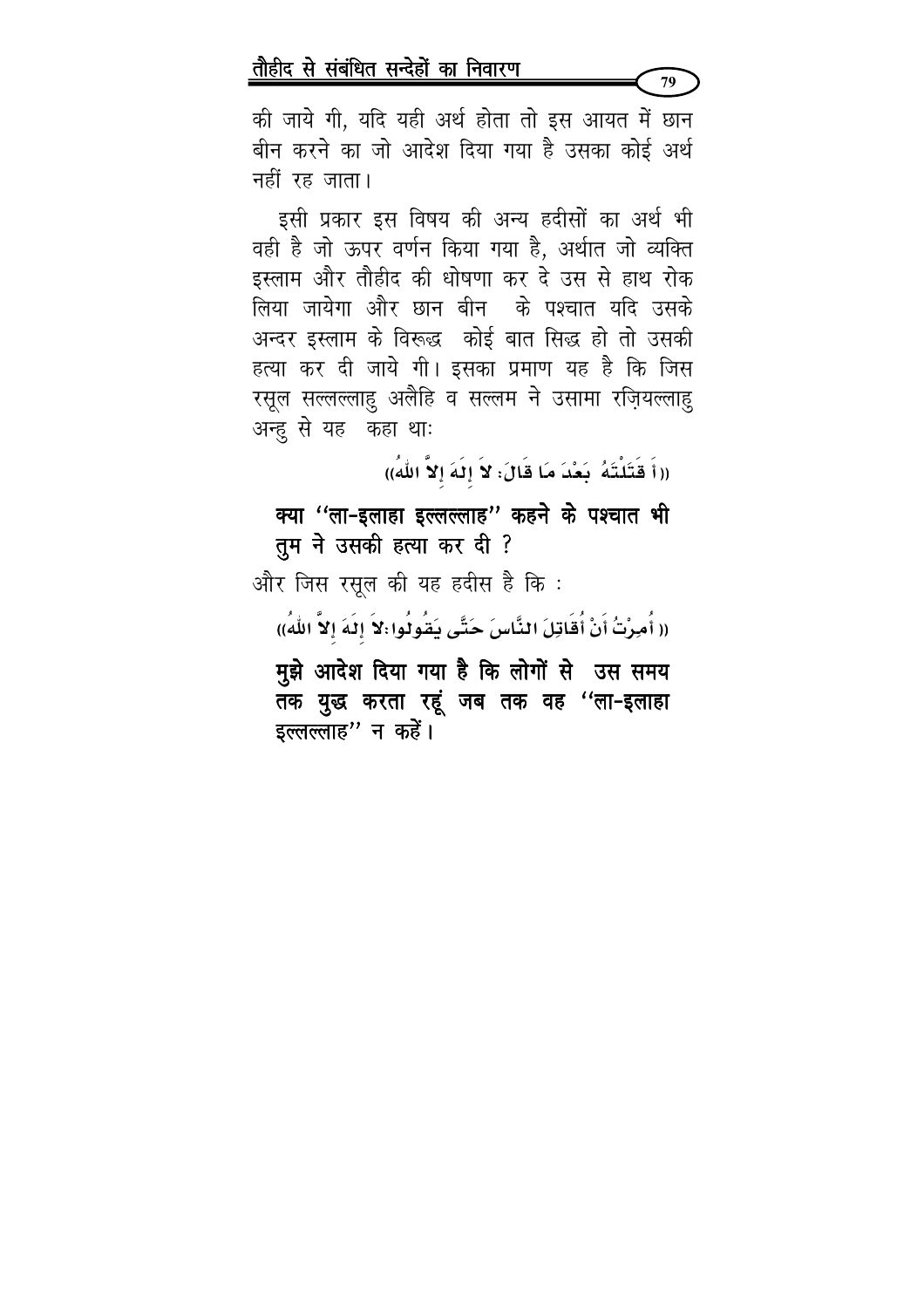की जाये गी, यदि यही अर्थ होता तो इस आयत में छान बीन करने का जो आदेश दिया गया है उसका कोई अर्थ नहीं रह जाता।

इसी प्रकार इस विषय की अन्य हदीसों का अर्थ भी वही है जो ऊपर वर्णन किया गया है, अर्थात जो व्यक्ति इस्लाम और तौहीद की धोषणा कर दे उस से हाथ रोक लिया जायेगा और छान बीन के पश्चात यदि उसके अन्दर इस्लाम के विरूद्ध कोई बात सिद्ध हो तो उसकी हत्या कर दी जाये गी। इसका प्रमाण यह है कि जिस रसूल सल्लल्लाहु अलैहि व सल्लम ने उसामा रज़ियल्लाहु अन्हु से यह कहा थाः

((أَ قَتَلْتَهُ بَعْدَ مَا قَالَ: لاَ إِلَهَ إِلاَّ اللهُ))

**क्या ''ला-इलाहा इल्लल्लाह'' कहने के पश्चात भी तुम ने उसकी हत्या कर दी ?**

और जिस रसूल की यह हदीस है कि :

(( أُمِرْتُ أَنْ أُقَاتِلَ النَّاسَ حَتَّى يَقُولُوا:لاَ إِلَهَ إِلاَّ اللهُ))

**मुझे आदेश दिया गया है कि लोगों से उस समय तक युद्ध करता रहूं जब तक वह ''ला-इलाहा इल्लल्लाह'' न कहें।**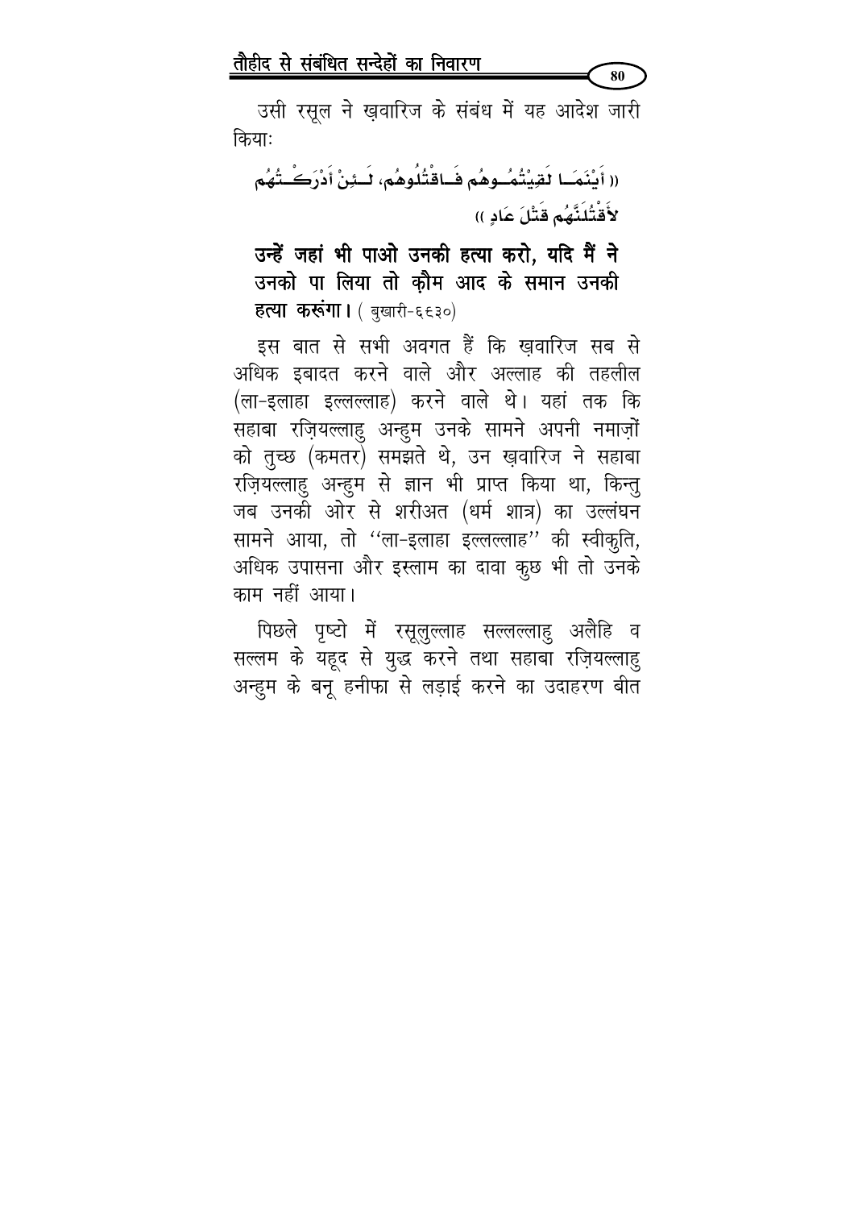उसी रसूल ने ख़वारिज के संबंध में यह आदेश जारी कियाः

(( أَيْنَمَا لَقِيتُمُوهُم فَاقْتُلُوهُم، لَئِنْ أَدْرَكْتُهُم لأَقْتُلَنَّهُم قَتْلَ عَادٍ ))

**उन्हें जहां भी पाओ उनकी हत्या करो, यदि मैं ने उनको पा लिया तो क़ौम आद के समान उनकी हत्या करूंगा।** ( बुखारी-६६३० )

इस बात से सभी अवगत हैं कि ख़वारिज सब से अधिक इबादत करने वाले और अल्लाह की तहलील (ला-इलाहा इल्लल्लाह) करने वाले थे। यहां तक कि सहाबा रज़ियल्लाहु अन्हुम उनके सामने अपनी नमाज़ों को तुच्छ (कमतर) समझते थे, उन ख़वारिज ने सहाबा रज़ियल्लाहु अन्हुम से ज्ञान भी प्राप्त किया था, किन्तु जब उनकी ओर से शरीअत (धर्म शात्र) का उल्लंघन सामने आया, तो ''ला-इलाहा इल्लल्लाह'' की स्वीकृति, अधिक उपासना और इस्लाम का दावा कुछ भी तो उनके काम नहीं आया।

पिछले पृष्टो में रसूलुल्लाह सल्लल्लाहु अलैहि व सल्लम के यहूद से युद्ध करने तथा सहाबा रज़ियल्लाहु अन्हुम के बनू हनीफा से लड़ाई करने का उदाहरण बीत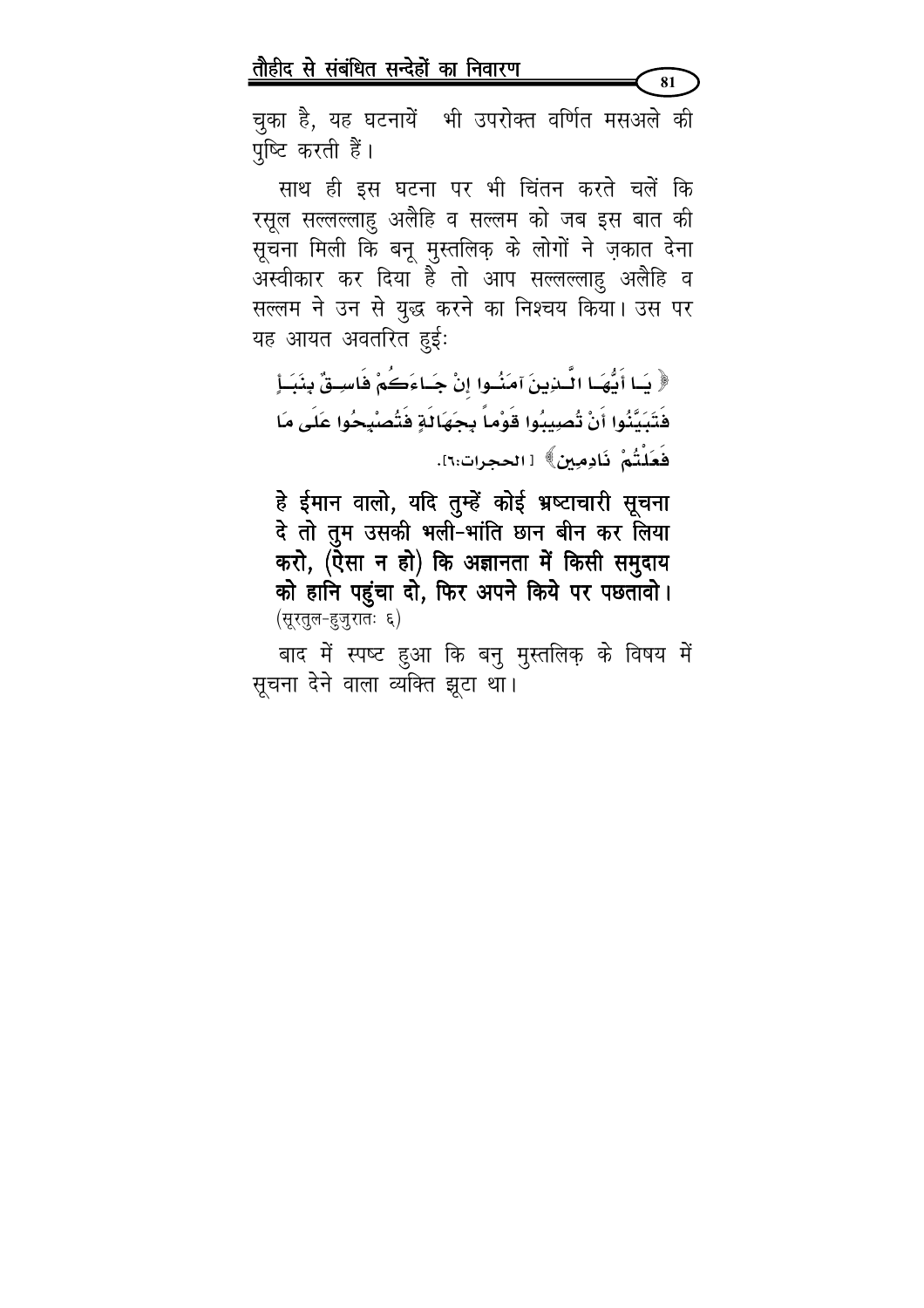चुका है, यह घटनायें भी उपरोक्त वर्णित मसअले की पुष्टि करती हैं।

साथ ही इस घटना पर भी चिंतन करते चलें कि रसूल सल्लल्लाहु अलैहि व सल्लम को जब इस बात की सूचना मिली कि बनू मुस्तलिक़ के लोगों ने ज़कात देना अस्वीकार कर दिया है तो आप सल्लल्लाहु अलैहि व सल्लम ने उन से युद्ध करने का निश्चय किया। उस पर यह आयत अवतरित हुईः

﴿ يَا أَيُّهَا الَّذِينَ آمَنُوا إِنْ جَاءَكُمْ فَاسِقٌ بِنَبَإٍ فَتَبَيَّنُوا أَنْ تُصِيبُوا قَوْماً بِجَهَالَةٍ فَتُصْبِحُوا عَلَى مَا فَعَلْتُمْ نَادِمِينَ﴾ [الحجرات:٦].

**हे ईमान वालो, यदि तुम्हें कोई भ्रष्टाचारी सूचना दे तो तुम उसकी भली-भांति छान बीन कर लिया करो, (ऐसा न हो) कि अज्ञानता में किसी समुदाय को हानि पहुंचा दो, फिर अपने किये पर पछतावो।** (सूरतुल-हुजुरातः ६)

बाद में स्पष्ट हुआ कि बनु मुस्तलिक़ के विषय में सूचना देने वाला व्यक्ति झूटा था।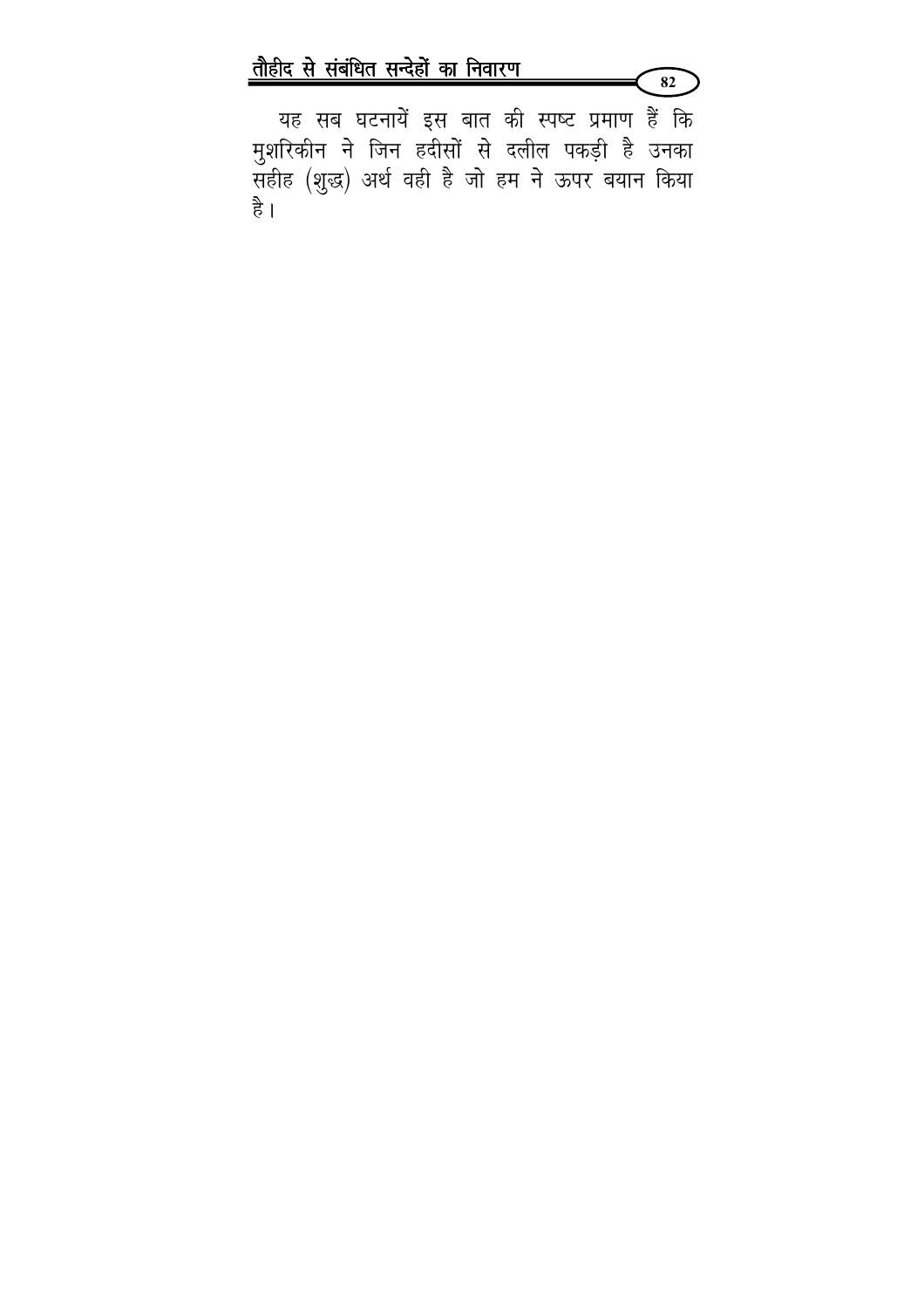यह सब घटनायें इस बात की स्पष्ट प्रमाण हैं कि मुशरिकीन ने जिन हदीसों से दलील पकड़ी है उनका सहीह (शुद्ध) अर्थ वही है जो हम ने ऊपर बयान किया है।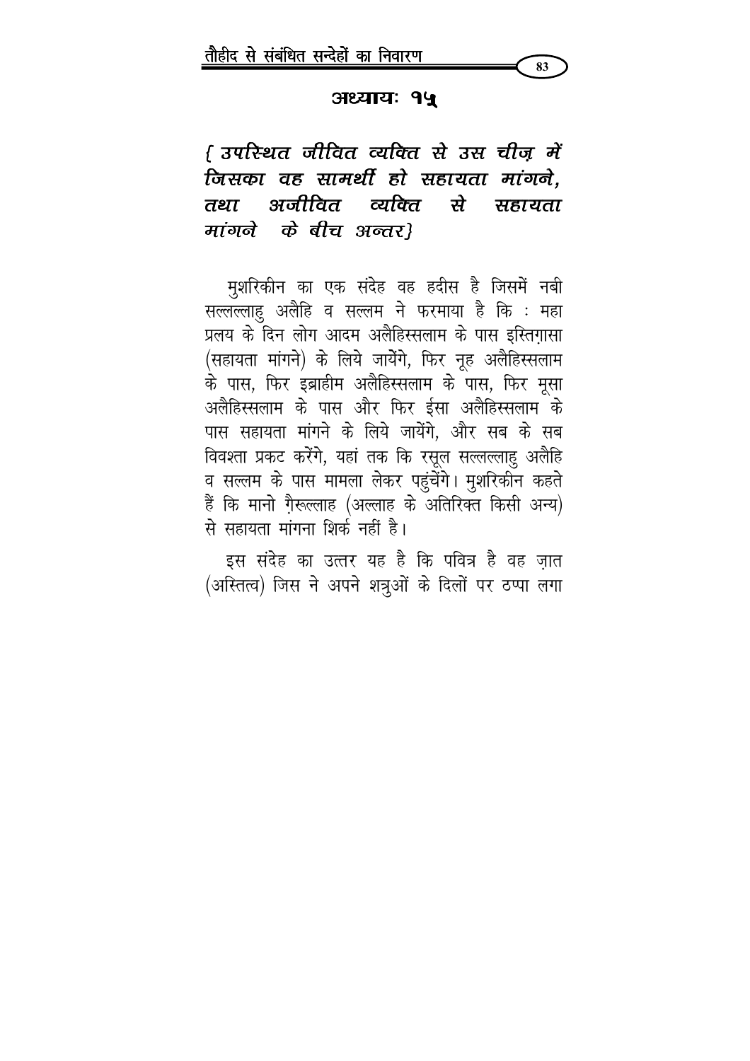## अध्यायः १५

### *{ उपस्थित जीवित व्यक्ति से उस चीज़ में जिसका वह सामर्थी हो सहायता मांगने, तथा अजीवित व्यक्ति से सहायता मांगने के बीच अन्तर}*

मुशरिकीन का एक संदेह वह हदीस है जिसमें नबी सल्लल्लाहु अलैहि व सल्लम ने फरमाया है कि : महा प्रलय के दिन लोग आदम अलैहिस्सलाम के पास इस्तिग़ासा (सहायता मांगने) के लिये जायेंगे, फिर नूह अलैहिस्सलाम के पास, फिर इब्राहीम अलैहिस्सलाम के पास, फिर मूसा अलैहिस्सलाम के पास और फिर ईसा अलैहिस्सलाम के पास सहायता मांगने के लिये जायेंगे, और सब के सब विवशता प्रकट करेंगे, यहां तक कि रसूल सल्लल्लाहु अलैहि व सल्लम के पास मामला लेकर पहुंचेंगे। मुशरिकीन कहते हैं कि मानो ग़ैरूल्लाह (अल्लाह के अतिरिक्त किसी अन्य) से सहायता मांगना शिर्क नहीं है।

इस संदेह का उत्तर यह है कि पवित्र है वह ज़ात (अस्तित्व) जिस ने अपने शत्रुओं के दिलों पर ठप्पा लगा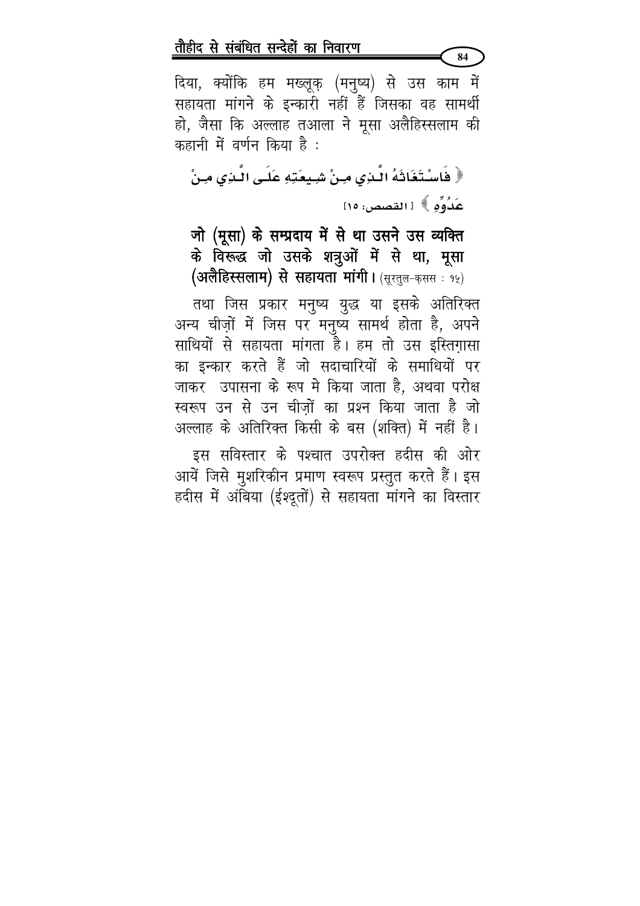दिया, क्योंकि हम मख्लूक़ (मनुष्य) से उस काम में सहायता मांगने के इन्कारी नहीं हैं जिसका वह सामर्थी हो, जैसा कि अल्लाह तआला ने मूसा अलैहिस्सलाम की कहानी में वर्णन किया है :

﴿ فَاسْتَغَاثَهُ الَّذِي مِنْ شِيعَتِهِ عَلَى الَّذِي مِنْ عَدُوِّهِ ﴾ [القصص: ١٥]

**जो (मूसा) के सम्प्रदाय में से था उसने उस व्यक्ति के विरूद्ध जो उसके शत्रुओं में से था, मूसा (अलैहिस्सलाम) से सहायता मांगी।** (सूरतुल-क़सस : १५)

तथा जिस प्रकार मनुष्य युद्ध या इसके अतिरिक्त अन्य चीज़ों में जिस पर मनुष्य सामर्थ होता है, अपने साथियों से सहायता मांगता है। हम तो उस इस्तिग़ासा का इन्कार करते हैं जो सदाचारियों के समाधियों पर जाकर उपासना के रूप मे किया जाता है, अथवा परोक्ष स्वरूप उन से उन चीज़ों का प्रश्न किया जाता है जो अल्लाह के अतिरिक्त किसी के बस (शक्ति) में नहीं है।

इस सविस्तार के पश्चात उपरोक्त हदीस की ओर आयें जिसे मुशरिकीन प्रमाण स्वरूप प्रस्तुत करते हैं। इस हदीस में अंबिया (ईश्दूतों) से सहायता मांगने का विस्तार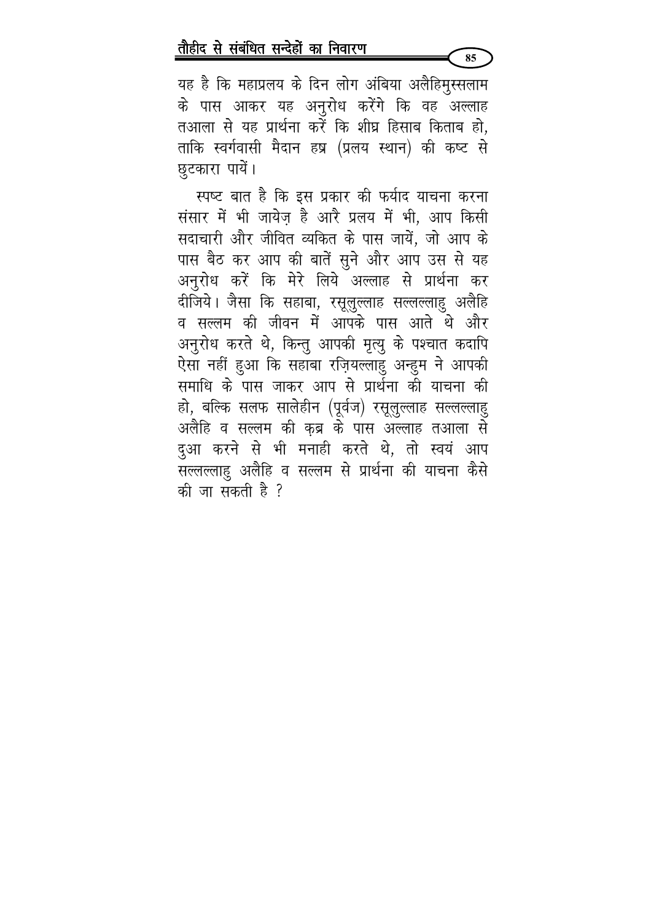यह है कि महाप्रलय के दिन लोग अंबिया अलैहिमुस्सलाम के पास आकर यह अनुरोध करेंगे कि वह अल्लाह तआला से यह प्रार्थना करें कि शीघ्र हिसाब किताब हो, ताकि स्वर्गवासी मैदान हश्र (प्रलय स्थान) की कष्ट से छुटकारा पायें।

स्पष्ट बात है कि इस प्रकार की फर्याद याचना करना संसार में भी जायेज़ है आरै प्रलय में भी, आप किसी सदाचारी और जीवित व्यकित के पास जायें, जो आप के पास बैठ कर आप की बातें सुने और आप उस से यह अनुरोध करें कि मेरे लिये अल्लाह से प्रार्थना कर दीजिये। जैसा कि सहाबा, रसूलुल्लाह सल्लल्लाहु अलैहि व सल्लम की जीवन में आपके पास आते थे और अनुरोध करते थे, किन्तु आपकी मृत्यु के पश्चात कदापि ऐसा नहीं हुआ कि सहाबा रज़ियल्लाहु अन्हुम ने आपकी समाधि के पास जाकर आप से प्रार्थना की याचना की हो, बल्कि सलफ सालेहीन (पूर्वज) रसूलुल्लाह सल्लल्लाहु अलैहि व सल्लम की क़ब्र के पास अल्लाह तआला से दुआ करने से भी मनाही करते थे, तो स्वयं आप सल्लल्लाहु अलैहि व सल्लम से प्रार्थना की याचना कैसे की जा सकती है ?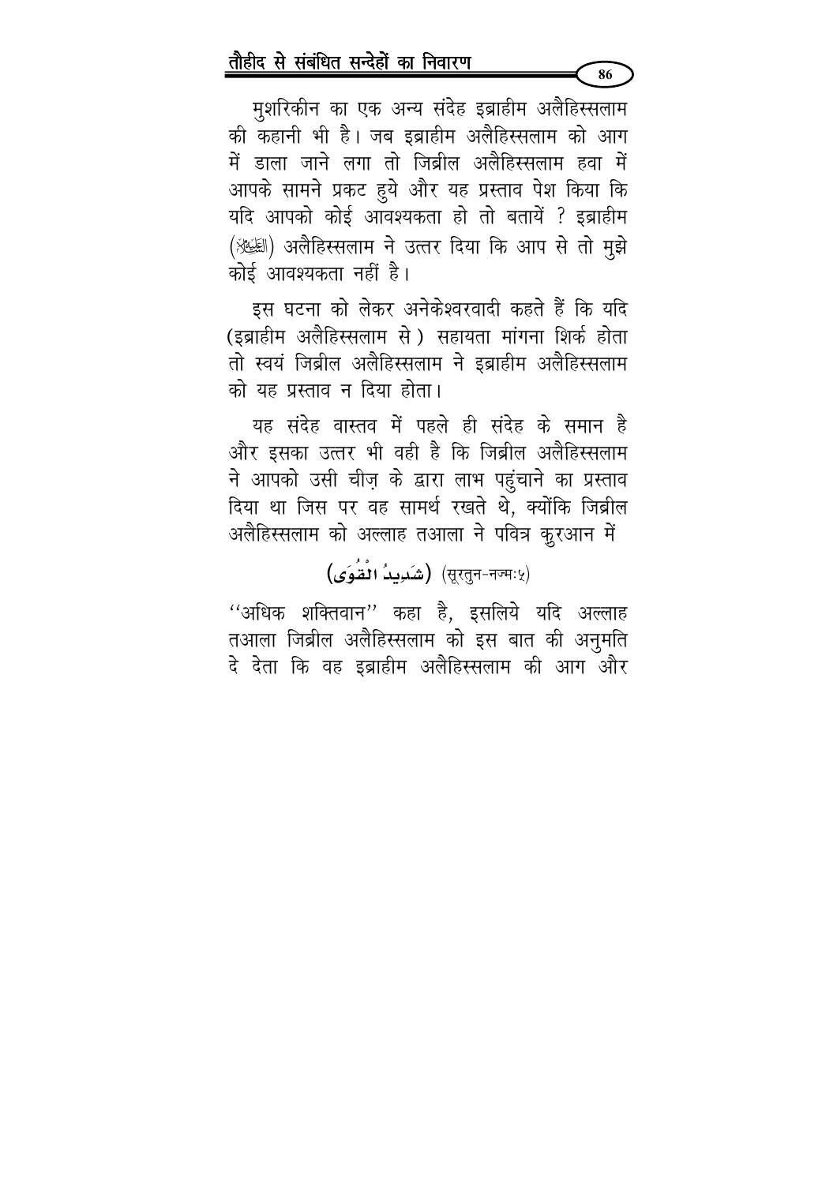मुशरिकीन का एक अन्य संदेह इब्राहीम अलैहिस्सलाम की कहानी भी है। जब इब्राहीम अलैहिस्सलाम को आग में डाला जाने लगा तो जिब्रील अलैहिस्सलाम हवा में आपके सामने प्रकट हुये और यह प्रस्ताव पेश किया कि यदि आपको कोई आवश्यकता हो तो बतायें ? इब्राहीम (عليه السلام) अलैहिस्सलाम ने उत्तर दिया कि आप से तो मुझे कोई आवश्यकता नहीं है।

इस घटना को लेकर अनेकेश्वरवादी कहते हैं कि यदि (इब्राहीम अलैहिस्सलाम से ) सहायता मांगना शिर्क होता तो स्वयं जिब्रील अलैहिस्सलाम ने इब्राहीम अलैहिस्सलाम को यह प्रस्ताव न दिया होता।

यह संदेह वास्तव में पहले ही संदेह के समान है और इसका उत्तर भी वही है कि जिब्रील अलैहिस्सलाम ने आपको उसी चीज़ के द्वारा लाभ पहुंचाने का प्रस्ताव दिया था जिस पर वह सामर्थ रखते थे, क्योंकि जिब्रील अलैहिस्सलाम को अल्लाह तआला ने पवित्र कुरआन में

(شَدِيدُ الْقُوَى) (सूरतुन-नज्मः५)

''अधिक शक्तिवान'' कहा है, इसलिये यदि अल्लाह तआला जिब्रील अलैहिस्सलाम को इस बात की अनुमति दे देता कि वह इब्राहीम अलैहिस्सलाम की आग और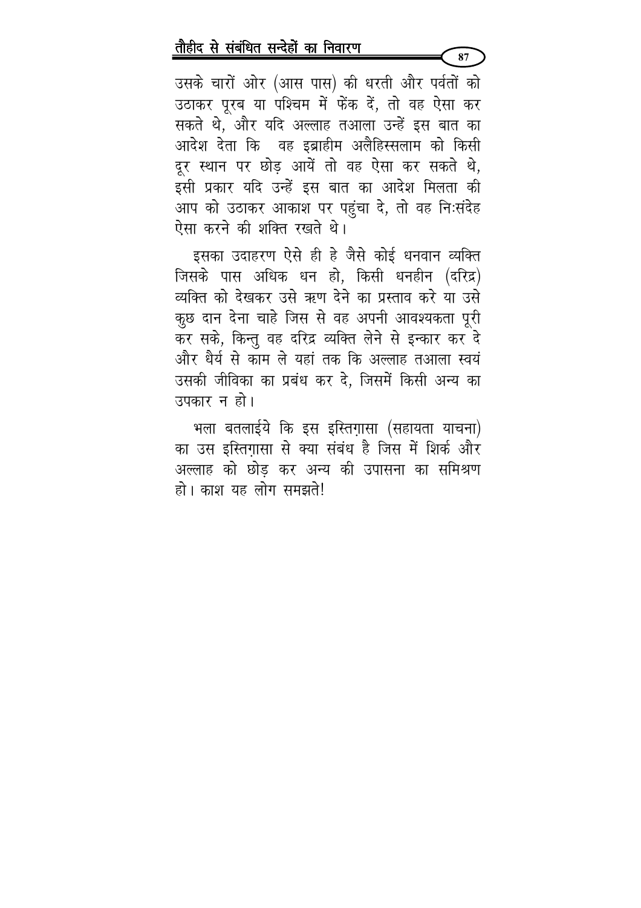उसके चारों ओर (आस पास) की धरती और पर्वतों को उठाकर पूरब या पश्चिम में फेंक दें, तो वह ऐसा कर सकते थे, और यदि अल्लाह तआला उन्हें इस बात का आदेश देता कि  वह इब्राहीम अलैहिस्सलाम को किसी दूर स्थान पर छोड़ आयें तो वह ऐसा कर सकते थे, इसी प्रकार यदि उन्हें इस बात का आदेश मिलता की आप को उठाकर आकाश पर पहुंचा दे, तो वह निःसंदेह ऐसा करने की शक्ति रखते थे।

इसका उदाहरण ऐसे ही हे जैसे कोई धनवान व्यक्ति जिसके पास अधिक धन हो, किसी धनहीन (दरिद्र) व्यक्ति को देखकर उसे ऋण देने का प्रस्ताव करे या उसे कुछ दान देना चाहे जिस से वह अपनी आवश्यकता पूरी कर सके, किन्तु वह दरिद्र व्यक्ति लेने से इन्कार कर दे और धैर्य से काम ले यहां तक कि अल्लाह तआला स्वयं उसकी जीविका का प्रबंध कर दे, जिसमें किसी अन्य का उपकार न हो।

भला बतलाईये कि इस इस्तिग़ासा (सहायता याचना) का उस इस्तिग़ासा से क्या संबंध है जिस में शिर्क और अल्लाह को छोड़ कर अन्य की उपासना का समिश्रण हो। काश यह लोग समझते!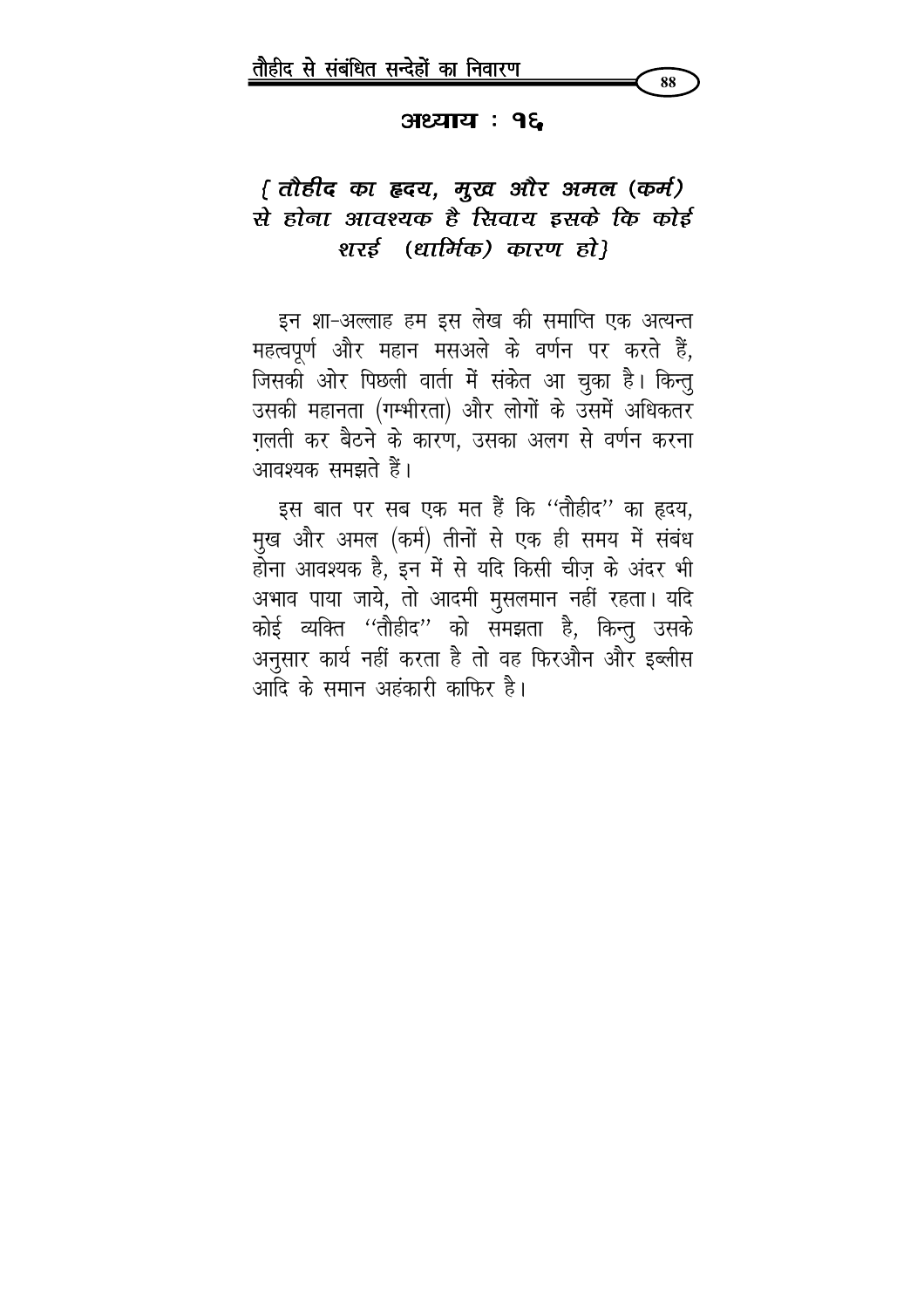## अध्याय : १६

### { तौहीद का हृदय, मुख और अमल (कर्म) से होना आवश्यक है सिवाय इसके कि कोई शरई (धार्मिक) कारण हो}

इन शा-अल्लाह हम इस लेख की समाप्ति एक अत्यन्त महत्वपूर्ण और महान मसअले के वर्णन पर करते हैं, जिसकी ओर पिछली वार्ता में संकेत आ चुका है। किन्तु उसकी महानता (गम्भीरता) और लोगों के उसमें अधिकतर ग़लती कर बैठने के कारण, उसका अलग से वर्णन करना आवश्यक समझते हैं।

इस बात पर सब एक मत हैं कि ''तौहीद'' का हृदय, मुख और अमल (कर्म) तीनों से एक ही समय में संबंध होना आवश्यक है, इन में से यदि किसी चीज़ के अंदर भी अभाव पाया जाये, तो आदमी मुसलमान नहीं रहता। यदि कोई व्यक्ति ''तौहीद'' को समझता है, किन्तु उसके अनुसार कार्य नहीं करता है तो वह फिरऔन और इब्लीस आदि के समान अहंकारी काफिर है।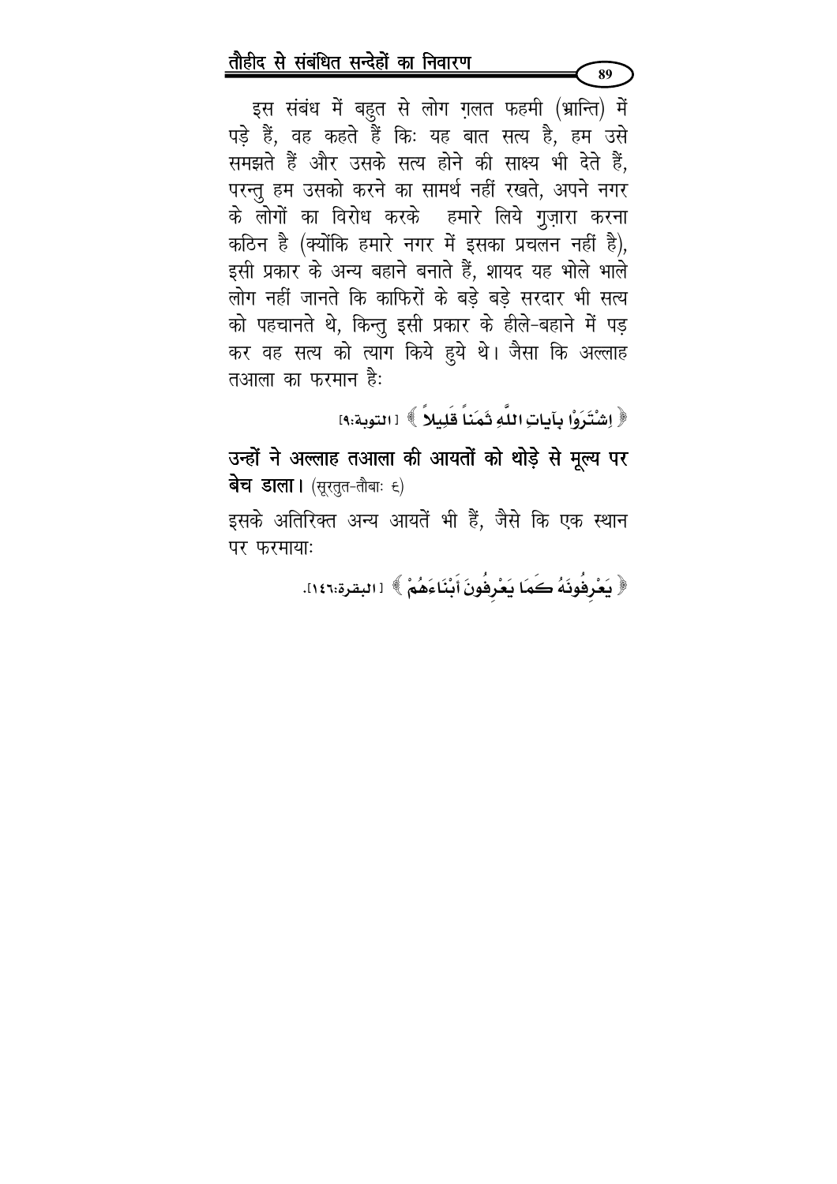इस संबंध में बहुत से लोग ग़लत फहमी (भ्रान्ति) में पड़े हैं, वह कहते हैं किः यह बात सत्य है, हम उसे समझते हैं और उसके सत्य होने की साक्ष्य भी देते हैं, परन्तु हम उसको करने का सामर्थ नहीं रखते, अपने नगर के लोगों का विरोध करके हमारे लिये गुज़ारा करना कठिन है (क्योंकि हमारे नगर में इसका प्रचलन नहीं है), इसी प्रकार के अन्य बहाने बनाते हैं, शायद यह भोले भाले लोग नहीं जानते कि काफिरों के बड़े बड़े सरदार भी सत्य को पहचानते थे, किन्तु इसी प्रकार के हीले-बहाने में पड़ कर वह सत्य को त्याग किये हुये थे। जैसा कि अल्लाह तआला का फरमान हैः

﴿ اِشْتَرَوْا بِآيَاتِ اللَّهِ ثَمَناً قَلِيلاً ﴾ [التوبة:٩]

**उन्हों ने अल्लाह तआला की आयतों को थोड़े से मूल्य पर बेच डाला।** (सूरतुत-तौबाः ९)

इसके अतिरिक्त अन्य आयतें भी हैं, जैसे कि एक स्थान पर फरमायाः

﴿ يَعْرِفُونَهُ كَمَا يَعْرِفُونَ أَبْنَاءَهُمْ ﴾ [البقرة:١٤٦].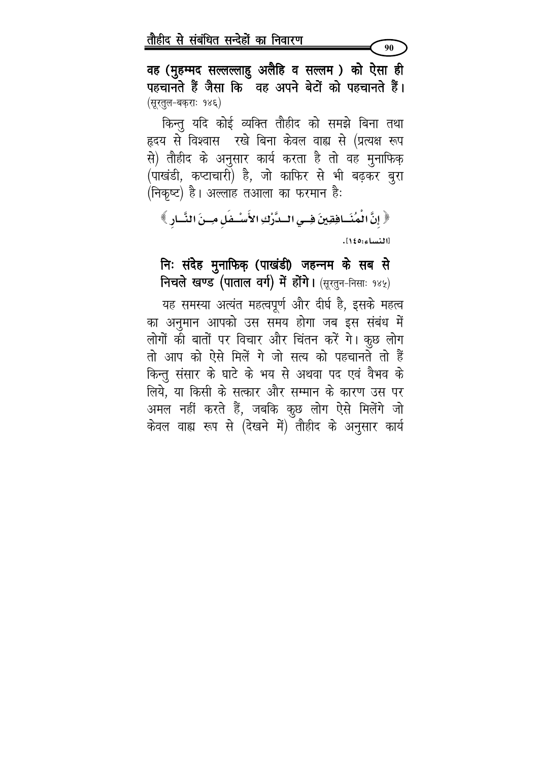**वह (मुहम्मद सल्लल्लाहु अलैहि व सल्लम ) को ऐसा ही पहचानते हैं जैसा कि वह अपने बेटों को पहचानते हैं।** (सूरतुल-बक़राः १४६)

किन्तु यदि कोई व्यक्ति तौहीद को समझे बिना तथा हृदय से विश्वास रखे बिना केवल वाह्य से (प्रत्यक्ष रूप से) तौहीद के अनुसार कार्य करता है तो वह मुनाफ़िक़ (पाखंडी, कप्टाचारी) है, जो काफ़िर से भी बढ़कर बुरा (निकृष्ट) है। अल्लाह तआला का फ़रमान हैः

﴿ إِنَّ الْمُنَافِقِينَ فِي الدَّرْكِ الأَسْفَلِ مِنَ النَّارِ ﴾

[النساء:١٤٥].

**निः संदेह मुनाफ़िक़ (पाखंडी) जहन्नम के सब से निचले खण्ड (पाताल वर्ग) में होंगे।** (सूरतुन-निसाः १४५)

यह समस्या अत्यंत महत्वपूर्ण और दीर्घ है, इसके महत्व का अनुमान आपको उस समय होगा जब इस संबंध में लोगों की बातों पर विचार और चिंतन करें गे। कुछ लोग तो आप को ऐसे मिलें गे जो सत्य को पहचानते तो हैं किन्तु संसार के घाटे के भय से अथवा पद एवं वैभव के लिये, या किसी के सत्कार और सम्मान के कारण उस पर अमल नहीं करते हैं, जबकि कुछ लोग ऐसे मिलेंगे जो केवल वाह्य रूप से (देखने में) तौहीद के अनुसार कार्य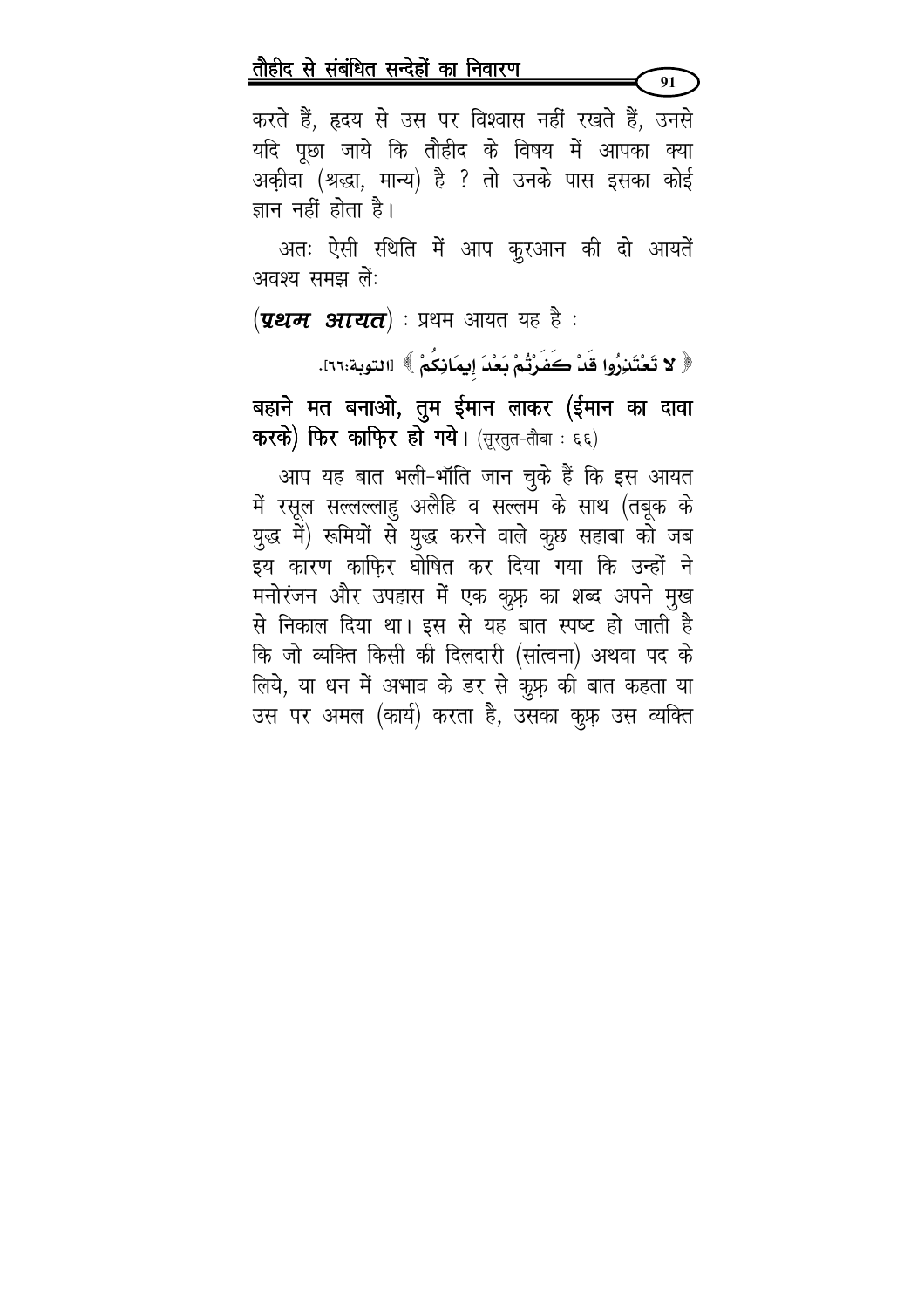करते हैं, हृदय से उस पर विश्वास नहीं रखते हैं, उनसे यदि पूछा जाये कि तौहीद के विषय में आपका क्या अक़ीदा (श्रद्धा, मान्य) है ? तो उनके पास इसका कोई ज्ञान नहीं होता है।

अतः ऐसी स्थिति में आप क़ुरआन की दो आयतें अवश्य समझ लेंः

(***प्रथम आयत***) : प्रथम आयत यह है :

﴿ لا تَعْتَذِرُوا قَدْ كَفَرْتُمْ بَعْدَ إِيمَانِكُمْ ﴾ [التوبة:٦٦].

**बहाने मत बनाओ, तुम ईमान लाकर (ईमान का दावा करके) फिर काफ़िर हो गये।** (सूरतुत-तौबा : ६६)

आप यह बात भली-भाँति जान चुके हैं कि इस आयत में रसूल सल्लल्लाहु अलैहि व सल्लम के साथ (तबूक के युद्ध में) रूमियों से युद्ध करने वाले कुछ सहाबा को जब इय कारण काफ़िर घोषित कर दिया गया कि उन्हों ने मनोरंजन और उपहास में एक कुफ़्र का शब्द अपने मुख से निकाल दिया था। इस से यह बात स्पष्ट हो जाती है कि जो व्यक्ति किसी की दिलदारी (सांत्वना) अथवा पद के लिये, या धन में अभाव के डर से कुफ़्र की बात कहता या उस पर अमल (कार्य) करता है, उसका कुफ़्र उस व्यक्ति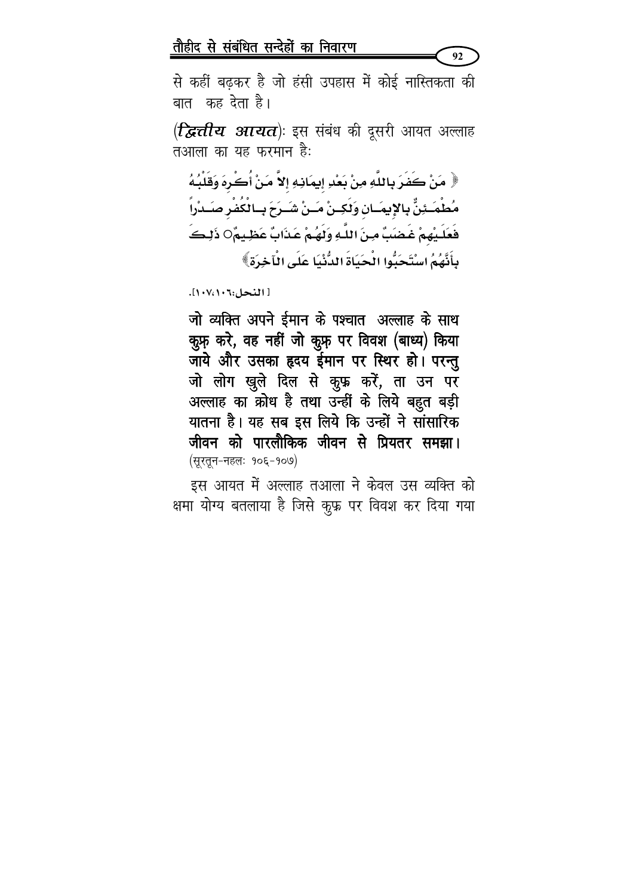से कहीं बढ़कर है जो हंसी उपहास में कोई नास्तिकता की बात कह देता है।

(***द्वितीय आयत***)ः इस संबंध की दूसरी आयत अल्लाह तआला का यह फरमान हैः

﴿ مَنْ كَفَرَ بِاللَّهِ مِنْ بَعْدِ إِيمَانِهِ إِلاَّ مَنْ أُكْرِهَ وَقَلْبُهُ مُطْمَئِنٌّ بِالإِيمَانِ وَلَكِنْ مَنْ شَرَحَ بِالْكُفْرِ صَدْراً فَعَلَيْهِمْ غَضَبٌ مِنَ اللَّهِ وَلَهُمْ عَذَابٌ عَظِيمٌ○ ذَلِكَ بِأَنَّهُمُ اسْتَحَبُّوا الْحَيَاةَ الدُّنْيَا عَلَى الْآخِرَةِ﴾

[النحل:١٠٦،١٠٧].

**जो व्यक्ति अपने ईमान के पश्चात अल्लाह के साथ कुफ्र करे, वह नहीं जो कुफ्र पर विवश (बाध्य) किया जाये और उसका हृदय ईमान पर स्थिर हो। परन्तु जो लोग खुले दिल से कुफ्र करें, ता उन पर अल्लाह का क्रोध है तथा उन्हीं के लिये बहुत बड़ी यातना है। यह सब इस लिये कि उन्हों ने सांसारिक जीवन को पारलौकिक जीवन से प्रियतर समझा।**
(सूरतून-नहलः १०६-१०७)

इस आयत में अल्लाह तआला ने केवल उस व्यक्ति को क्षमा योग्य बतलाया है जिसे कुफ्र पर विवश कर दिया गया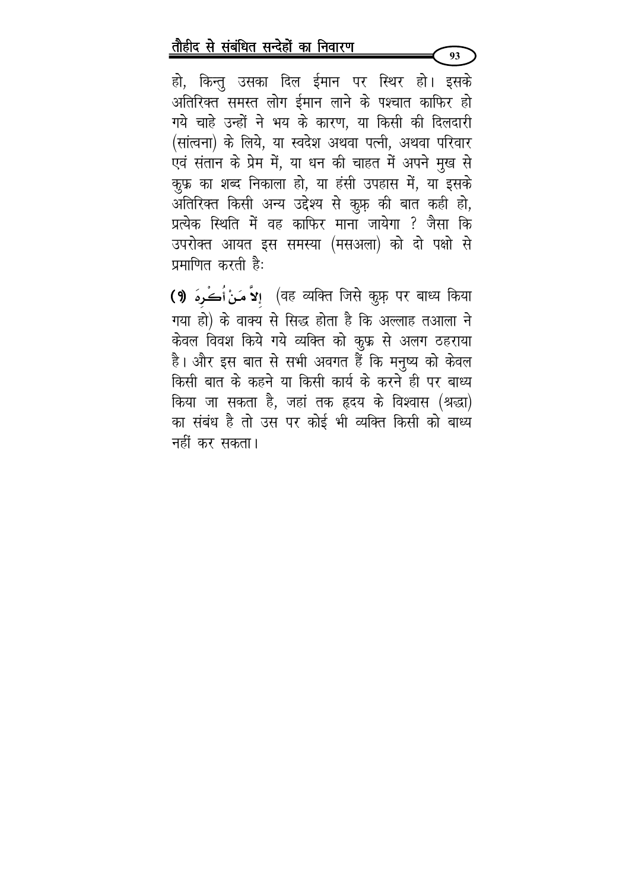हो, किन्तु उसका दिल ईमान पर स्थिर हो। इसके अतिरिक्त समस्त लोग ईमान लाने के पश्चात काफिर हो गये चाहे उन्हों ने भय के कारण, या किसी की दिलदारी (सांत्वना) के लिये, या स्वदेश अथवा पत्नी, अथवा परिवार एवं संतान के प्रेम में, या धन की चाहत में अपने मुख से कुफ्र का शब्द निकाला हो, या हंसी उपहास में, या इसके अतिरिक्त किसी अन्य उद्देश्य से कुफ़ की बात कही हो, प्रत्येक स्थिति में वह काफिर माना जायेगा ? जैसा कि उपरोक्त आयत इस समस्या (मसअला) को दो पक्षो से प्रमाणित करती है:

**(१)** إِلاَّ مَنْ أُكْرِهَ (वह व्यक्ति जिसे कुफ़ पर बाध्य किया गया हो) के वाक्य से सिद्ध होता है कि अल्लाह तआला ने केवल विवश किये गये व्यक्ति को कुफ्र से अलग ठहराया है। और इस बात से सभी अवगत हैं कि मनुष्य को केवल किसी बात के कहने या किसी कार्य के करने ही पर बाध्य किया जा सकता है, जहां तक हृदय के विश्वास (श्रद्धा) का संबंध है तो उस पर कोई भी व्यक्ति किसी को बाध्य नहीं कर सकता।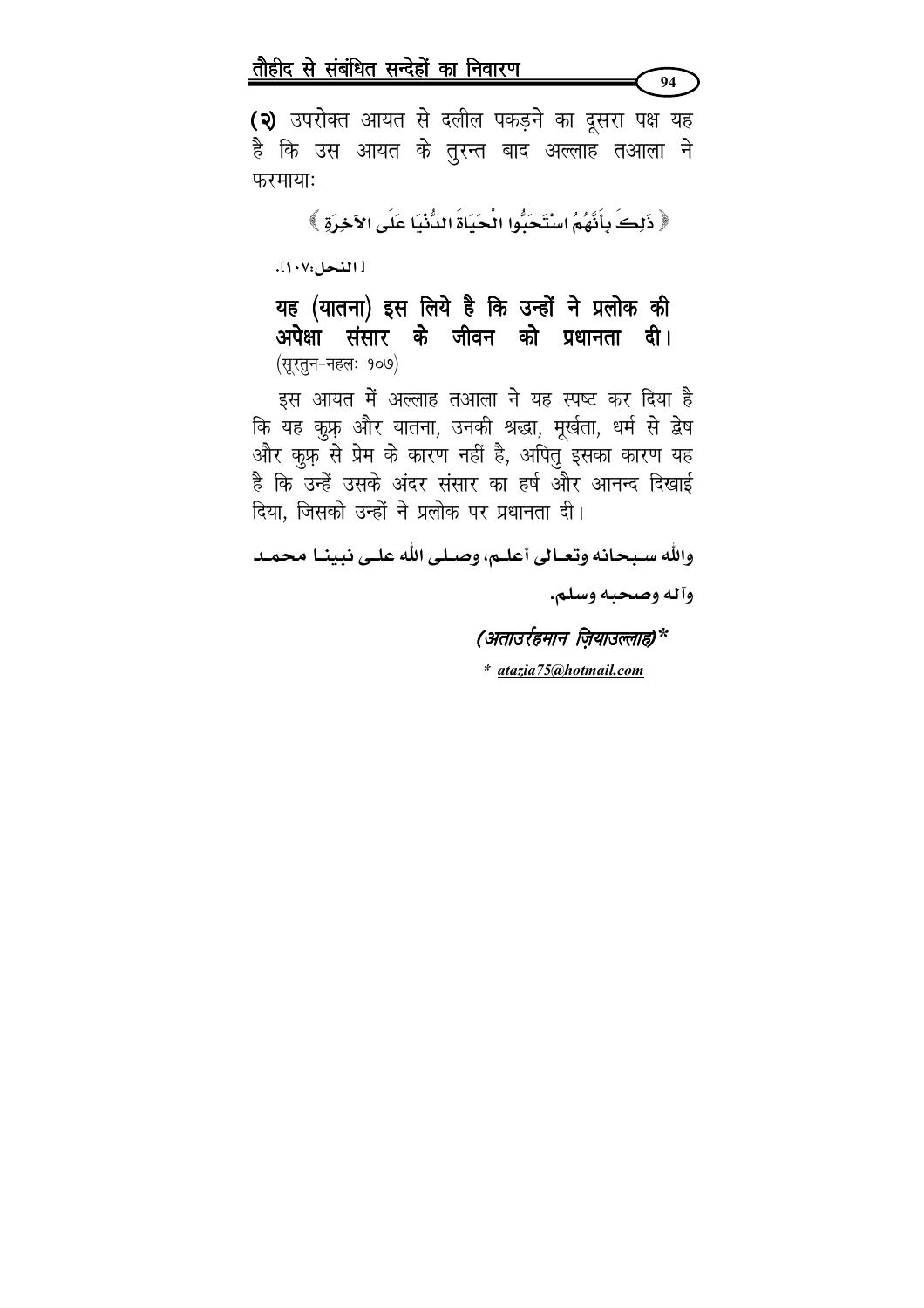**(२)** उपरोक्त आयत से दलील पकड़ने का दूसरा पक्ष यह है कि उस आयत के तुरन्त बाद अल्लाह तआला ने फरमायाः

﴿ ذَلِكَ بِأَنَّهُمُ اسْتَحَبُّوا الْحَيَاةَ الدُّنْيَا عَلَى الآخِرَةِ ﴾

[ النحل:١٠٧].

**यह (यातना) इस लिये है कि उन्हों ने प्रलोक की अपेक्षा संसार के जीवन को प्रधानता दी।**
(सूरतुन-नहलः १०७)

इस आयत में अल्लाह तआला ने यह स्पष्ट कर दिया है कि यह कुफ्र और यातना, उनकी श्रद्धा, मूर्खता, धर्म से द्वेष और कुफ्र से प्रेम के कारण नहीं है, अपितु इसका कारण यह है कि उन्हें उसके अंदर संसार का हर्ष और आनन्द दिखाई दिया, जिसको उन्हों ने प्रलोक पर प्रधानता दी।

**والله سبحانه وتعالى أعلم، وصلى الله على نبينا محمد وآله وصحبه وسلم.**

*(अताउर्रहमान ज़ियाउल्लाह)\**

\* atazia75@hotmail.com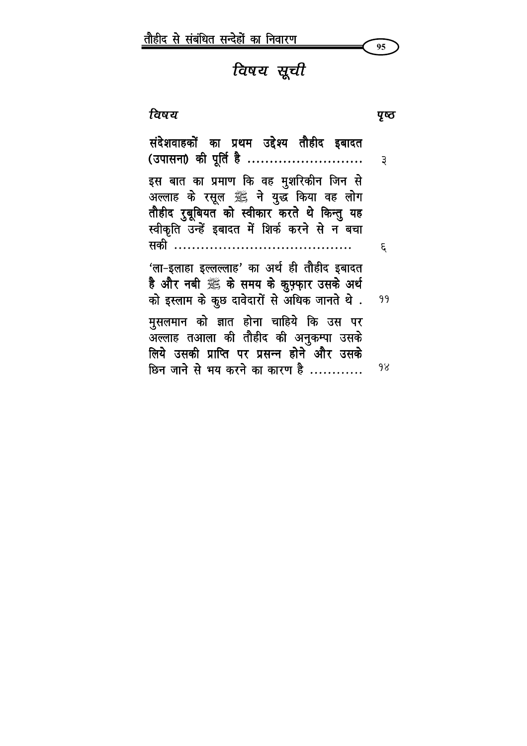# *विषय सूची*

| *विषय* | पृष्ठ |
| --- | --- |
| **संदेशवाहकों का प्रथम उद्देश्य तौहीद इबादत (उपासना) की पूर्ति है ..........................** | ३ |
| इस बात का प्रमाण कि वह मुशरिकीन जिन से अल्लाह के रसूल ﷺ ने युद्ध किया वह लोग **तौहीद रुबूबियत को स्वीकार करते थे किन्तु यह** स्वीकृति उन्हें इबादत में शिर्क करने से न बचा सकी ........................................ | ६ |
| 'ला-इलाहा इल्लल्लाह' का अर्थ ही तौहीद इबादत **है और नबी ﷺ के समय के कुफ़्फ़ार उसके अर्थ** को इस्लाम के कुछ दावेदारों से अधिक जानते थे . | ११ |
| मुसलमान को ज्ञात होना चाहिये कि उस पर अल्लाह तआला की तौहीद की अनुकम्पा उसके **लिये उसकी प्राप्ति पर प्रसन्न होने और उसके** छिन जाने से भय करने का कारण है ............ | १४ |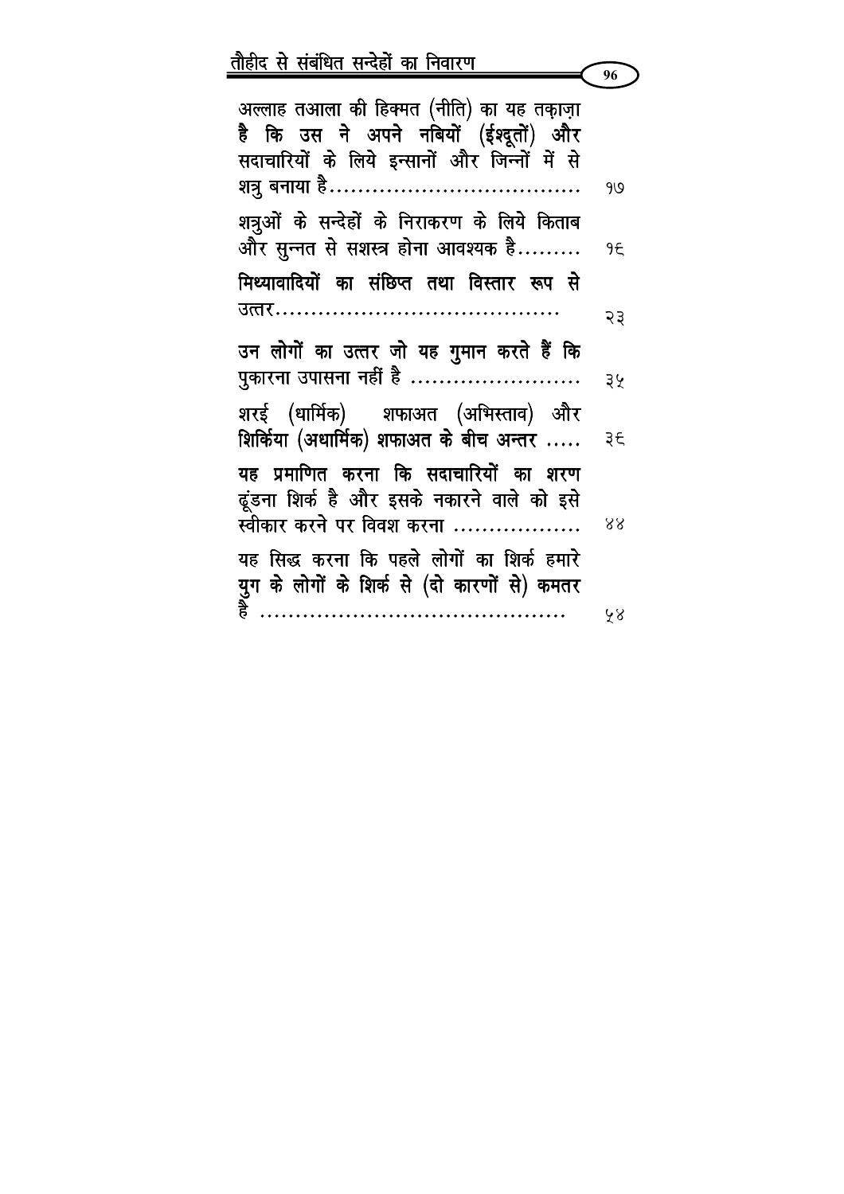| | |
|---|---|
| अल्लाह तआला की हिक्मत (नीति) का यह तक़ाज़ा है कि उस ने अपने नबियों (ईश्दूतों) और सदाचारियों के लिये इन्सानों और जिन्नों में से शत्रु बनाया है.................................... | १७ |
| शत्रुओं के सन्देहों के निराकरण के लिये किताब और सुन्नत से सशस्त्र होना आवश्यक है......... | १६ |
| मिथ्यावादियों का संछिप्त तथा विस्तार रूप से उत्तर........................................ | २३ |
| उन लोगों का उत्तर जो यह गुमान करते हैं कि पुकारना उपासना नहीं है ........................ | ३५ |
| शरई (धार्मिक) शफाअत (अभिस्ताव) और शिर्किया (अधार्मिक) शफाअत के बीच अन्तर ..... | ३६ |
| यह प्रमाणित करना कि सदाचारियों का शरण ढूंडना शिर्क है और इसके नकारने वाले को इसे स्वीकार करने पर विवश करना .................. | ४४ |
| यह सिद्ध करना कि पहले लोगों का शिर्क हमारे युग के लोगों के शिर्क से (दो कारणों से) कमतर है ............................................ | ५४ |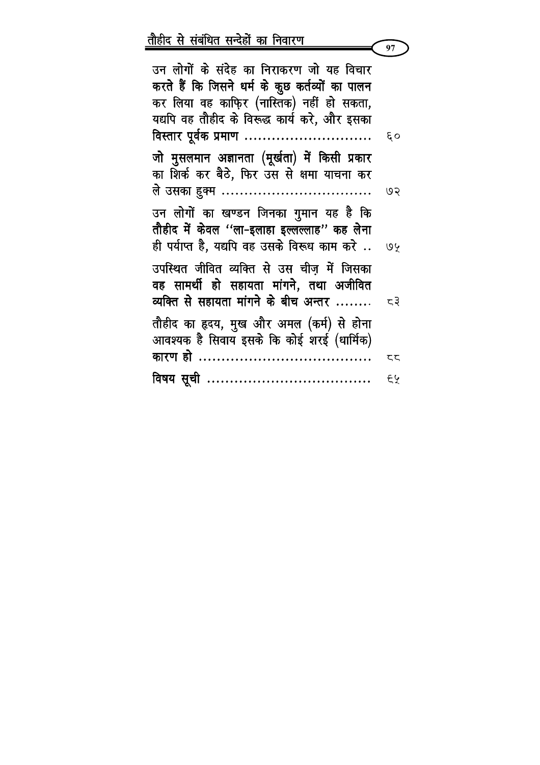| | |
|---|---|
| उन लोगों के संदेह का निराकरण जो यह विचार करते हैं कि जिसने धर्म के कुछ कर्तव्यों का पालन कर लिया वह काफ़िर (नास्तिक) नहीं हो सकता, यद्यपि वह तौहीद के विरूद्ध कार्य करे, और इसका विस्तार पूर्वक प्रमाण ............................ | ६० |
| जो मुसलमान अज्ञानता (मूर्खता) में किसी प्रकार का शिर्क कर बैठे, फिर उस से क्षमा याचना कर ले उसका हुक्म ................................. | ७२ |
| उन लोगों का खण्डन जिनका गुमान यह है कि तौहीद में केवल ''ला-इलाहा इल्लल्लाह'' कह लेना ही पर्याप्त है, यद्यपि वह उसके विरूध काम करे .. | ७५ |
| उपस्थित जीवित व्यक्ति से उस चीज़ में जिसका वह सामर्थी हो सहायता मांगने, तथा अजीवित व्यक्ति से सहायता मांगने के बीच अन्तर ........ | ८३ |
| तौहीद का हृदय, मुख और अमल (कर्म) से होना आवश्यक है सिवाय इसके कि कोई शरई (धार्मिक) कारण हो ...................................... | ८८ |
| विषय सूची .................................... | ९५ |